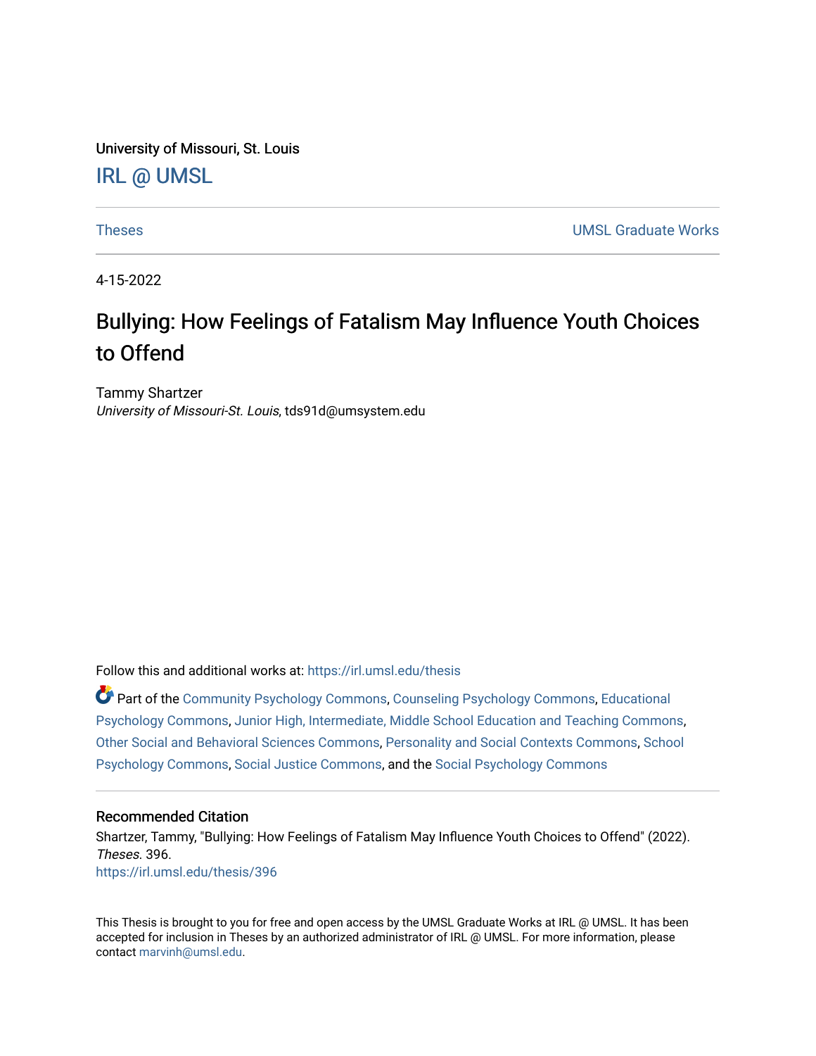University of Missouri, St. Louis

[IRL @ UMSL](https://irl.umsl.edu)

Theses | UMSL Graduate Works
--- | ---

4-15-2022

# Bullying: How Feelings of Fatalism May Influence Youth Choices to Offend

Tammy Shartzer
*University of Missouri-St. Louis*, tds91d@umsystem.edu

Follow this and additional works at: https://irl.umsl.edu/thesis

Part of the Community Psychology Commons, Counseling Psychology Commons, Educational Psychology Commons, Junior High, Intermediate, Middle School Education and Teaching Commons, Other Social and Behavioral Sciences Commons, Personality and Social Contexts Commons, School Psychology Commons, Social Justice Commons, and the Social Psychology Commons

## Recommended Citation

Shartzer, Tammy, "Bullying: How Feelings of Fatalism May Influence Youth Choices to Offend" (2022). *Theses*. 396.
https://irl.umsl.edu/thesis/396

This Thesis is brought to you for free and open access by the UMSL Graduate Works at IRL @ UMSL. It has been accepted for inclusion in Theses by an authorized administrator of IRL @ UMSL. For more information, please contact marvinh@umsl.edu.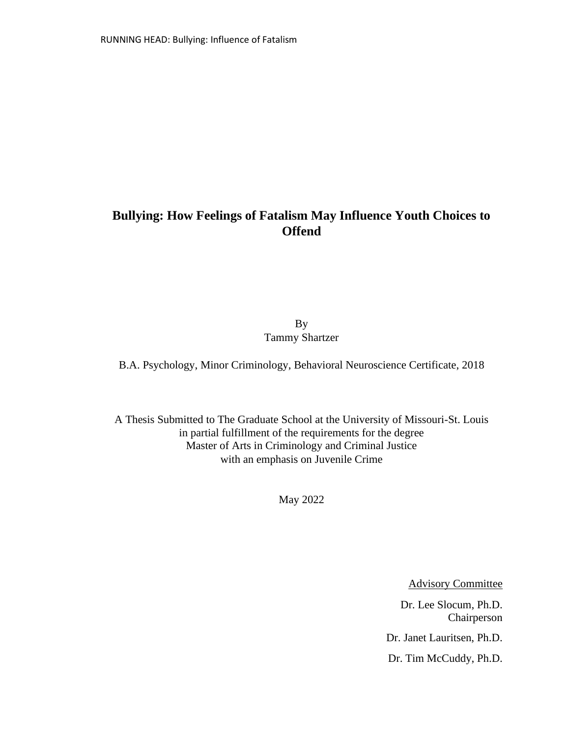# Bullying: How Feelings of Fatalism May Influence Youth Choices to Offend

By
Tammy Shartzer

B.A. Psychology, Minor Criminology, Behavioral Neuroscience Certificate, 2018

A Thesis Submitted to The Graduate School at the University of Missouri-St. Louis
in partial fulfillment of the requirements for the degree
Master of Arts in Criminology and Criminal Justice
with an emphasis on Juvenile Crime

May 2022

Advisory Committee

Dr. Lee Slocum, Ph.D.
Chairperson

Dr. Janet Lauritsen, Ph.D.

Dr. Tim McCuddy, Ph.D.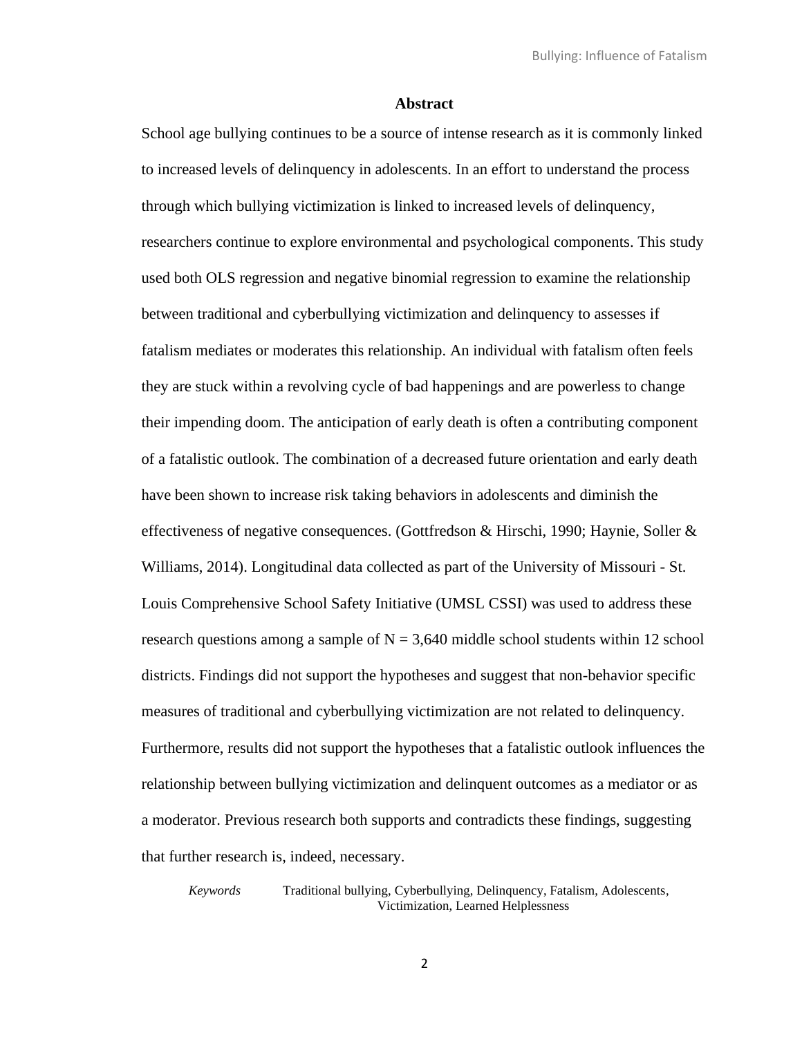## Abstract

School age bullying continues to be a source of intense research as it is commonly linked to increased levels of delinquency in adolescents. In an effort to understand the process through which bullying victimization is linked to increased levels of delinquency, researchers continue to explore environmental and psychological components. This study used both OLS regression and negative binomial regression to examine the relationship between traditional and cyberbullying victimization and delinquency to assesses if fatalism mediates or moderates this relationship. An individual with fatalism often feels they are stuck within a revolving cycle of bad happenings and are powerless to change their impending doom. The anticipation of early death is often a contributing component of a fatalistic outlook. The combination of a decreased future orientation and early death have been shown to increase risk taking behaviors in adolescents and diminish the effectiveness of negative consequences. (Gottfredson & Hirschi, 1990; Haynie, Soller & Williams, 2014). Longitudinal data collected as part of the University of Missouri - St. Louis Comprehensive School Safety Initiative (UMSL CSSI) was used to address these research questions among a sample of N = 3,640 middle school students within 12 school districts. Findings did not support the hypotheses and suggest that non-behavior specific measures of traditional and cyberbullying victimization are not related to delinquency. Furthermore, results did not support the hypotheses that a fatalistic outlook influences the relationship between bullying victimization and delinquent outcomes as a mediator or as a moderator. Previous research both supports and contradicts these findings, suggesting that further research is, indeed, necessary.

*Keywords* Traditional bullying, Cyberbullying, Delinquency, Fatalism, Adolescents, Victimization, Learned Helplessness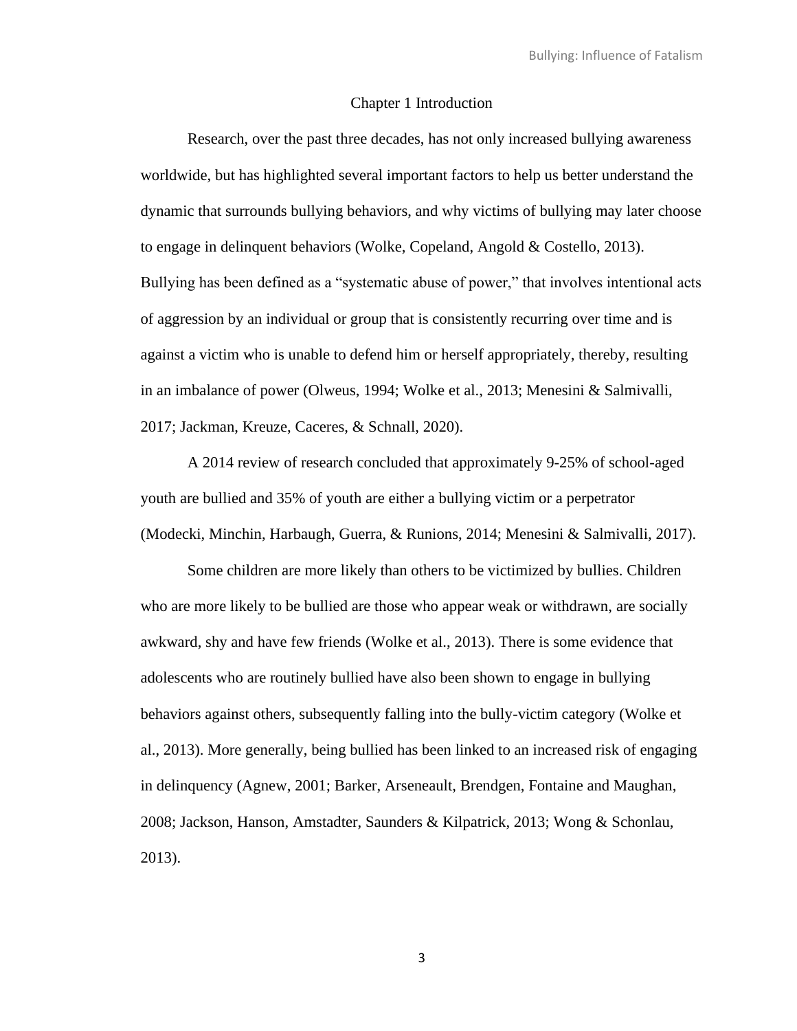# Chapter 1 Introduction

Research, over the past three decades, has not only increased bullying awareness worldwide, but has highlighted several important factors to help us better understand the dynamic that surrounds bullying behaviors, and why victims of bullying may later choose to engage in delinquent behaviors (Wolke, Copeland, Angold & Costello, 2013). Bullying has been defined as a "systematic abuse of power," that involves intentional acts of aggression by an individual or group that is consistently recurring over time and is against a victim who is unable to defend him or herself appropriately, thereby, resulting in an imbalance of power (Olweus, 1994; Wolke et al., 2013; Menesini & Salmivalli, 2017; Jackman, Kreuze, Caceres, & Schnall, 2020).

A 2014 review of research concluded that approximately 9-25% of school-aged youth are bullied and 35% of youth are either a bullying victim or a perpetrator (Modecki, Minchin, Harbaugh, Guerra, & Runions, 2014; Menesini & Salmivalli, 2017).

Some children are more likely than others to be victimized by bullies. Children who are more likely to be bullied are those who appear weak or withdrawn, are socially awkward, shy and have few friends (Wolke et al., 2013). There is some evidence that adolescents who are routinely bullied have also been shown to engage in bullying behaviors against others, subsequently falling into the bully-victim category (Wolke et al., 2013). More generally, being bullied has been linked to an increased risk of engaging in delinquency (Agnew, 2001; Barker, Arseneault, Brendgen, Fontaine and Maughan, 2008; Jackson, Hanson, Amstadter, Saunders & Kilpatrick, 2013; Wong & Schonlau, 2013).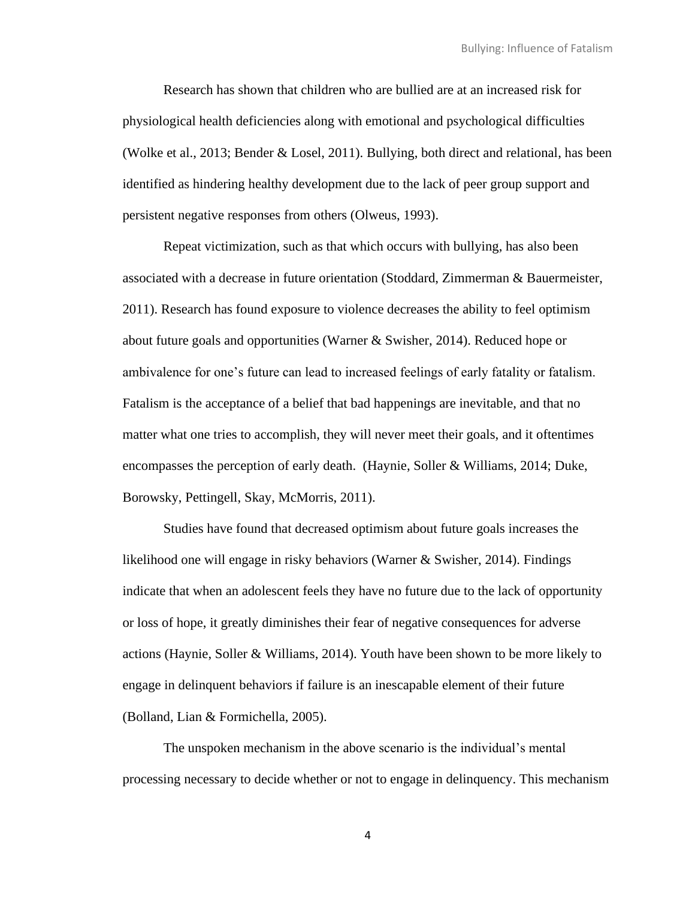Research has shown that children who are bullied are at an increased risk for physiological health deficiencies along with emotional and psychological difficulties (Wolke et al., 2013; Bender & Losel, 2011). Bullying, both direct and relational, has been identified as hindering healthy development due to the lack of peer group support and persistent negative responses from others (Olweus, 1993).

Repeat victimization, such as that which occurs with bullying, has also been associated with a decrease in future orientation (Stoddard, Zimmerman & Bauermeister, 2011). Research has found exposure to violence decreases the ability to feel optimism about future goals and opportunities (Warner & Swisher, 2014). Reduced hope or ambivalence for one's future can lead to increased feelings of early fatality or fatalism. Fatalism is the acceptance of a belief that bad happenings are inevitable, and that no matter what one tries to accomplish, they will never meet their goals, and it oftentimes encompasses the perception of early death. (Haynie, Soller & Williams, 2014; Duke, Borowsky, Pettingell, Skay, McMorris, 2011).

Studies have found that decreased optimism about future goals increases the likelihood one will engage in risky behaviors (Warner & Swisher, 2014). Findings indicate that when an adolescent feels they have no future due to the lack of opportunity or loss of hope, it greatly diminishes their fear of negative consequences for adverse actions (Haynie, Soller & Williams, 2014). Youth have been shown to be more likely to engage in delinquent behaviors if failure is an inescapable element of their future (Bolland, Lian & Formichella, 2005).

The unspoken mechanism in the above scenario is the individual's mental processing necessary to decide whether or not to engage in delinquency. This mechanism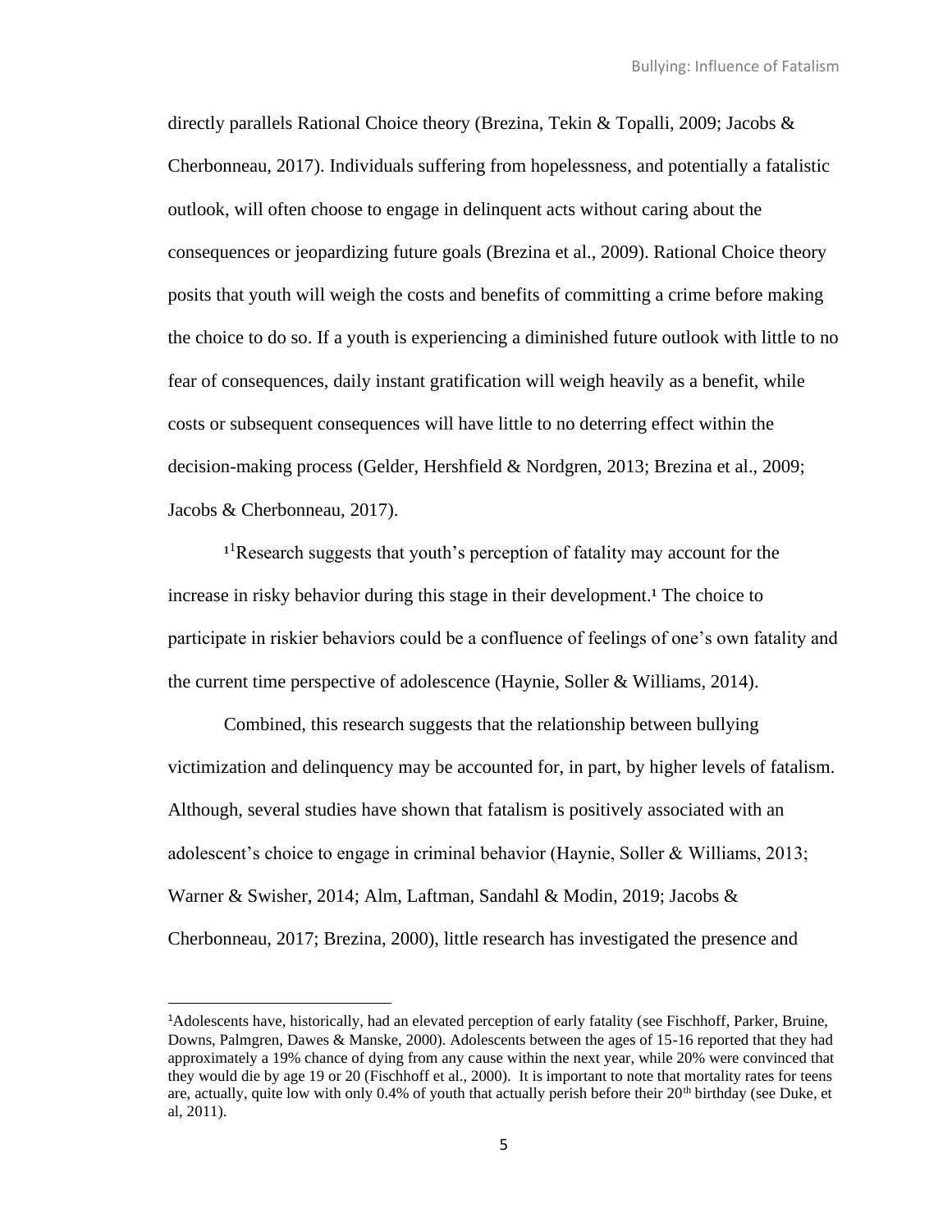directly parallels Rational Choice theory (Brezina, Tekin & Topalli, 2009; Jacobs & Cherbonneau, 2017). Individuals suffering from hopelessness, and potentially a fatalistic outlook, will often choose to engage in delinquent acts without caring about the consequences or jeopardizing future goals (Brezina et al., 2009). Rational Choice theory posits that youth will weigh the costs and benefits of committing a crime before making the choice to do so. If a youth is experiencing a diminished future outlook with little to no fear of consequences, daily instant gratification will weigh heavily as a benefit, while costs or subsequent consequences will have little to no deterring effect within the decision-making process (Gelder, Hershfield & Nordgren, 2013; Brezina et al., 2009; Jacobs & Cherbonneau, 2017).

[1][1]Research suggests that youth's perception of fatality may account for the increase in risky behavior during this stage in their development.[1] The choice to participate in riskier behaviors could be a confluence of feelings of one's own fatality and the current time perspective of adolescence (Haynie, Soller & Williams, 2014).

Combined, this research suggests that the relationship between bullying victimization and delinquency may be accounted for, in part, by higher levels of fatalism. Although, several studies have shown that fatalism is positively associated with an adolescent's choice to engage in criminal behavior (Haynie, Soller & Williams, 2013; Warner & Swisher, 2014; Alm, Laftman, Sandahl & Modin, 2019; Jacobs & Cherbonneau, 2017; Brezina, 2000), little research has investigated the presence and

---

[1]Adolescents have, historically, had an elevated perception of early fatality (see Fischhoff, Parker, Bruine, Downs, Palmgren, Dawes & Manske, 2000). Adolescents between the ages of 15-16 reported that they had approximately a 19% chance of dying from any cause within the next year, while 20% were convinced that they would die by age 19 or 20 (Fischhoff et al., 2000). It is important to note that mortality rates for teens are, actually, quite low with only 0.4% of youth that actually perish before their 20th birthday (see Duke, et al, 2011).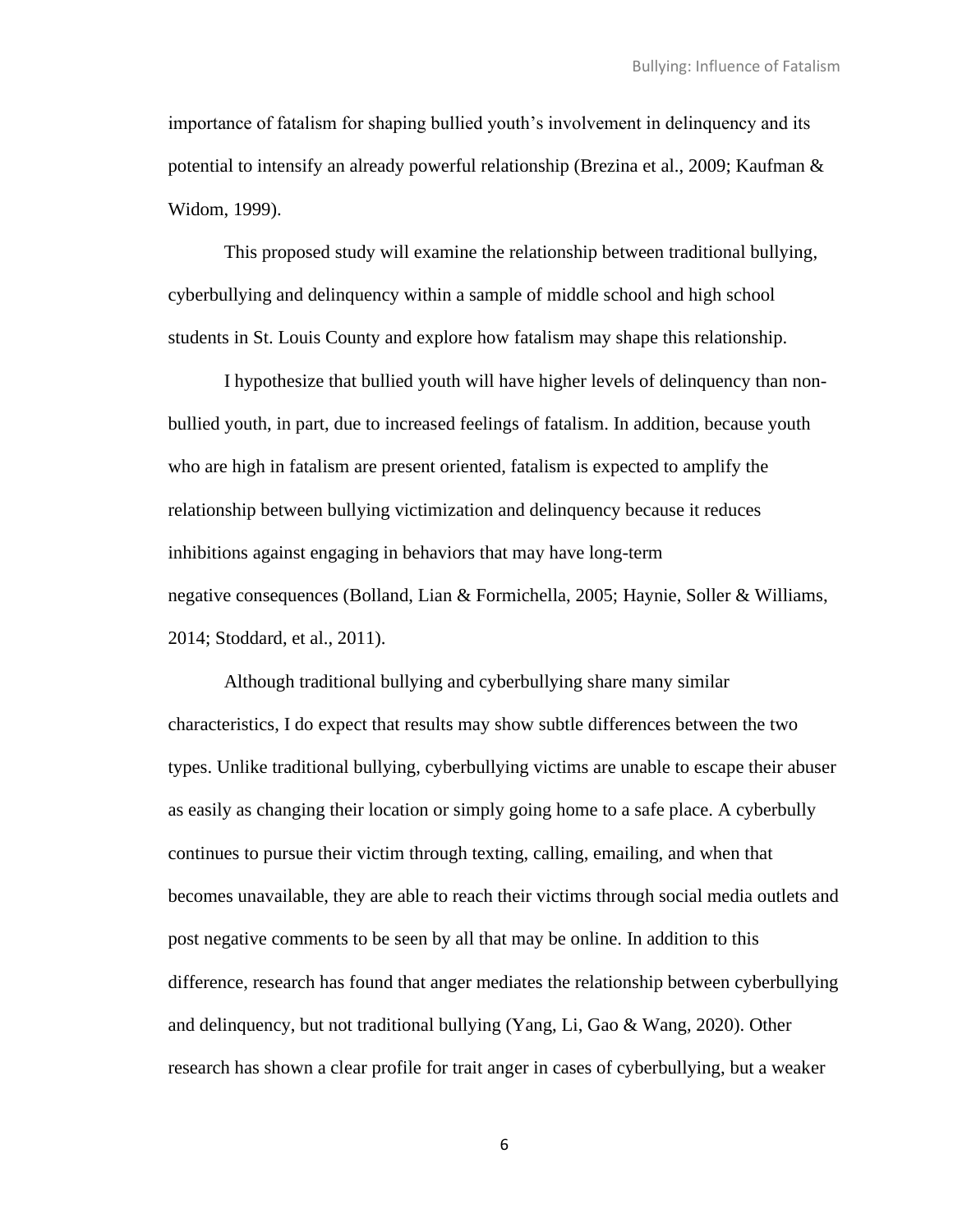importance of fatalism for shaping bullied youth's involvement in delinquency and its potential to intensify an already powerful relationship (Brezina et al., 2009; Kaufman & Widom, 1999).

This proposed study will examine the relationship between traditional bullying, cyberbullying and delinquency within a sample of middle school and high school students in St. Louis County and explore how fatalism may shape this relationship.

I hypothesize that bullied youth will have higher levels of delinquency than non-bullied youth, in part, due to increased feelings of fatalism. In addition, because youth who are high in fatalism are present oriented, fatalism is expected to amplify the relationship between bullying victimization and delinquency because it reduces inhibitions against engaging in behaviors that may have long-term negative consequences (Bolland, Lian & Formichella, 2005; Haynie, Soller & Williams, 2014; Stoddard, et al., 2011).

Although traditional bullying and cyberbullying share many similar characteristics, I do expect that results may show subtle differences between the two types. Unlike traditional bullying, cyberbullying victims are unable to escape their abuser as easily as changing their location or simply going home to a safe place. A cyberbully continues to pursue their victim through texting, calling, emailing, and when that becomes unavailable, they are able to reach their victims through social media outlets and post negative comments to be seen by all that may be online. In addition to this difference, research has found that anger mediates the relationship between cyberbullying and delinquency, but not traditional bullying (Yang, Li, Gao & Wang, 2020). Other research has shown a clear profile for trait anger in cases of cyberbullying, but a weaker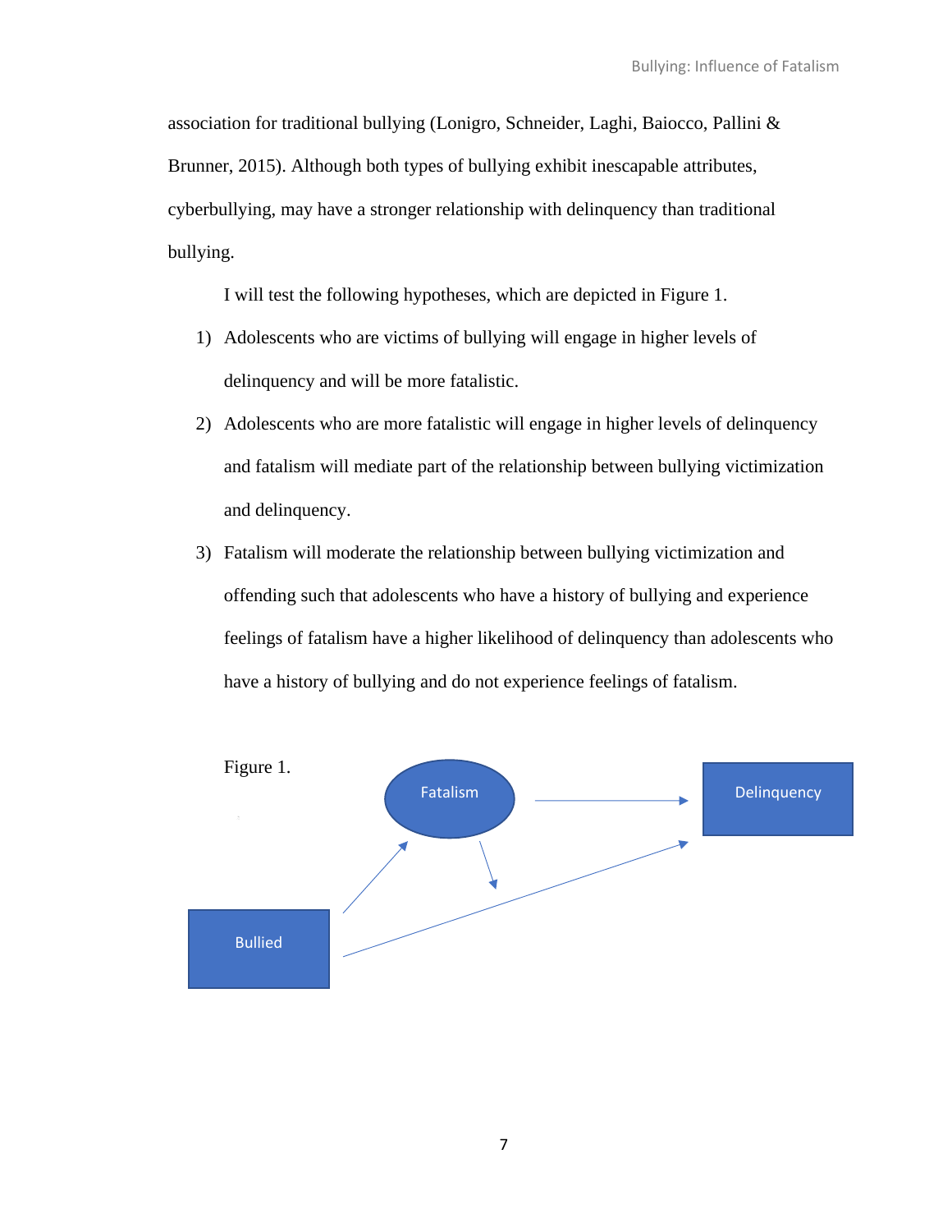association for traditional bullying (Lonigro, Schneider, Laghi, Baiocco, Pallini & Brunner, 2015). Although both types of bullying exhibit inescapable attributes, cyberbullying, may have a stronger relationship with delinquency than traditional bullying.

I will test the following hypotheses, which are depicted in Figure 1.

1) Adolescents who are victims of bullying will engage in higher levels of delinquency and will be more fatalistic.
2) Adolescents who are more fatalistic will engage in higher levels of delinquency and fatalism will mediate part of the relationship between bullying victimization and delinquency.
3) Fatalism will moderate the relationship between bullying victimization and offending such that adolescents who have a history of bullying and experience feelings of fatalism have a higher likelihood of delinquency than adolescents who have a history of bullying and do not experience feelings of fatalism.

Figure 1.

Fatalism

Delinquency

Bullied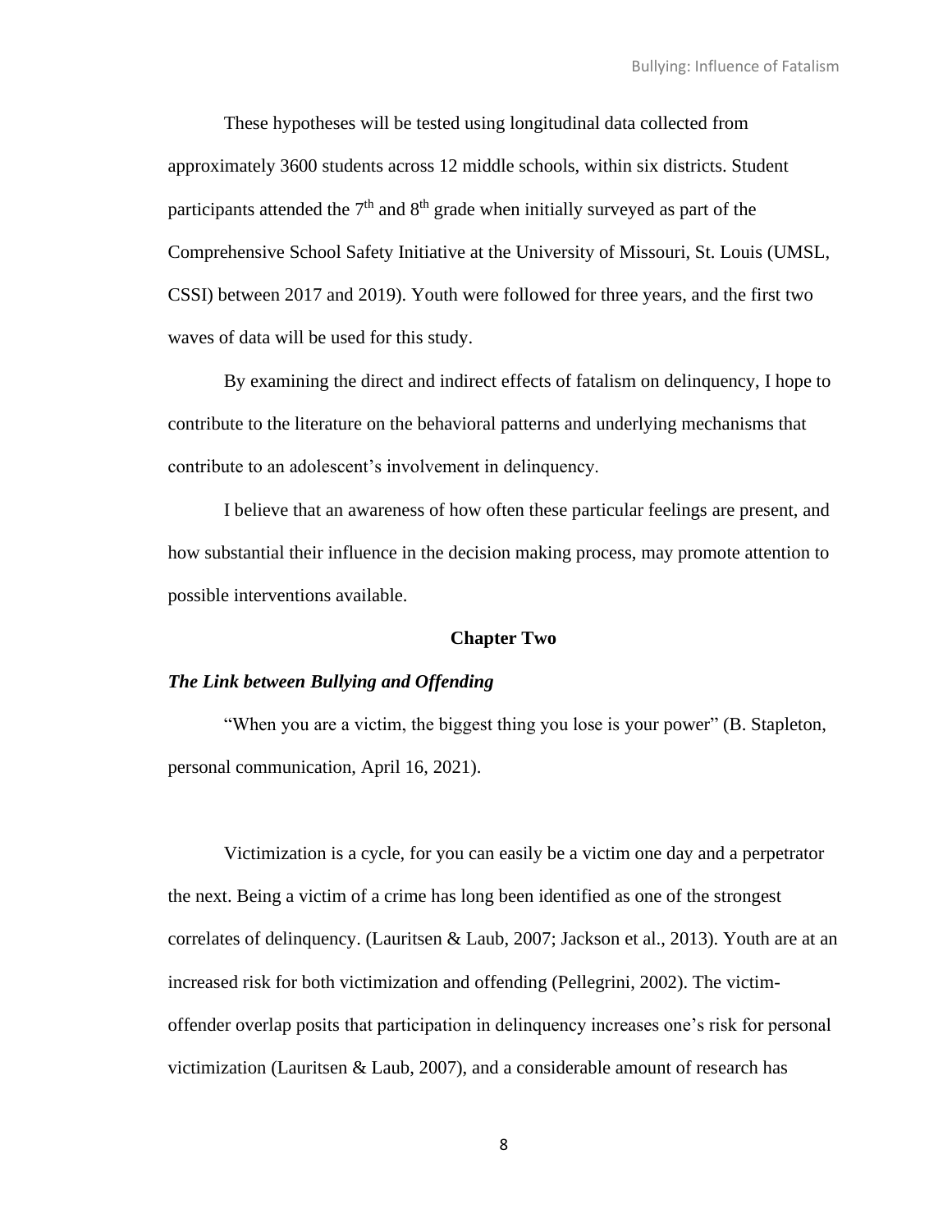These hypotheses will be tested using longitudinal data collected from approximately 3600 students across 12 middle schools, within six districts. Student participants attended the 7th and 8th grade when initially surveyed as part of the Comprehensive School Safety Initiative at the University of Missouri, St. Louis (UMSL, CSSI) between 2017 and 2019). Youth were followed for three years, and the first two waves of data will be used for this study.

By examining the direct and indirect effects of fatalism on delinquency, I hope to contribute to the literature on the behavioral patterns and underlying mechanisms that contribute to an adolescent's involvement in delinquency.

I believe that an awareness of how often these particular feelings are present, and how substantial their influence in the decision making process, may promote attention to possible interventions available.

## Chapter Two

### *The Link between Bullying and Offending*

"When you are a victim, the biggest thing you lose is your power" (B. Stapleton, personal communication, April 16, 2021).

Victimization is a cycle, for you can easily be a victim one day and a perpetrator the next. Being a victim of a crime has long been identified as one of the strongest correlates of delinquency. (Lauritsen & Laub, 2007; Jackson et al., 2013). Youth are at an increased risk for both victimization and offending (Pellegrini, 2002). The victim-offender overlap posits that participation in delinquency increases one's risk for personal victimization (Lauritsen & Laub, 2007), and a considerable amount of research has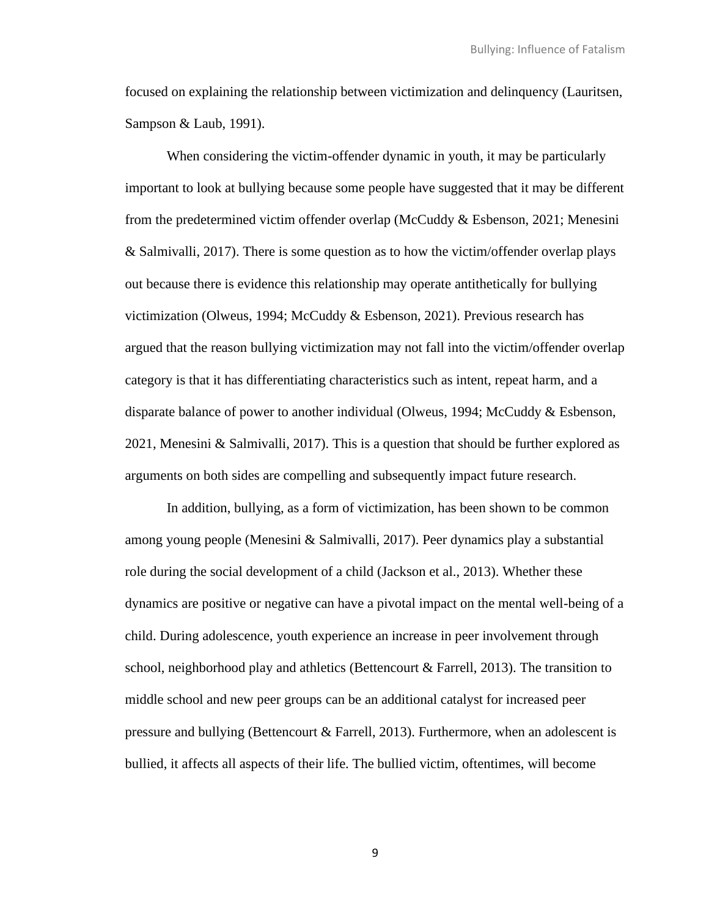focused on explaining the relationship between victimization and delinquency (Lauritsen, Sampson & Laub, 1991).

When considering the victim-offender dynamic in youth, it may be particularly important to look at bullying because some people have suggested that it may be different from the predetermined victim offender overlap (McCuddy & Esbenson, 2021; Menesini & Salmivalli, 2017). There is some question as to how the victim/offender overlap plays out because there is evidence this relationship may operate antithetically for bullying victimization (Olweus, 1994; McCuddy & Esbenson, 2021). Previous research has argued that the reason bullying victimization may not fall into the victim/offender overlap category is that it has differentiating characteristics such as intent, repeat harm, and a disparate balance of power to another individual (Olweus, 1994; McCuddy & Esbenson, 2021, Menesini & Salmivalli, 2017). This is a question that should be further explored as arguments on both sides are compelling and subsequently impact future research.

In addition, bullying, as a form of victimization, has been shown to be common among young people (Menesini & Salmivalli, 2017). Peer dynamics play a substantial role during the social development of a child (Jackson et al., 2013). Whether these dynamics are positive or negative can have a pivotal impact on the mental well-being of a child. During adolescence, youth experience an increase in peer involvement through school, neighborhood play and athletics (Bettencourt & Farrell, 2013). The transition to middle school and new peer groups can be an additional catalyst for increased peer pressure and bullying (Bettencourt & Farrell, 2013). Furthermore, when an adolescent is bullied, it affects all aspects of their life. The bullied victim, oftentimes, will become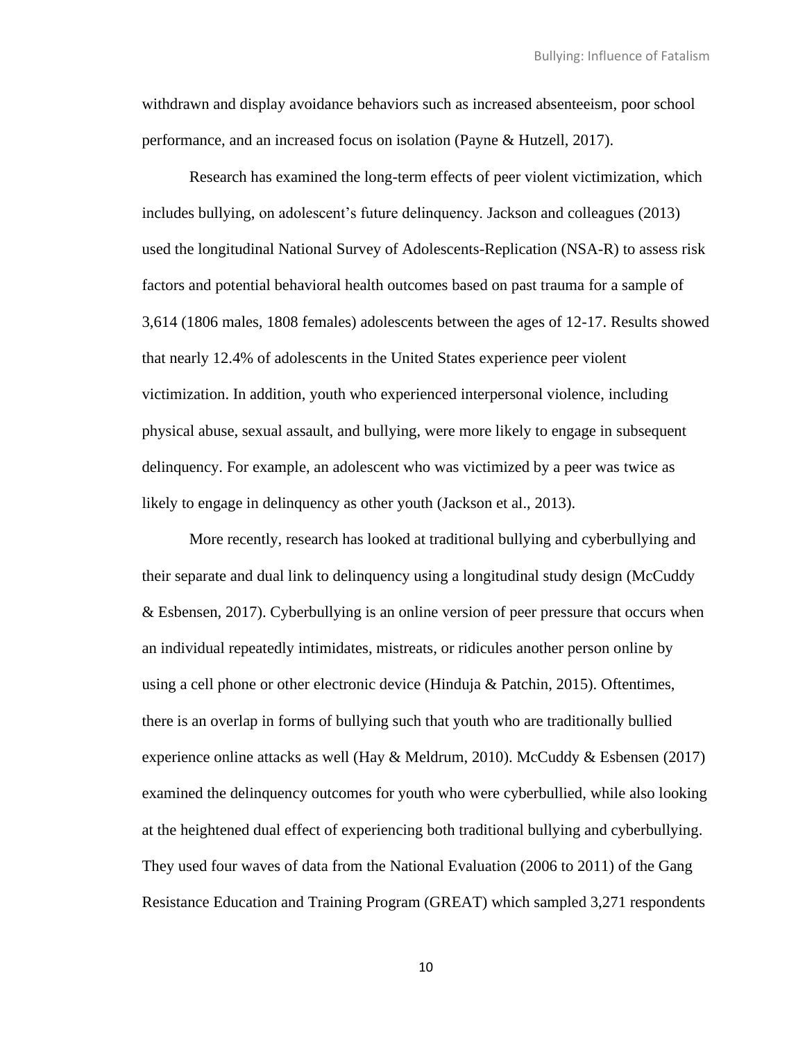withdrawn and display avoidance behaviors such as increased absenteeism, poor school performance, and an increased focus on isolation (Payne & Hutzell, 2017).

Research has examined the long-term effects of peer violent victimization, which includes bullying, on adolescent's future delinquency. Jackson and colleagues (2013) used the longitudinal National Survey of Adolescents-Replication (NSA-R) to assess risk factors and potential behavioral health outcomes based on past trauma for a sample of 3,614 (1806 males, 1808 females) adolescents between the ages of 12-17. Results showed that nearly 12.4% of adolescents in the United States experience peer violent victimization. In addition, youth who experienced interpersonal violence, including physical abuse, sexual assault, and bullying, were more likely to engage in subsequent delinquency. For example, an adolescent who was victimized by a peer was twice as likely to engage in delinquency as other youth (Jackson et al., 2013).

More recently, research has looked at traditional bullying and cyberbullying and their separate and dual link to delinquency using a longitudinal study design (McCuddy & Esbensen, 2017). Cyberbullying is an online version of peer pressure that occurs when an individual repeatedly intimidates, mistreats, or ridicules another person online by using a cell phone or other electronic device (Hinduja & Patchin, 2015). Oftentimes, there is an overlap in forms of bullying such that youth who are traditionally bullied experience online attacks as well (Hay & Meldrum, 2010). McCuddy & Esbensen (2017) examined the delinquency outcomes for youth who were cyberbullied, while also looking at the heightened dual effect of experiencing both traditional bullying and cyberbullying. They used four waves of data from the National Evaluation (2006 to 2011) of the Gang Resistance Education and Training Program (GREAT) which sampled 3,271 respondents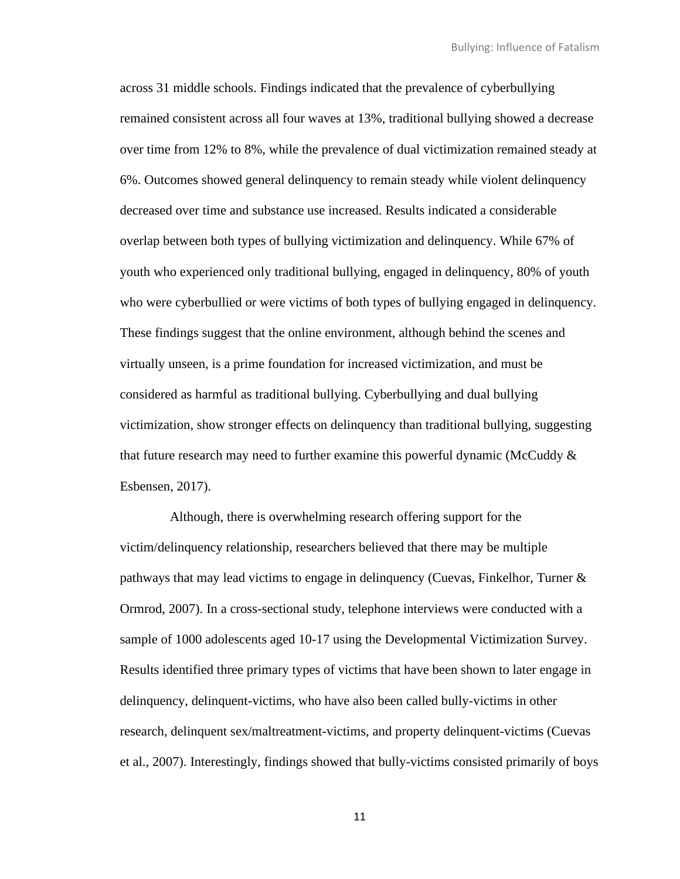across 31 middle schools. Findings indicated that the prevalence of cyberbullying remained consistent across all four waves at 13%, traditional bullying showed a decrease over time from 12% to 8%, while the prevalence of dual victimization remained steady at 6%. Outcomes showed general delinquency to remain steady while violent delinquency decreased over time and substance use increased. Results indicated a considerable overlap between both types of bullying victimization and delinquency. While 67% of youth who experienced only traditional bullying, engaged in delinquency, 80% of youth who were cyberbullied or were victims of both types of bullying engaged in delinquency. These findings suggest that the online environment, although behind the scenes and virtually unseen, is a prime foundation for increased victimization, and must be considered as harmful as traditional bullying. Cyberbullying and dual bullying victimization, show stronger effects on delinquency than traditional bullying, suggesting that future research may need to further examine this powerful dynamic (McCuddy & Esbensen, 2017).

Although, there is overwhelming research offering support for the victim/delinquency relationship, researchers believed that there may be multiple pathways that may lead victims to engage in delinquency (Cuevas, Finkelhor, Turner & Ormrod, 2007). In a cross-sectional study, telephone interviews were conducted with a sample of 1000 adolescents aged 10-17 using the Developmental Victimization Survey. Results identified three primary types of victims that have been shown to later engage in delinquency, delinquent-victims, who have also been called bully-victims in other research, delinquent sex/maltreatment-victims, and property delinquent-victims (Cuevas et al., 2007). Interestingly, findings showed that bully-victims consisted primarily of boys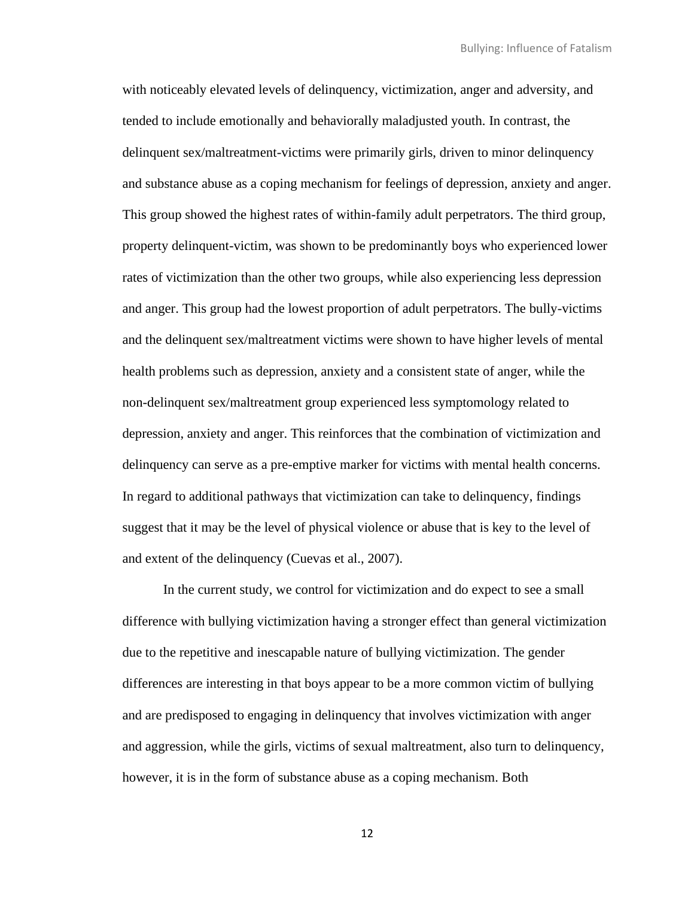with noticeably elevated levels of delinquency, victimization, anger and adversity, and tended to include emotionally and behaviorally maladjusted youth. In contrast, the delinquent sex/maltreatment-victims were primarily girls, driven to minor delinquency and substance abuse as a coping mechanism for feelings of depression, anxiety and anger. This group showed the highest rates of within-family adult perpetrators. The third group, property delinquent-victim, was shown to be predominantly boys who experienced lower rates of victimization than the other two groups, while also experiencing less depression and anger. This group had the lowest proportion of adult perpetrators. The bully-victims and the delinquent sex/maltreatment victims were shown to have higher levels of mental health problems such as depression, anxiety and a consistent state of anger, while the non-delinquent sex/maltreatment group experienced less symptomology related to depression, anxiety and anger. This reinforces that the combination of victimization and delinquency can serve as a pre-emptive marker for victims with mental health concerns. In regard to additional pathways that victimization can take to delinquency, findings suggest that it may be the level of physical violence or abuse that is key to the level of and extent of the delinquency (Cuevas et al., 2007).

In the current study, we control for victimization and do expect to see a small difference with bullying victimization having a stronger effect than general victimization due to the repetitive and inescapable nature of bullying victimization. The gender differences are interesting in that boys appear to be a more common victim of bullying and are predisposed to engaging in delinquency that involves victimization with anger and aggression, while the girls, victims of sexual maltreatment, also turn to delinquency, however, it is in the form of substance abuse as a coping mechanism. Both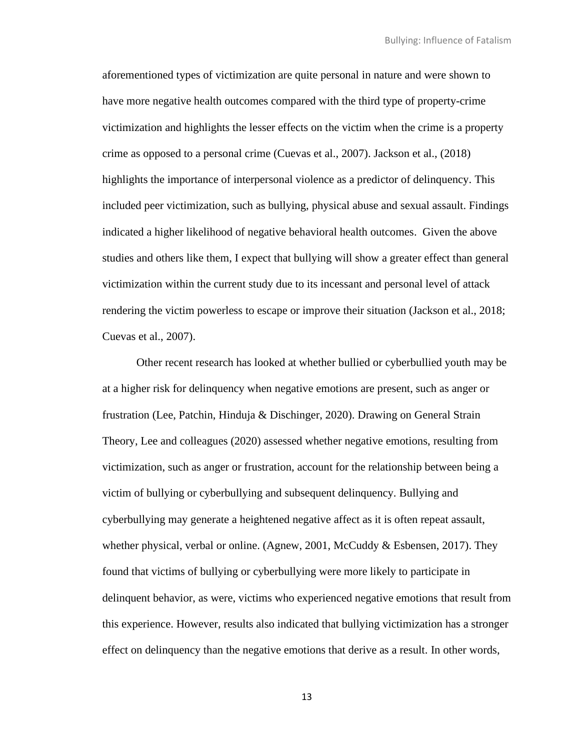aforementioned types of victimization are quite personal in nature and were shown to have more negative health outcomes compared with the third type of property-crime victimization and highlights the lesser effects on the victim when the crime is a property crime as opposed to a personal crime (Cuevas et al., 2007). Jackson et al., (2018) highlights the importance of interpersonal violence as a predictor of delinquency. This included peer victimization, such as bullying, physical abuse and sexual assault. Findings indicated a higher likelihood of negative behavioral health outcomes. Given the above studies and others like them, I expect that bullying will show a greater effect than general victimization within the current study due to its incessant and personal level of attack rendering the victim powerless to escape or improve their situation (Jackson et al., 2018; Cuevas et al., 2007).

Other recent research has looked at whether bullied or cyberbullied youth may be at a higher risk for delinquency when negative emotions are present, such as anger or frustration (Lee, Patchin, Hinduja & Dischinger, 2020). Drawing on General Strain Theory, Lee and colleagues (2020) assessed whether negative emotions, resulting from victimization, such as anger or frustration, account for the relationship between being a victim of bullying or cyberbullying and subsequent delinquency. Bullying and cyberbullying may generate a heightened negative affect as it is often repeat assault, whether physical, verbal or online. (Agnew, 2001, McCuddy & Esbensen, 2017). They found that victims of bullying or cyberbullying were more likely to participate in delinquent behavior, as were, victims who experienced negative emotions that result from this experience. However, results also indicated that bullying victimization has a stronger effect on delinquency than the negative emotions that derive as a result. In other words,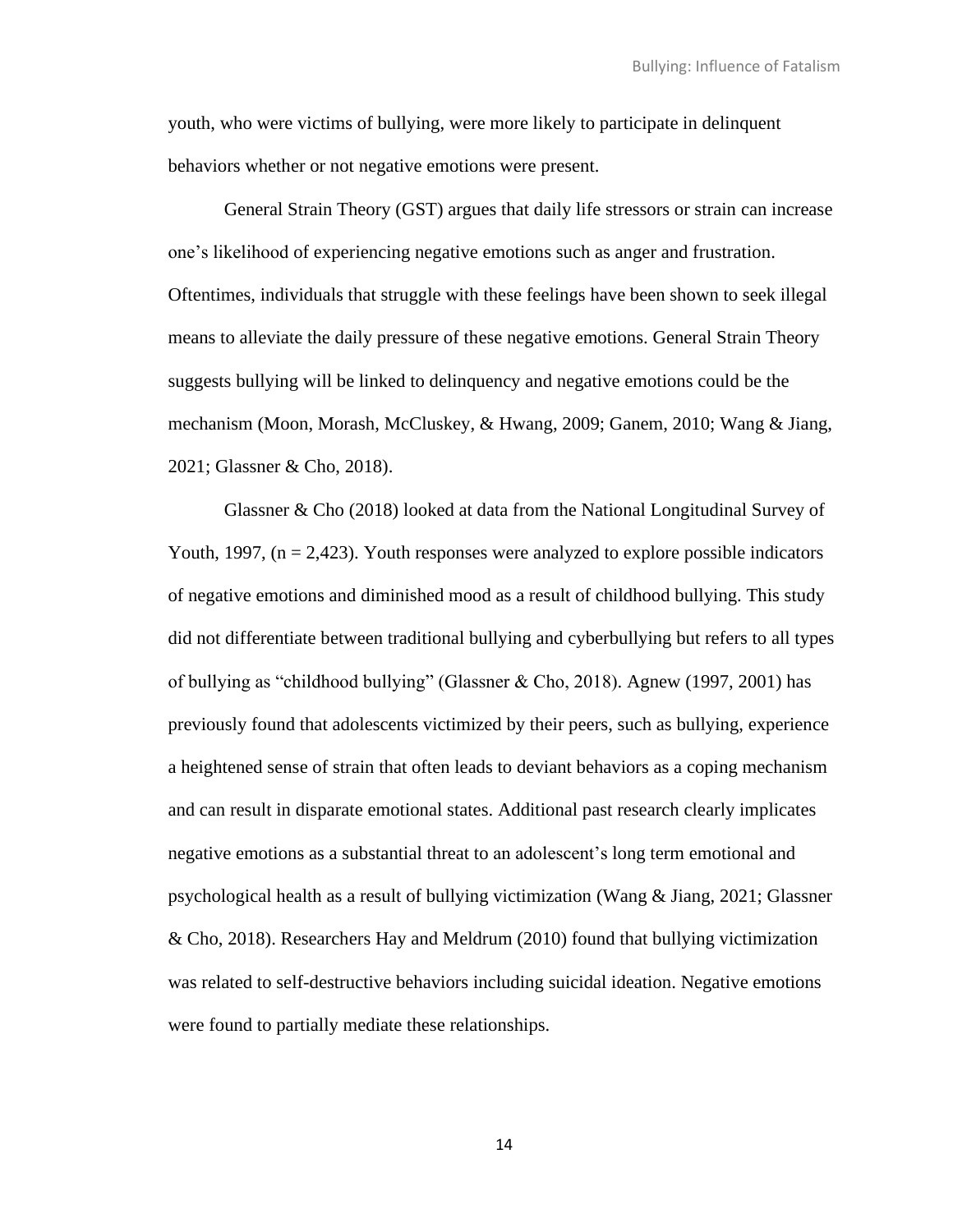youth, who were victims of bullying, were more likely to participate in delinquent behaviors whether or not negative emotions were present.

General Strain Theory (GST) argues that daily life stressors or strain can increase one's likelihood of experiencing negative emotions such as anger and frustration. Oftentimes, individuals that struggle with these feelings have been shown to seek illegal means to alleviate the daily pressure of these negative emotions. General Strain Theory suggests bullying will be linked to delinquency and negative emotions could be the mechanism (Moon, Morash, McCluskey, & Hwang, 2009; Ganem, 2010; Wang & Jiang, 2021; Glassner & Cho, 2018).

Glassner & Cho (2018) looked at data from the National Longitudinal Survey of Youth, 1997, (n = 2,423). Youth responses were analyzed to explore possible indicators of negative emotions and diminished mood as a result of childhood bullying. This study did not differentiate between traditional bullying and cyberbullying but refers to all types of bullying as "childhood bullying" (Glassner & Cho, 2018). Agnew (1997, 2001) has previously found that adolescents victimized by their peers, such as bullying, experience a heightened sense of strain that often leads to deviant behaviors as a coping mechanism and can result in disparate emotional states. Additional past research clearly implicates negative emotions as a substantial threat to an adolescent's long term emotional and psychological health as a result of bullying victimization (Wang & Jiang, 2021; Glassner & Cho, 2018). Researchers Hay and Meldrum (2010) found that bullying victimization was related to self-destructive behaviors including suicidal ideation. Negative emotions were found to partially mediate these relationships.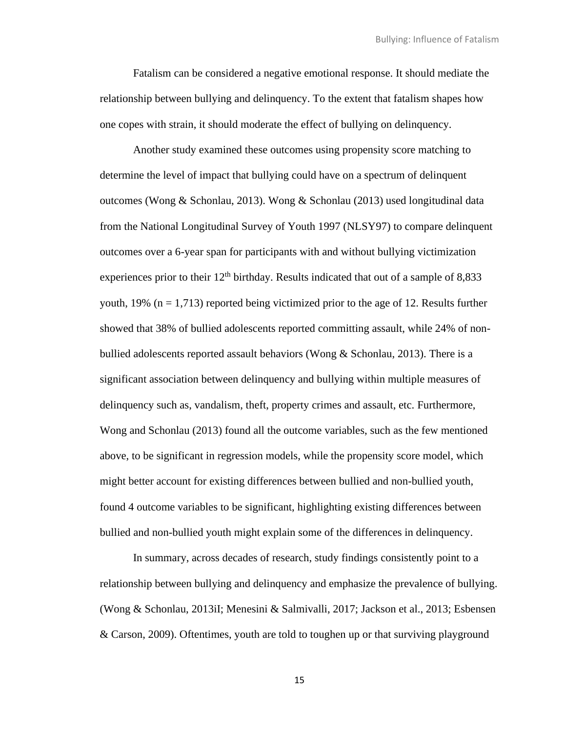Fatalism can be considered a negative emotional response. It should mediate the relationship between bullying and delinquency. To the extent that fatalism shapes how one copes with strain, it should moderate the effect of bullying on delinquency.

Another study examined these outcomes using propensity score matching to determine the level of impact that bullying could have on a spectrum of delinquent outcomes (Wong & Schonlau, 2013). Wong & Schonlau (2013) used longitudinal data from the National Longitudinal Survey of Youth 1997 (NLSY97) to compare delinquent outcomes over a 6-year span for participants with and without bullying victimization experiences prior to their 12th birthday. Results indicated that out of a sample of 8,833 youth, 19% (n = 1,713) reported being victimized prior to the age of 12. Results further showed that 38% of bullied adolescents reported committing assault, while 24% of non-bullied adolescents reported assault behaviors (Wong & Schonlau, 2013). There is a significant association between delinquency and bullying within multiple measures of delinquency such as, vandalism, theft, property crimes and assault, etc. Furthermore, Wong and Schonlau (2013) found all the outcome variables, such as the few mentioned above, to be significant in regression models, while the propensity score model, which might better account for existing differences between bullied and non-bullied youth, found 4 outcome variables to be significant, highlighting existing differences between bullied and non-bullied youth might explain some of the differences in delinquency.

In summary, across decades of research, study findings consistently point to a relationship between bullying and delinquency and emphasize the prevalence of bullying. (Wong & Schonlau, 2013iI; Menesini & Salmivalli, 2017; Jackson et al., 2013; Esbensen & Carson, 2009). Oftentimes, youth are told to toughen up or that surviving playground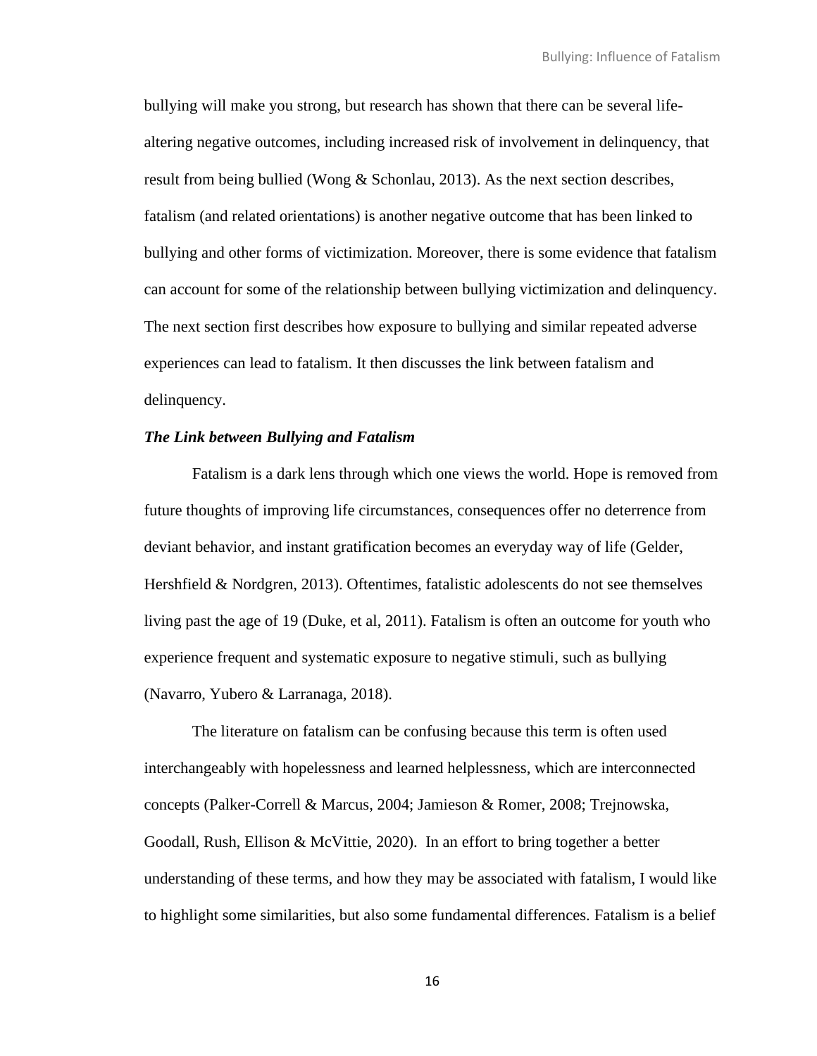bullying will make you strong, but research has shown that there can be several life-altering negative outcomes, including increased risk of involvement in delinquency, that result from being bullied (Wong & Schonlau, 2013). As the next section describes, fatalism (and related orientations) is another negative outcome that has been linked to bullying and other forms of victimization. Moreover, there is some evidence that fatalism can account for some of the relationship between bullying victimization and delinquency. The next section first describes how exposure to bullying and similar repeated adverse experiences can lead to fatalism. It then discusses the link between fatalism and delinquency.

***The Link between Bullying and Fatalism***

Fatalism is a dark lens through which one views the world. Hope is removed from future thoughts of improving life circumstances, consequences offer no deterrence from deviant behavior, and instant gratification becomes an everyday way of life (Gelder, Hershfield & Nordgren, 2013). Oftentimes, fatalistic adolescents do not see themselves living past the age of 19 (Duke, et al, 2011). Fatalism is often an outcome for youth who experience frequent and systematic exposure to negative stimuli, such as bullying (Navarro, Yubero & Larranaga, 2018).

The literature on fatalism can be confusing because this term is often used interchangeably with hopelessness and learned helplessness, which are interconnected concepts (Palker-Correll & Marcus, 2004; Jamieson & Romer, 2008; Trejnowska, Goodall, Rush, Ellison & McVittie, 2020). In an effort to bring together a better understanding of these terms, and how they may be associated with fatalism, I would like to highlight some similarities, but also some fundamental differences. Fatalism is a belief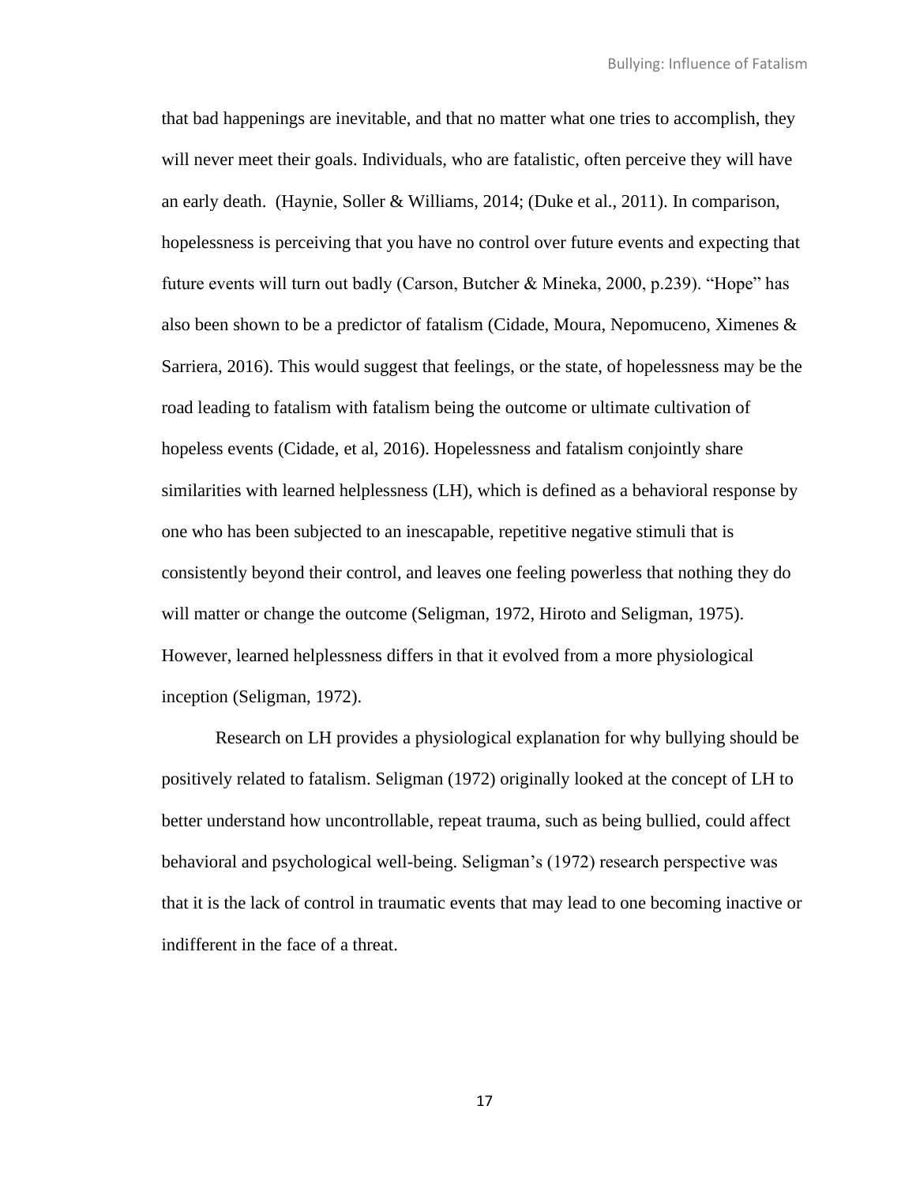that bad happenings are inevitable, and that no matter what one tries to accomplish, they will never meet their goals. Individuals, who are fatalistic, often perceive they will have an early death. (Haynie, Soller & Williams, 2014; (Duke et al., 2011). In comparison, hopelessness is perceiving that you have no control over future events and expecting that future events will turn out badly (Carson, Butcher & Mineka, 2000, p.239). "Hope" has also been shown to be a predictor of fatalism (Cidade, Moura, Nepomuceno, Ximenes & Sarriera, 2016). This would suggest that feelings, or the state, of hopelessness may be the road leading to fatalism with fatalism being the outcome or ultimate cultivation of hopeless events (Cidade, et al, 2016). Hopelessness and fatalism conjointly share similarities with learned helplessness (LH), which is defined as a behavioral response by one who has been subjected to an inescapable, repetitive negative stimuli that is consistently beyond their control, and leaves one feeling powerless that nothing they do will matter or change the outcome (Seligman, 1972, Hiroto and Seligman, 1975). However, learned helplessness differs in that it evolved from a more physiological inception (Seligman, 1972).

Research on LH provides a physiological explanation for why bullying should be positively related to fatalism. Seligman (1972) originally looked at the concept of LH to better understand how uncontrollable, repeat trauma, such as being bullied, could affect behavioral and psychological well-being. Seligman's (1972) research perspective was that it is the lack of control in traumatic events that may lead to one becoming inactive or indifferent in the face of a threat.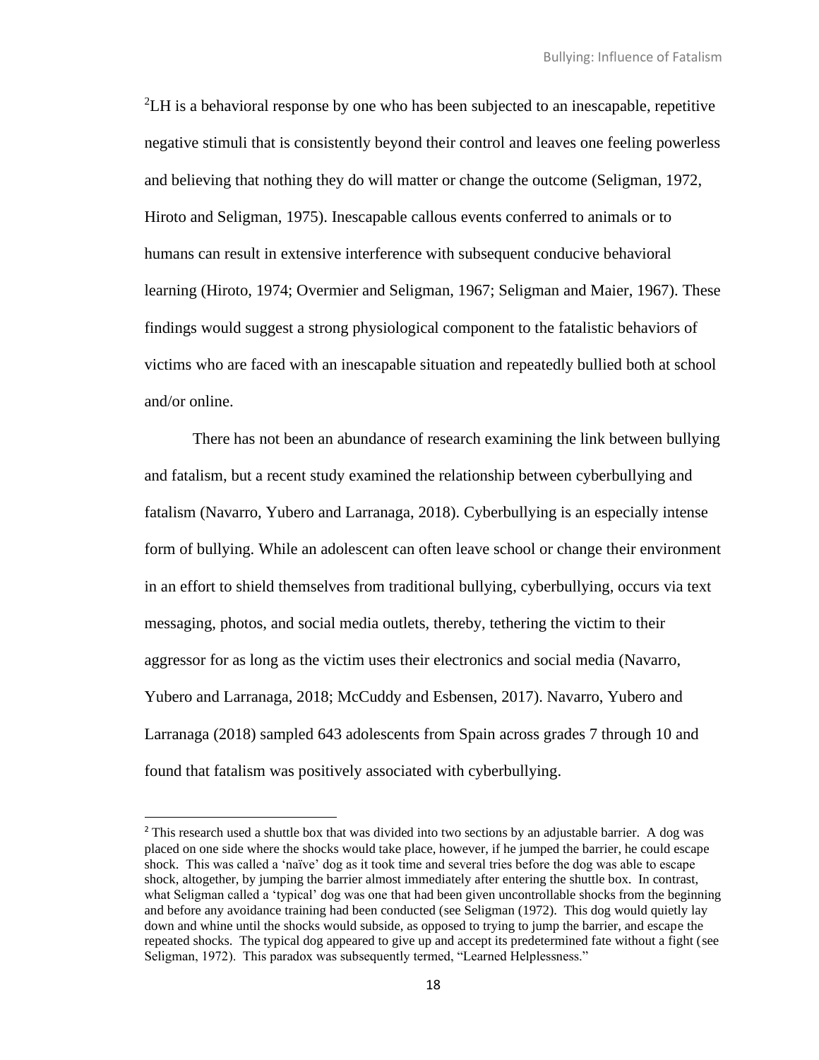[2]LH is a behavioral response by one who has been subjected to an inescapable, repetitive negative stimuli that is consistently beyond their control and leaves one feeling powerless and believing that nothing they do will matter or change the outcome (Seligman, 1972, Hiroto and Seligman, 1975). Inescapable callous events conferred to animals or to humans can result in extensive interference with subsequent conducive behavioral learning (Hiroto, 1974; Overmier and Seligman, 1967; Seligman and Maier, 1967). These findings would suggest a strong physiological component to the fatalistic behaviors of victims who are faced with an inescapable situation and repeatedly bullied both at school and/or online.

There has not been an abundance of research examining the link between bullying and fatalism, but a recent study examined the relationship between cyberbullying and fatalism (Navarro, Yubero and Larranaga, 2018). Cyberbullying is an especially intense form of bullying. While an adolescent can often leave school or change their environment in an effort to shield themselves from traditional bullying, cyberbullying, occurs via text messaging, photos, and social media outlets, thereby, tethering the victim to their aggressor for as long as the victim uses their electronics and social media (Navarro, Yubero and Larranaga, 2018; McCuddy and Esbensen, 2017). Navarro, Yubero and Larranaga (2018) sampled 643 adolescents from Spain across grades 7 through 10 and found that fatalism was positively associated with cyberbullying.

---

[2] This research used a shuttle box that was divided into two sections by an adjustable barrier. A dog was placed on one side where the shocks would take place, however, if he jumped the barrier, he could escape shock. This was called a 'naïve' dog as it took time and several tries before the dog was able to escape shock, altogether, by jumping the barrier almost immediately after entering the shuttle box. In contrast, what Seligman called a 'typical' dog was one that had been given uncontrollable shocks from the beginning and before any avoidance training had been conducted (see Seligman (1972). This dog would quietly lay down and whine until the shocks would subside, as opposed to trying to jump the barrier, and escape the repeated shocks. The typical dog appeared to give up and accept its predetermined fate without a fight (see Seligman, 1972). This paradox was subsequently termed, "Learned Helplessness."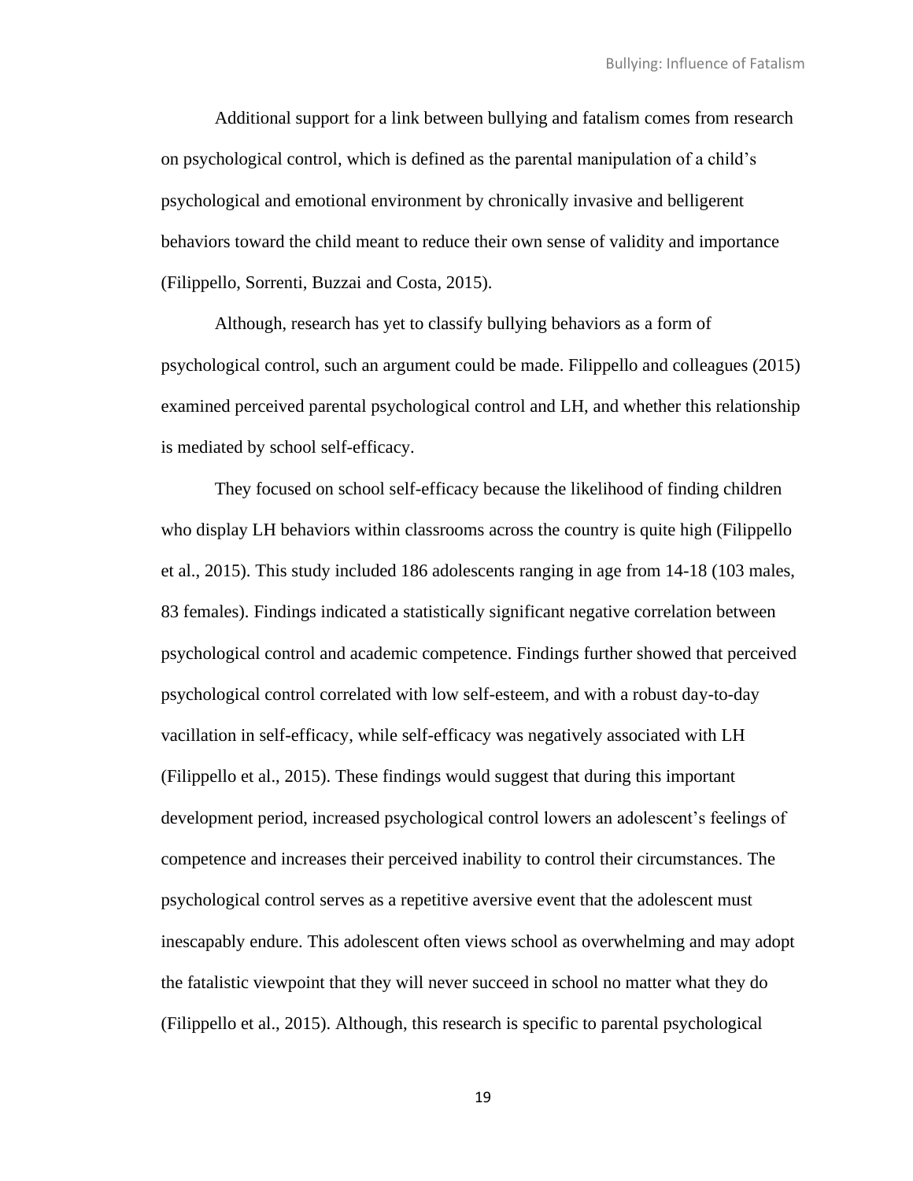Additional support for a link between bullying and fatalism comes from research on psychological control, which is defined as the parental manipulation of a child's psychological and emotional environment by chronically invasive and belligerent behaviors toward the child meant to reduce their own sense of validity and importance (Filippello, Sorrenti, Buzzai and Costa, 2015).

Although, research has yet to classify bullying behaviors as a form of psychological control, such an argument could be made. Filippello and colleagues (2015) examined perceived parental psychological control and LH, and whether this relationship is mediated by school self-efficacy.

They focused on school self-efficacy because the likelihood of finding children who display LH behaviors within classrooms across the country is quite high (Filippello et al., 2015). This study included 186 adolescents ranging in age from 14-18 (103 males, 83 females). Findings indicated a statistically significant negative correlation between psychological control and academic competence. Findings further showed that perceived psychological control correlated with low self-esteem, and with a robust day-to-day vacillation in self-efficacy, while self-efficacy was negatively associated with LH (Filippello et al., 2015). These findings would suggest that during this important development period, increased psychological control lowers an adolescent's feelings of competence and increases their perceived inability to control their circumstances. The psychological control serves as a repetitive aversive event that the adolescent must inescapably endure. This adolescent often views school as overwhelming and may adopt the fatalistic viewpoint that they will never succeed in school no matter what they do (Filippello et al., 2015). Although, this research is specific to parental psychological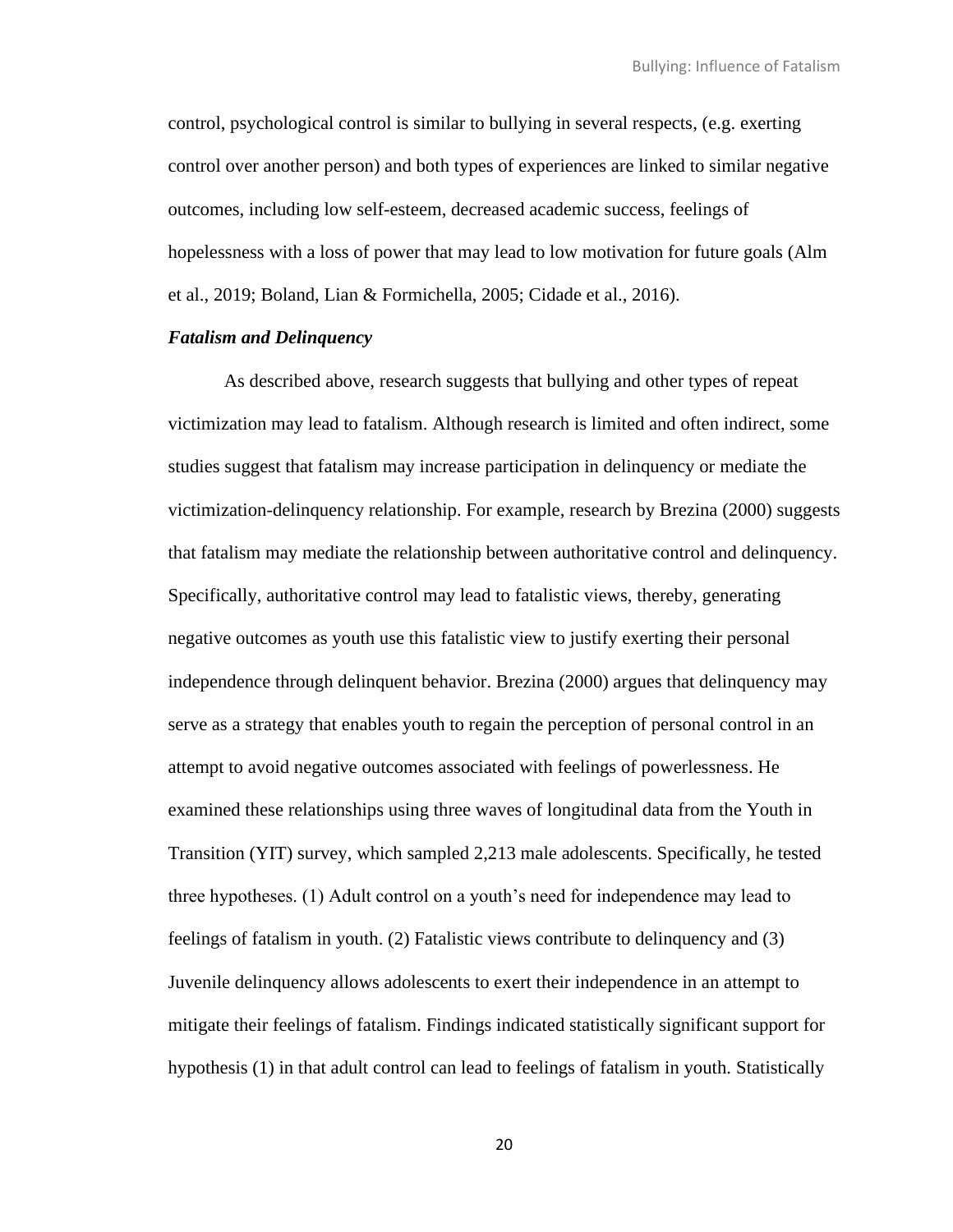control, psychological control is similar to bullying in several respects, (e.g. exerting control over another person) and both types of experiences are linked to similar negative outcomes, including low self-esteem, decreased academic success, feelings of hopelessness with a loss of power that may lead to low motivation for future goals (Alm et al., 2019; Boland, Lian & Formichella, 2005; Cidade et al., 2016).

***Fatalism and Delinquency***

As described above, research suggests that bullying and other types of repeat victimization may lead to fatalism. Although research is limited and often indirect, some studies suggest that fatalism may increase participation in delinquency or mediate the victimization-delinquency relationship. For example, research by Brezina (2000) suggests that fatalism may mediate the relationship between authoritative control and delinquency. Specifically, authoritative control may lead to fatalistic views, thereby, generating negative outcomes as youth use this fatalistic view to justify exerting their personal independence through delinquent behavior. Brezina (2000) argues that delinquency may serve as a strategy that enables youth to regain the perception of personal control in an attempt to avoid negative outcomes associated with feelings of powerlessness. He examined these relationships using three waves of longitudinal data from the Youth in Transition (YIT) survey, which sampled 2,213 male adolescents. Specifically, he tested three hypotheses. (1) Adult control on a youth's need for independence may lead to feelings of fatalism in youth. (2) Fatalistic views contribute to delinquency and (3) Juvenile delinquency allows adolescents to exert their independence in an attempt to mitigate their feelings of fatalism. Findings indicated statistically significant support for hypothesis (1) in that adult control can lead to feelings of fatalism in youth. Statistically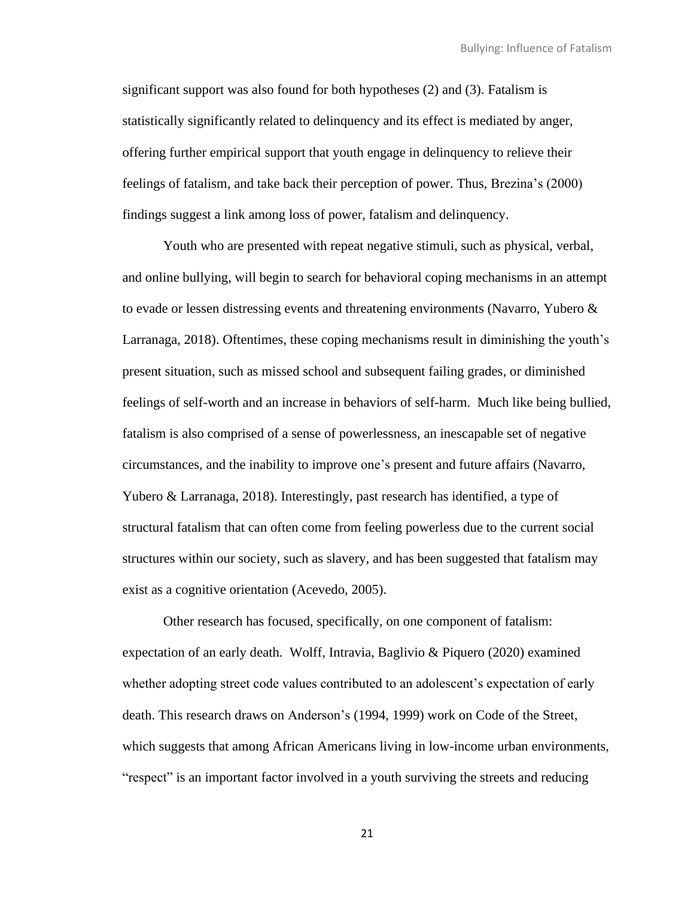significant support was also found for both hypotheses (2) and (3). Fatalism is statistically significantly related to delinquency and its effect is mediated by anger, offering further empirical support that youth engage in delinquency to relieve their feelings of fatalism, and take back their perception of power. Thus, Brezina's (2000) findings suggest a link among loss of power, fatalism and delinquency.

Youth who are presented with repeat negative stimuli, such as physical, verbal, and online bullying, will begin to search for behavioral coping mechanisms in an attempt to evade or lessen distressing events and threatening environments (Navarro, Yubero & Larranaga, 2018). Oftentimes, these coping mechanisms result in diminishing the youth's present situation, such as missed school and subsequent failing grades, or diminished feelings of self-worth and an increase in behaviors of self-harm. Much like being bullied, fatalism is also comprised of a sense of powerlessness, an inescapable set of negative circumstances, and the inability to improve one's present and future affairs (Navarro, Yubero & Larranaga, 2018). Interestingly, past research has identified, a type of structural fatalism that can often come from feeling powerless due to the current social structures within our society, such as slavery, and has been suggested that fatalism may exist as a cognitive orientation (Acevedo, 2005).

Other research has focused, specifically, on one component of fatalism: expectation of an early death. Wolff, Intravia, Baglivio & Piquero (2020) examined whether adopting street code values contributed to an adolescent's expectation of early death. This research draws on Anderson's (1994, 1999) work on Code of the Street, which suggests that among African Americans living in low-income urban environments, "respect" is an important factor involved in a youth surviving the streets and reducing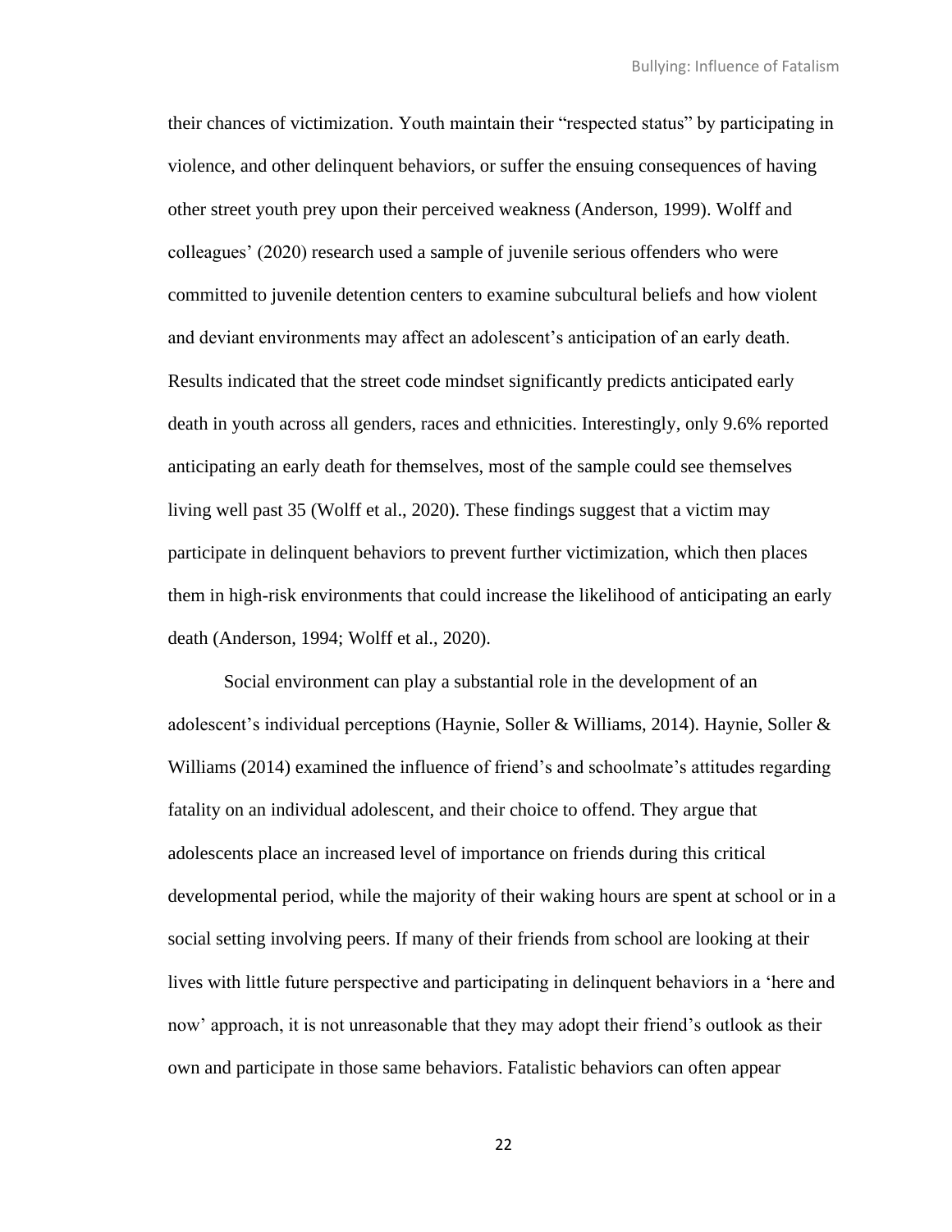their chances of victimization. Youth maintain their "respected status" by participating in violence, and other delinquent behaviors, or suffer the ensuing consequences of having other street youth prey upon their perceived weakness (Anderson, 1999). Wolff and colleagues' (2020) research used a sample of juvenile serious offenders who were committed to juvenile detention centers to examine subcultural beliefs and how violent and deviant environments may affect an adolescent's anticipation of an early death. Results indicated that the street code mindset significantly predicts anticipated early death in youth across all genders, races and ethnicities. Interestingly, only 9.6% reported anticipating an early death for themselves, most of the sample could see themselves living well past 35 (Wolff et al., 2020). These findings suggest that a victim may participate in delinquent behaviors to prevent further victimization, which then places them in high-risk environments that could increase the likelihood of anticipating an early death (Anderson, 1994; Wolff et al., 2020).

Social environment can play a substantial role in the development of an adolescent's individual perceptions (Haynie, Soller & Williams, 2014). Haynie, Soller & Williams (2014) examined the influence of friend's and schoolmate's attitudes regarding fatality on an individual adolescent, and their choice to offend. They argue that adolescents place an increased level of importance on friends during this critical developmental period, while the majority of their waking hours are spent at school or in a social setting involving peers. If many of their friends from school are looking at their lives with little future perspective and participating in delinquent behaviors in a 'here and now' approach, it is not unreasonable that they may adopt their friend's outlook as their own and participate in those same behaviors. Fatalistic behaviors can often appear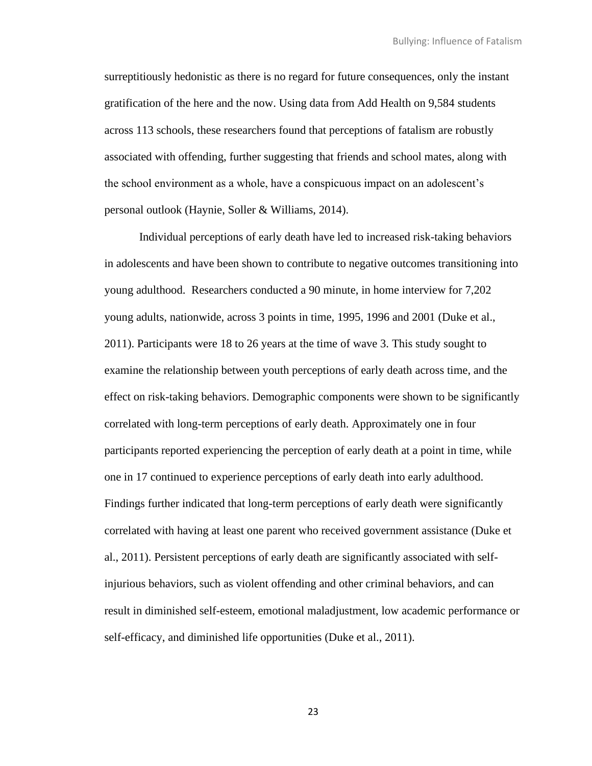surreptitiously hedonistic as there is no regard for future consequences, only the instant gratification of the here and the now. Using data from Add Health on 9,584 students across 113 schools, these researchers found that perceptions of fatalism are robustly associated with offending, further suggesting that friends and school mates, along with the school environment as a whole, have a conspicuous impact on an adolescent's personal outlook (Haynie, Soller & Williams, 2014).

Individual perceptions of early death have led to increased risk-taking behaviors in adolescents and have been shown to contribute to negative outcomes transitioning into young adulthood. Researchers conducted a 90 minute, in home interview for 7,202 young adults, nationwide, across 3 points in time, 1995, 1996 and 2001 (Duke et al., 2011). Participants were 18 to 26 years at the time of wave 3. This study sought to examine the relationship between youth perceptions of early death across time, and the effect on risk-taking behaviors. Demographic components were shown to be significantly correlated with long-term perceptions of early death. Approximately one in four participants reported experiencing the perception of early death at a point in time, while one in 17 continued to experience perceptions of early death into early adulthood. Findings further indicated that long-term perceptions of early death were significantly correlated with having at least one parent who received government assistance (Duke et al., 2011). Persistent perceptions of early death are significantly associated with self-injurious behaviors, such as violent offending and other criminal behaviors, and can result in diminished self-esteem, emotional maladjustment, low academic performance or self-efficacy, and diminished life opportunities (Duke et al., 2011).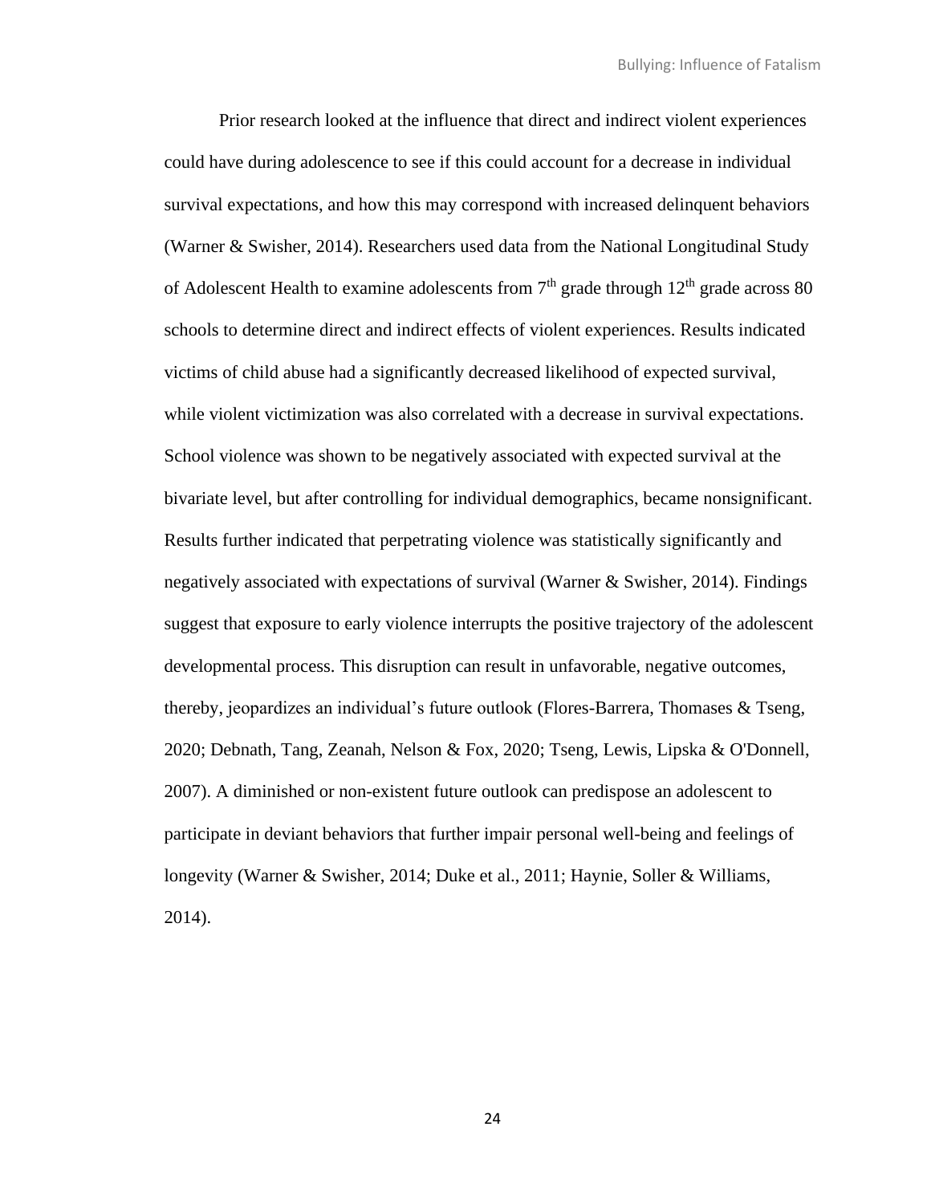Prior research looked at the influence that direct and indirect violent experiences could have during adolescence to see if this could account for a decrease in individual survival expectations, and how this may correspond with increased delinquent behaviors (Warner & Swisher, 2014). Researchers used data from the National Longitudinal Study of Adolescent Health to examine adolescents from 7th grade through 12th grade across 80 schools to determine direct and indirect effects of violent experiences. Results indicated victims of child abuse had a significantly decreased likelihood of expected survival, while violent victimization was also correlated with a decrease in survival expectations. School violence was shown to be negatively associated with expected survival at the bivariate level, but after controlling for individual demographics, became nonsignificant. Results further indicated that perpetrating violence was statistically significantly and negatively associated with expectations of survival (Warner & Swisher, 2014). Findings suggest that exposure to early violence interrupts the positive trajectory of the adolescent developmental process. This disruption can result in unfavorable, negative outcomes, thereby, jeopardizes an individual's future outlook (Flores-Barrera, Thomases & Tseng, 2020; Debnath, Tang, Zeanah, Nelson & Fox, 2020; Tseng, Lewis, Lipska & O'Donnell, 2007). A diminished or non-existent future outlook can predispose an adolescent to participate in deviant behaviors that further impair personal well-being and feelings of longevity (Warner & Swisher, 2014; Duke et al., 2011; Haynie, Soller & Williams, 2014).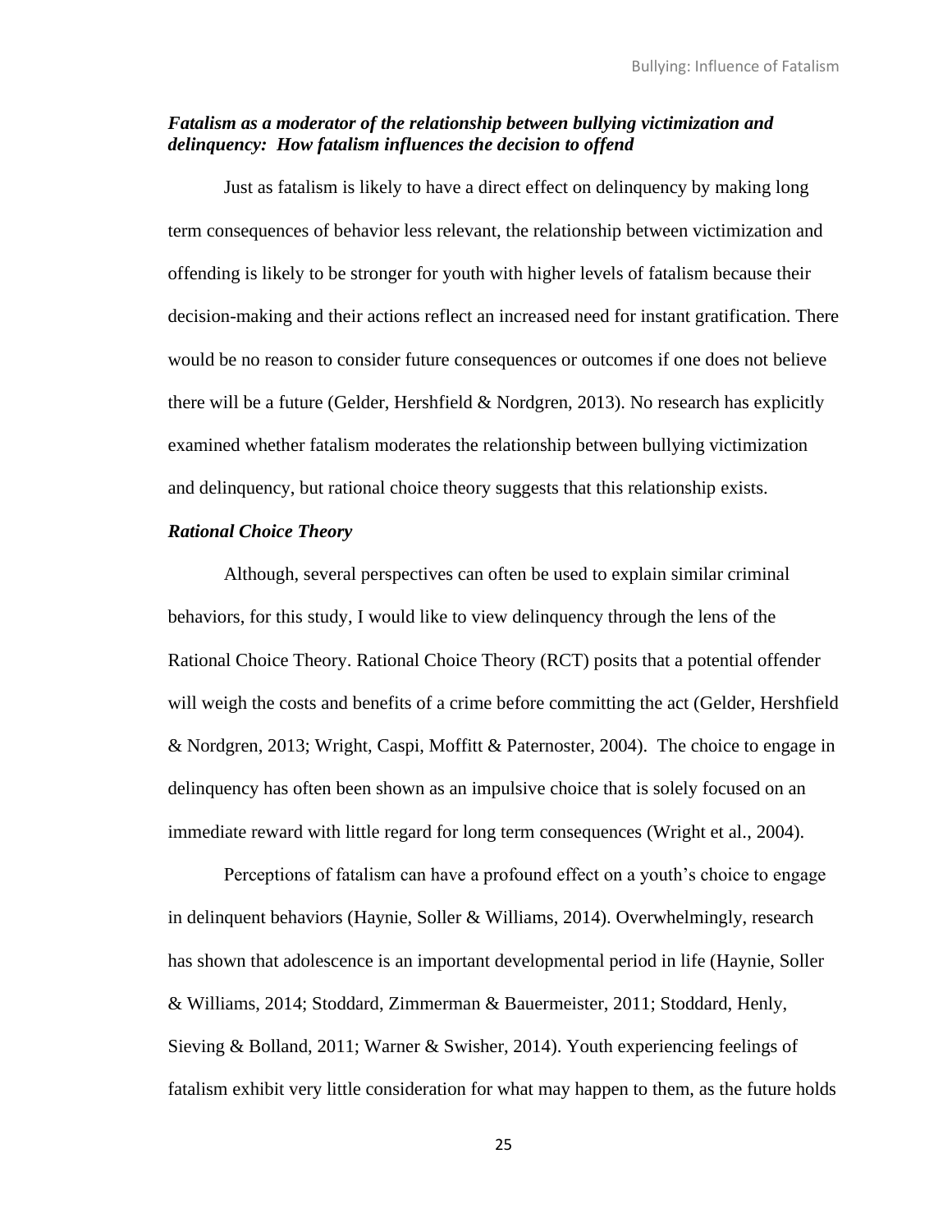### *Fatalism as a moderator of the relationship between bullying victimization and delinquency: How fatalism influences the decision to offend*

Just as fatalism is likely to have a direct effect on delinquency by making long term consequences of behavior less relevant, the relationship between victimization and offending is likely to be stronger for youth with higher levels of fatalism because their decision-making and their actions reflect an increased need for instant gratification. There would be no reason to consider future consequences or outcomes if one does not believe there will be a future (Gelder, Hershfield & Nordgren, 2013). No research has explicitly examined whether fatalism moderates the relationship between bullying victimization and delinquency, but rational choice theory suggests that this relationship exists.

### *Rational Choice Theory*

Although, several perspectives can often be used to explain similar criminal behaviors, for this study, I would like to view delinquency through the lens of the Rational Choice Theory. Rational Choice Theory (RCT) posits that a potential offender will weigh the costs and benefits of a crime before committing the act (Gelder, Hershfield & Nordgren, 2013; Wright, Caspi, Moffitt & Paternoster, 2004). The choice to engage in delinquency has often been shown as an impulsive choice that is solely focused on an immediate reward with little regard for long term consequences (Wright et al., 2004).

Perceptions of fatalism can have a profound effect on a youth's choice to engage in delinquent behaviors (Haynie, Soller & Williams, 2014). Overwhelmingly, research has shown that adolescence is an important developmental period in life (Haynie, Soller & Williams, 2014; Stoddard, Zimmerman & Bauermeister, 2011; Stoddard, Henly, Sieving & Bolland, 2011; Warner & Swisher, 2014). Youth experiencing feelings of fatalism exhibit very little consideration for what may happen to them, as the future holds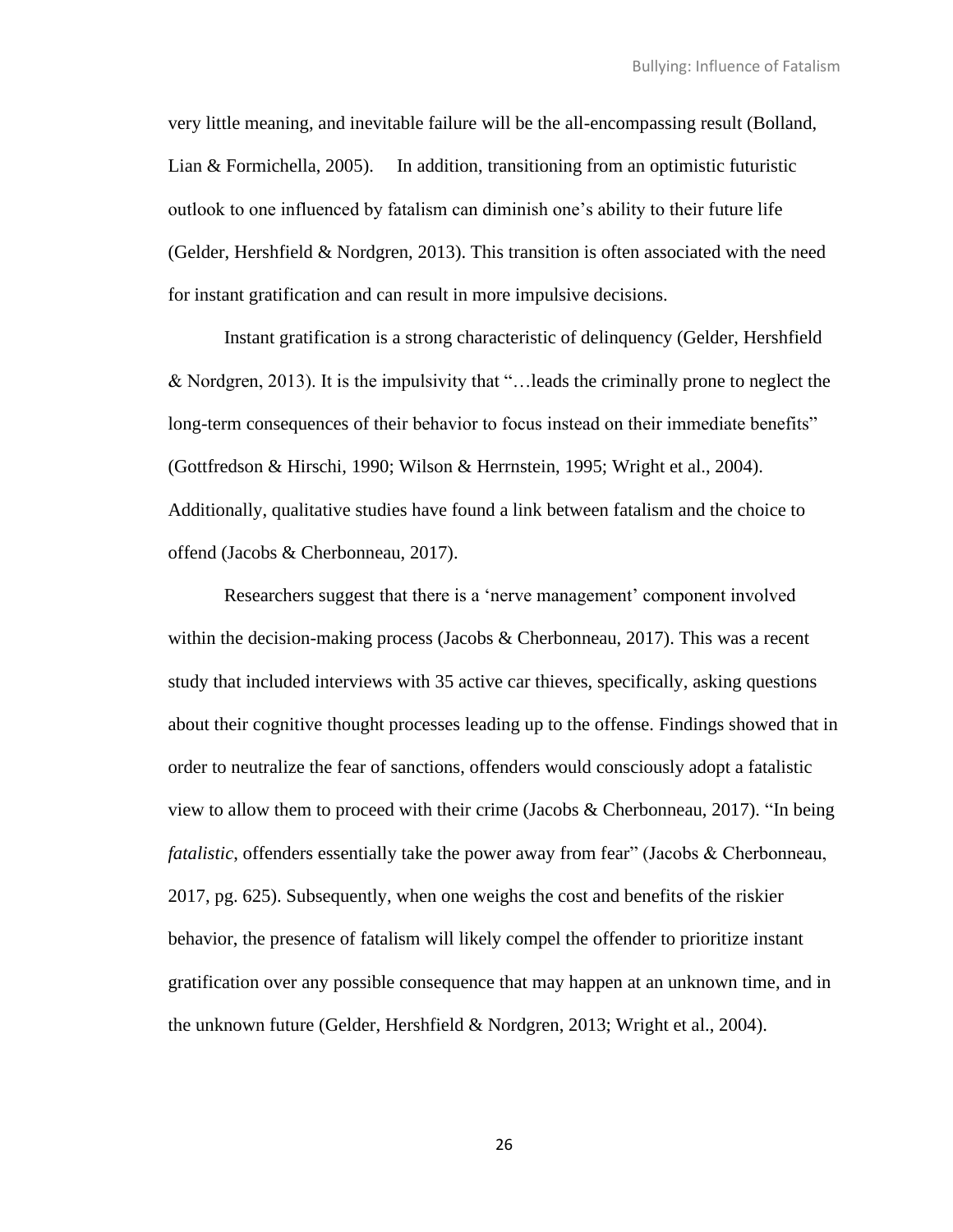very little meaning, and inevitable failure will be the all-encompassing result (Bolland, Lian & Formichella, 2005). In addition, transitioning from an optimistic futuristic outlook to one influenced by fatalism can diminish one's ability to their future life (Gelder, Hershfield & Nordgren, 2013). This transition is often associated with the need for instant gratification and can result in more impulsive decisions.

Instant gratification is a strong characteristic of delinquency (Gelder, Hershfield & Nordgren, 2013). It is the impulsivity that "…leads the criminally prone to neglect the long-term consequences of their behavior to focus instead on their immediate benefits" (Gottfredson & Hirschi, 1990; Wilson & Herrnstein, 1995; Wright et al., 2004). Additionally, qualitative studies have found a link between fatalism and the choice to offend (Jacobs & Cherbonneau, 2017).

Researchers suggest that there is a 'nerve management' component involved within the decision-making process (Jacobs & Cherbonneau, 2017). This was a recent study that included interviews with 35 active car thieves, specifically, asking questions about their cognitive thought processes leading up to the offense. Findings showed that in order to neutralize the fear of sanctions, offenders would consciously adopt a fatalistic view to allow them to proceed with their crime (Jacobs & Cherbonneau, 2017). "In being *fatalistic*, offenders essentially take the power away from fear" (Jacobs & Cherbonneau, 2017, pg. 625). Subsequently, when one weighs the cost and benefits of the riskier behavior, the presence of fatalism will likely compel the offender to prioritize instant gratification over any possible consequence that may happen at an unknown time, and in the unknown future (Gelder, Hershfield & Nordgren, 2013; Wright et al., 2004).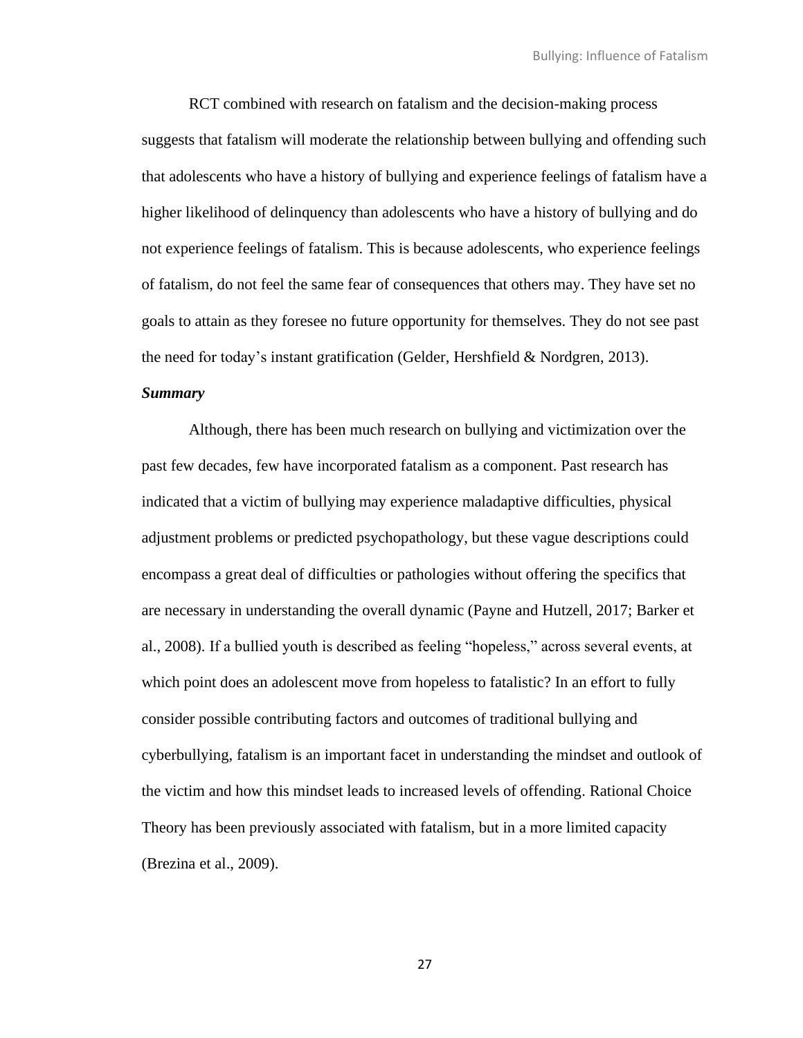RCT combined with research on fatalism and the decision-making process suggests that fatalism will moderate the relationship between bullying and offending such that adolescents who have a history of bullying and experience feelings of fatalism have a higher likelihood of delinquency than adolescents who have a history of bullying and do not experience feelings of fatalism. This is because adolescents, who experience feelings of fatalism, do not feel the same fear of consequences that others may. They have set no goals to attain as they foresee no future opportunity for themselves. They do not see past the need for today's instant gratification (Gelder, Hershfield & Nordgren, 2013).

***Summary***

Although, there has been much research on bullying and victimization over the past few decades, few have incorporated fatalism as a component. Past research has indicated that a victim of bullying may experience maladaptive difficulties, physical adjustment problems or predicted psychopathology, but these vague descriptions could encompass a great deal of difficulties or pathologies without offering the specifics that are necessary in understanding the overall dynamic (Payne and Hutzell, 2017; Barker et al., 2008). If a bullied youth is described as feeling "hopeless," across several events, at which point does an adolescent move from hopeless to fatalistic? In an effort to fully consider possible contributing factors and outcomes of traditional bullying and cyberbullying, fatalism is an important facet in understanding the mindset and outlook of the victim and how this mindset leads to increased levels of offending. Rational Choice Theory has been previously associated with fatalism, but in a more limited capacity (Brezina et al., 2009).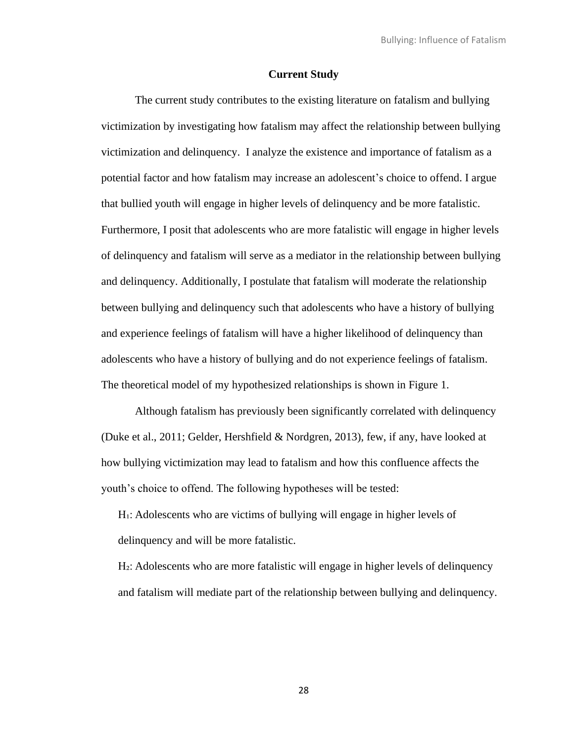## Current Study

The current study contributes to the existing literature on fatalism and bullying victimization by investigating how fatalism may affect the relationship between bullying victimization and delinquency. I analyze the existence and importance of fatalism as a potential factor and how fatalism may increase an adolescent's choice to offend. I argue that bullied youth will engage in higher levels of delinquency and be more fatalistic. Furthermore, I posit that adolescents who are more fatalistic will engage in higher levels of delinquency and fatalism will serve as a mediator in the relationship between bullying and delinquency. Additionally, I postulate that fatalism will moderate the relationship between bullying and delinquency such that adolescents who have a history of bullying and experience feelings of fatalism will have a higher likelihood of delinquency than adolescents who have a history of bullying and do not experience feelings of fatalism. The theoretical model of my hypothesized relationships is shown in Figure 1.

Although fatalism has previously been significantly correlated with delinquency (Duke et al., 2011; Gelder, Hershfield & Nordgren, 2013), few, if any, have looked at how bullying victimization may lead to fatalism and how this confluence affects the youth's choice to offend. The following hypotheses will be tested:

$H_1$: Adolescents who are victims of bullying will engage in higher levels of delinquency and will be more fatalistic.

$H_2$: Adolescents who are more fatalistic will engage in higher levels of delinquency and fatalism will mediate part of the relationship between bullying and delinquency.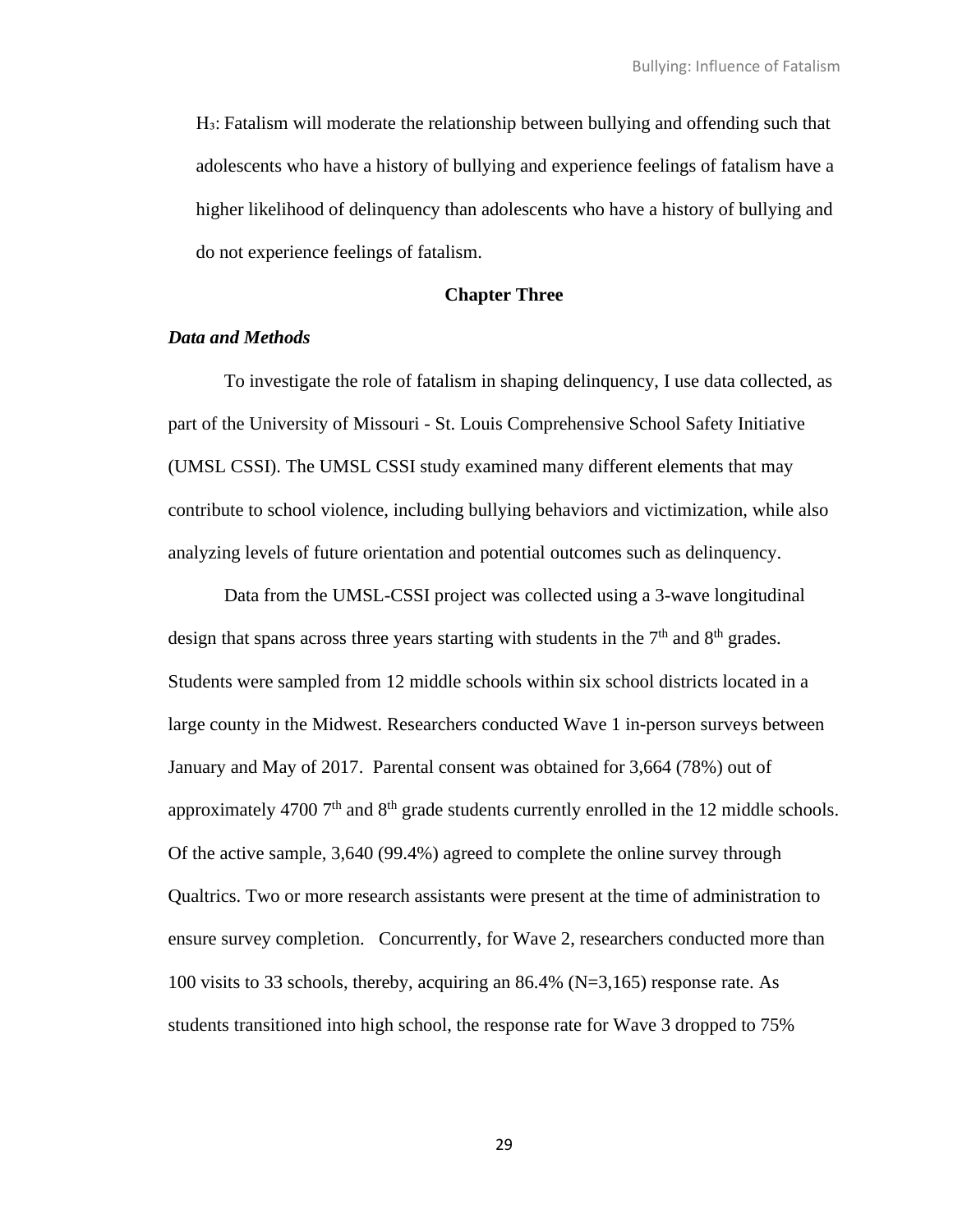$H_3$: Fatalism will moderate the relationship between bullying and offending such that adolescents who have a history of bullying and experience feelings of fatalism have a higher likelihood of delinquency than adolescents who have a history of bullying and do not experience feelings of fatalism.

## Chapter Three

### *Data and Methods*

To investigate the role of fatalism in shaping delinquency, I use data collected, as part of the University of Missouri - St. Louis Comprehensive School Safety Initiative (UMSL CSSI). The UMSL CSSI study examined many different elements that may contribute to school violence, including bullying behaviors and victimization, while also analyzing levels of future orientation and potential outcomes such as delinquency.

Data from the UMSL-CSSI project was collected using a 3-wave longitudinal design that spans across three years starting with students in the 7th and 8th grades. Students were sampled from 12 middle schools within six school districts located in a large county in the Midwest. Researchers conducted Wave 1 in-person surveys between January and May of 2017. Parental consent was obtained for 3,664 (78%) out of approximately 4700 7th and 8th grade students currently enrolled in the 12 middle schools. Of the active sample, 3,640 (99.4%) agreed to complete the online survey through Qualtrics. Two or more research assistants were present at the time of administration to ensure survey completion. Concurrently, for Wave 2, researchers conducted more than 100 visits to 33 schools, thereby, acquiring an 86.4% (N=3,165) response rate. As students transitioned into high school, the response rate for Wave 3 dropped to 75%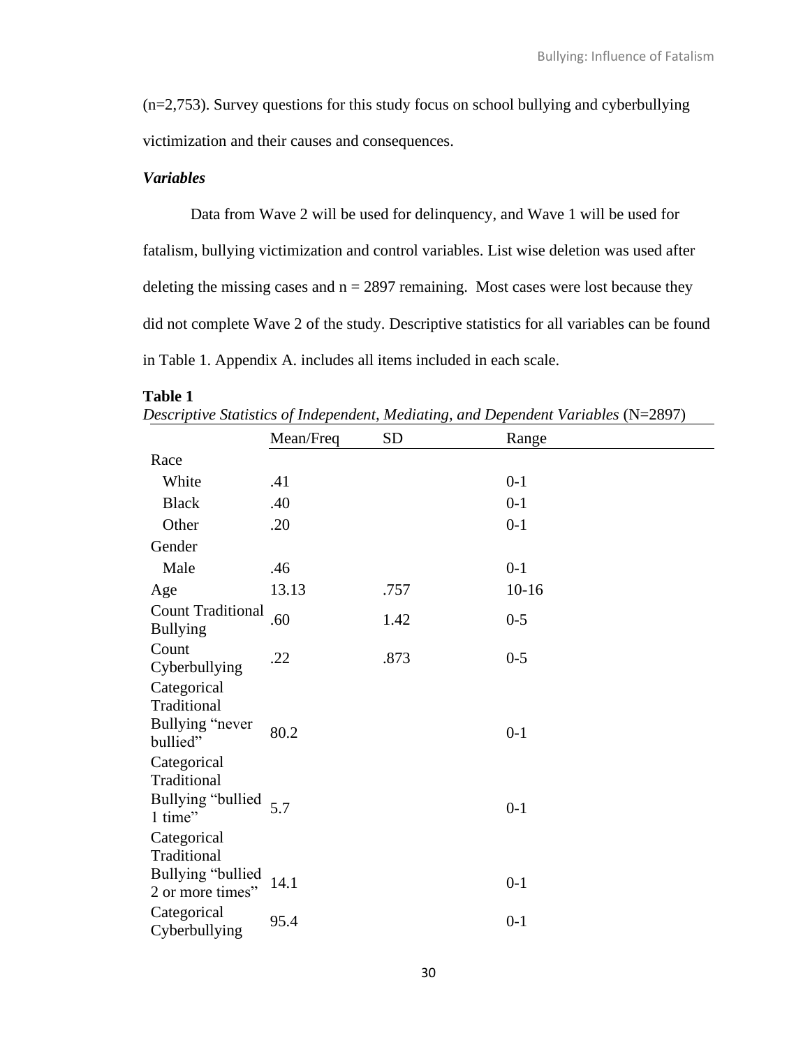(n=2,753). Survey questions for this study focus on school bullying and cyberbullying victimization and their causes and consequences.

### *Variables*

Data from Wave 2 will be used for delinquency, and Wave 1 will be used for fatalism, bullying victimization and control variables. List wise deletion was used after deleting the missing cases and n = 2897 remaining. Most cases were lost because they did not complete Wave 2 of the study. Descriptive statistics for all variables can be found in Table 1. Appendix A. includes all items included in each scale.

**Table 1**

*Descriptive Statistics of Independent, Mediating, and Dependent Variables* (N=2897)

| | Mean/Freq | SD | Range |
|---|---|---|---|
| Race | | | |
| White | .41 | | 0-1 |
| Black | .40 | | 0-1 |
| Other | .20 | | 0-1 |
| Gender | | | |
| Male | .46 | | 0-1 |
| Age | 13.13 | .757 | 10-16 |
| Count Traditional Bullying | .60 | 1.42 | 0-5 |
| Count Cyberbullying | .22 | .873 | 0-5 |
| Categorical Traditional Bullying "never bullied" | 80.2 | | 0-1 |
| Categorical Traditional Bullying "bullied 1 time" | 5.7 | | 0-1 |
| Categorical Traditional Bullying "bullied 2 or more times" | 14.1 | | 0-1 |
| Categorical Cyberbullying | 95.4 | | 0-1 |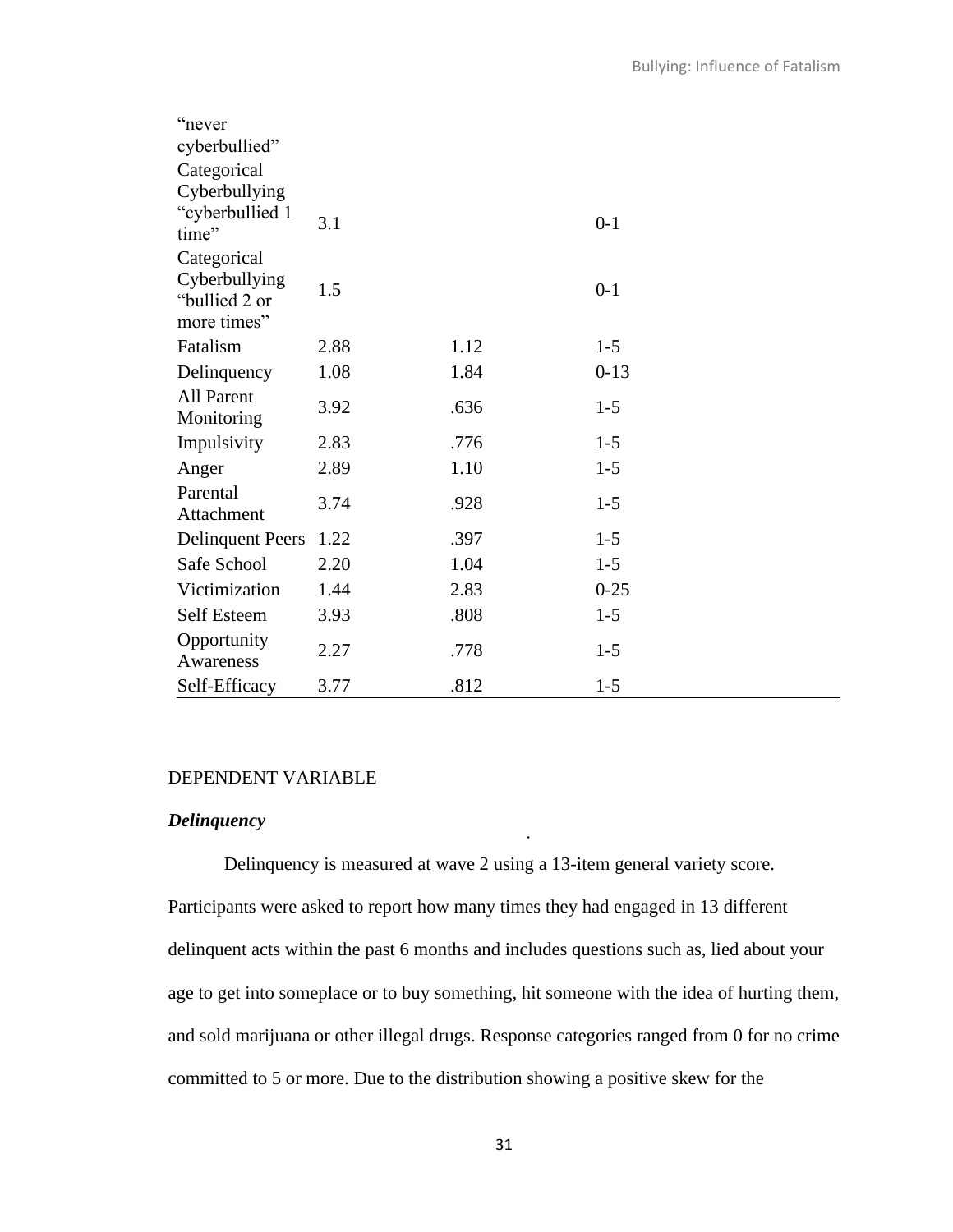| | | | |
|---|---|---|---|
| "never cyberbullied" | | | |
| Categorical Cyberbullying "cyberbullied 1 time" | 3.1 | | 0-1 |
| Categorical Cyberbullying "bullied 2 or more times" | 1.5 | | 0-1 |
| Fatalism | 2.88 | 1.12 | 1-5 |
| Delinquency | 1.08 | 1.84 | 0-13 |
| All Parent Monitoring | 3.92 | .636 | 1-5 |
| Impulsivity | 2.83 | .776 | 1-5 |
| Anger | 2.89 | 1.10 | 1-5 |
| Parental Attachment | 3.74 | .928 | 1-5 |
| Delinquent Peers | 1.22 | .397 | 1-5 |
| Safe School | 2.20 | 1.04 | 1-5 |
| Victimization | 1.44 | 2.83 | 0-25 |
| Self Esteem | 3.93 | .808 | 1-5 |
| Opportunity Awareness | 2.27 | .778 | 1-5 |
| Self-Efficacy | 3.77 | .812 | 1-5 |

DEPENDENT VARIABLE

***Delinquency***

Delinquency is measured at wave 2 using a 13-item general variety score. Participants were asked to report how many times they had engaged in 13 different delinquent acts within the past 6 months and includes questions such as, lied about your age to get into someplace or to buy something, hit someone with the idea of hurting them, and sold marijuana or other illegal drugs. Response categories ranged from 0 for no crime committed to 5 or more. Due to the distribution showing a positive skew for the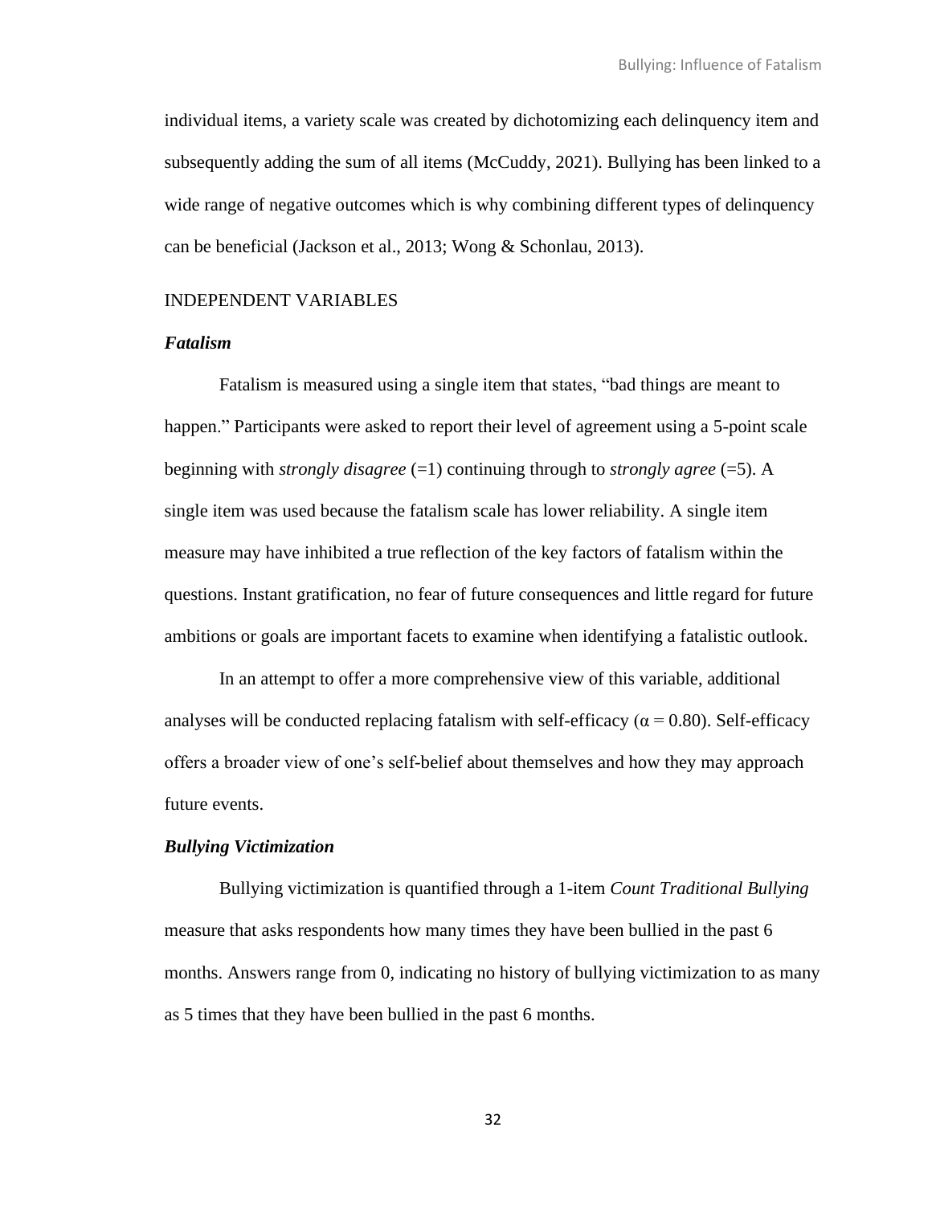individual items, a variety scale was created by dichotomizing each delinquency item and subsequently adding the sum of all items (McCuddy, 2021). Bullying has been linked to a wide range of negative outcomes which is why combining different types of delinquency can be beneficial (Jackson et al., 2013; Wong & Schonlau, 2013).

## INDEPENDENT VARIABLES

### *Fatalism*

Fatalism is measured using a single item that states, “bad things are meant to happen.” Participants were asked to report their level of agreement using a 5-point scale beginning with *strongly disagree* (=1) continuing through to *strongly agree* (=5). A single item was used because the fatalism scale has lower reliability. A single item measure may have inhibited a true reflection of the key factors of fatalism within the questions. Instant gratification, no fear of future consequences and little regard for future ambitions or goals are important facets to examine when identifying a fatalistic outlook.

In an attempt to offer a more comprehensive view of this variable, additional analyses will be conducted replacing fatalism with self-efficacy ($\alpha = 0.80$). Self-efficacy offers a broader view of one’s self-belief about themselves and how they may approach future events.

### *Bullying Victimization*

Bullying victimization is quantified through a 1-item *Count Traditional Bullying* measure that asks respondents how many times they have been bullied in the past 6 months. Answers range from 0, indicating no history of bullying victimization to as many as 5 times that they have been bullied in the past 6 months.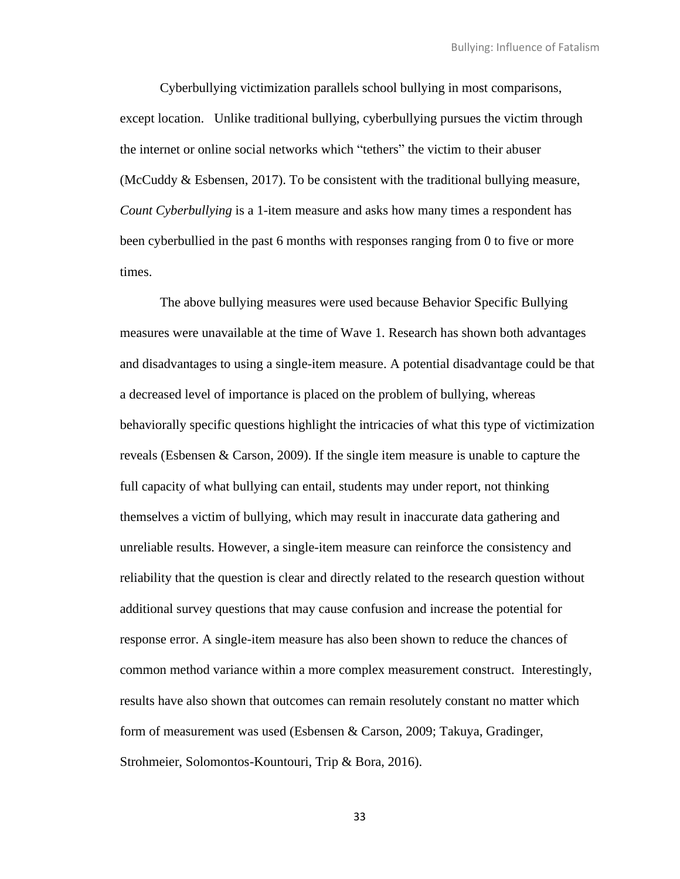Cyberbullying victimization parallels school bullying in most comparisons, except location. Unlike traditional bullying, cyberbullying pursues the victim through the internet or online social networks which "tethers" the victim to their abuser (McCuddy & Esbensen, 2017). To be consistent with the traditional bullying measure, *Count Cyberbullying* is a 1-item measure and asks how many times a respondent has been cyberbullied in the past 6 months with responses ranging from 0 to five or more times.

The above bullying measures were used because Behavior Specific Bullying measures were unavailable at the time of Wave 1. Research has shown both advantages and disadvantages to using a single-item measure. A potential disadvantage could be that a decreased level of importance is placed on the problem of bullying, whereas behaviorally specific questions highlight the intricacies of what this type of victimization reveals (Esbensen & Carson, 2009). If the single item measure is unable to capture the full capacity of what bullying can entail, students may under report, not thinking themselves a victim of bullying, which may result in inaccurate data gathering and unreliable results. However, a single-item measure can reinforce the consistency and reliability that the question is clear and directly related to the research question without additional survey questions that may cause confusion and increase the potential for response error. A single-item measure has also been shown to reduce the chances of common method variance within a more complex measurement construct. Interestingly, results have also shown that outcomes can remain resolutely constant no matter which form of measurement was used (Esbensen & Carson, 2009; Takuya, Gradinger, Strohmeier, Solomontos-Kountouri, Trip & Bora, 2016).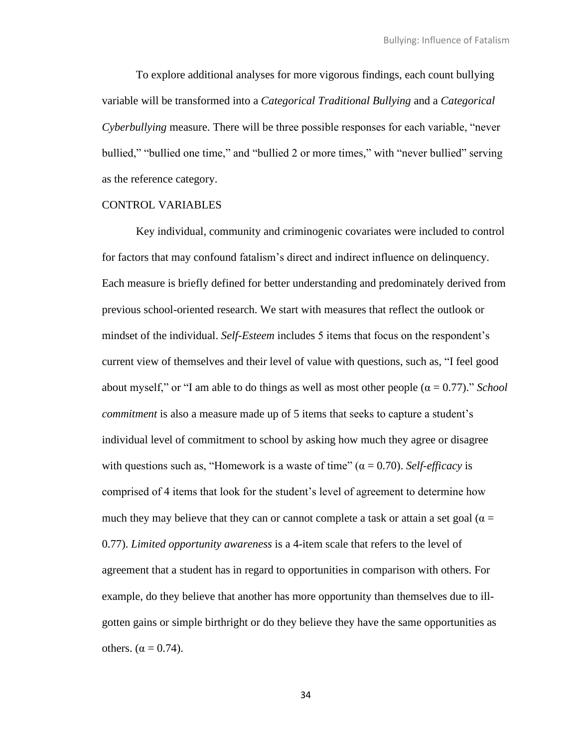To explore additional analyses for more vigorous findings, each count bullying variable will be transformed into a *Categorical Traditional Bullying* and a *Categorical Cyberbullying* measure. There will be three possible responses for each variable, "never bullied," "bullied one time," and "bullied 2 or more times," with "never bullied" serving as the reference category.

## CONTROL VARIABLES

Key individual, community and criminogenic covariates were included to control for factors that may confound fatalism's direct and indirect influence on delinquency. Each measure is briefly defined for better understanding and predominately derived from previous school-oriented research. We start with measures that reflect the outlook or mindset of the individual. *Self-Esteem* includes 5 items that focus on the respondent's current view of themselves and their level of value with questions, such as, "I feel good about myself," or "I am able to do things as well as most other people ($\alpha = 0.77$)." *School commitment* is also a measure made up of 5 items that seeks to capture a student's individual level of commitment to school by asking how much they agree or disagree with questions such as, "Homework is a waste of time" ($\alpha = 0.70$). *Self-efficacy* is comprised of 4 items that look for the student's level of agreement to determine how much they may believe that they can or cannot complete a task or attain a set goal ($\alpha = 0.77$). *Limited opportunity awareness* is a 4-item scale that refers to the level of agreement that a student has in regard to opportunities in comparison with others. For example, do they believe that another has more opportunity than themselves due to ill-gotten gains or simple birthright or do they believe they have the same opportunities as others. ($\alpha = 0.74$).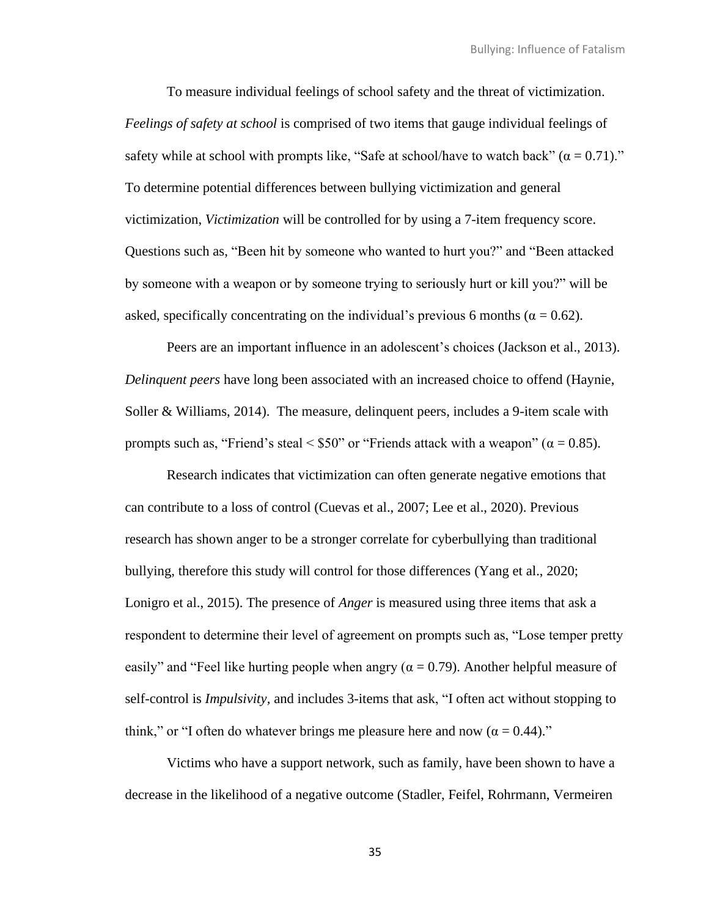To measure individual feelings of school safety and the threat of victimization. *Feelings of safety at school* is comprised of two items that gauge individual feelings of safety while at school with prompts like, "Safe at school/have to watch back" ($\alpha = 0.71$)." To determine potential differences between bullying victimization and general victimization, *Victimization* will be controlled for by using a 7-item frequency score. Questions such as, "Been hit by someone who wanted to hurt you?" and "Been attacked by someone with a weapon or by someone trying to seriously hurt or kill you?" will be asked, specifically concentrating on the individual's previous 6 months ($\alpha = 0.62$).

Peers are an important influence in an adolescent's choices (Jackson et al., 2013). *Delinquent peers* have long been associated with an increased choice to offend (Haynie, Soller & Williams, 2014). The measure, delinquent peers, includes a 9-item scale with prompts such as, "Friend's steal < $50" or "Friends attack with a weapon" ($\alpha = 0.85$).

Research indicates that victimization can often generate negative emotions that can contribute to a loss of control (Cuevas et al., 2007; Lee et al., 2020). Previous research has shown anger to be a stronger correlate for cyberbullying than traditional bullying, therefore this study will control for those differences (Yang et al., 2020; Lonigro et al., 2015). The presence of *Anger* is measured using three items that ask a respondent to determine their level of agreement on prompts such as, "Lose temper pretty easily" and "Feel like hurting people when angry ($\alpha = 0.79$). Another helpful measure of self-control is *Impulsivity*, and includes 3-items that ask, "I often act without stopping to think," or "I often do whatever brings me pleasure here and now ($\alpha = 0.44$)."

Victims who have a support network, such as family, have been shown to have a decrease in the likelihood of a negative outcome (Stadler, Feifel, Rohrmann, Vermeiren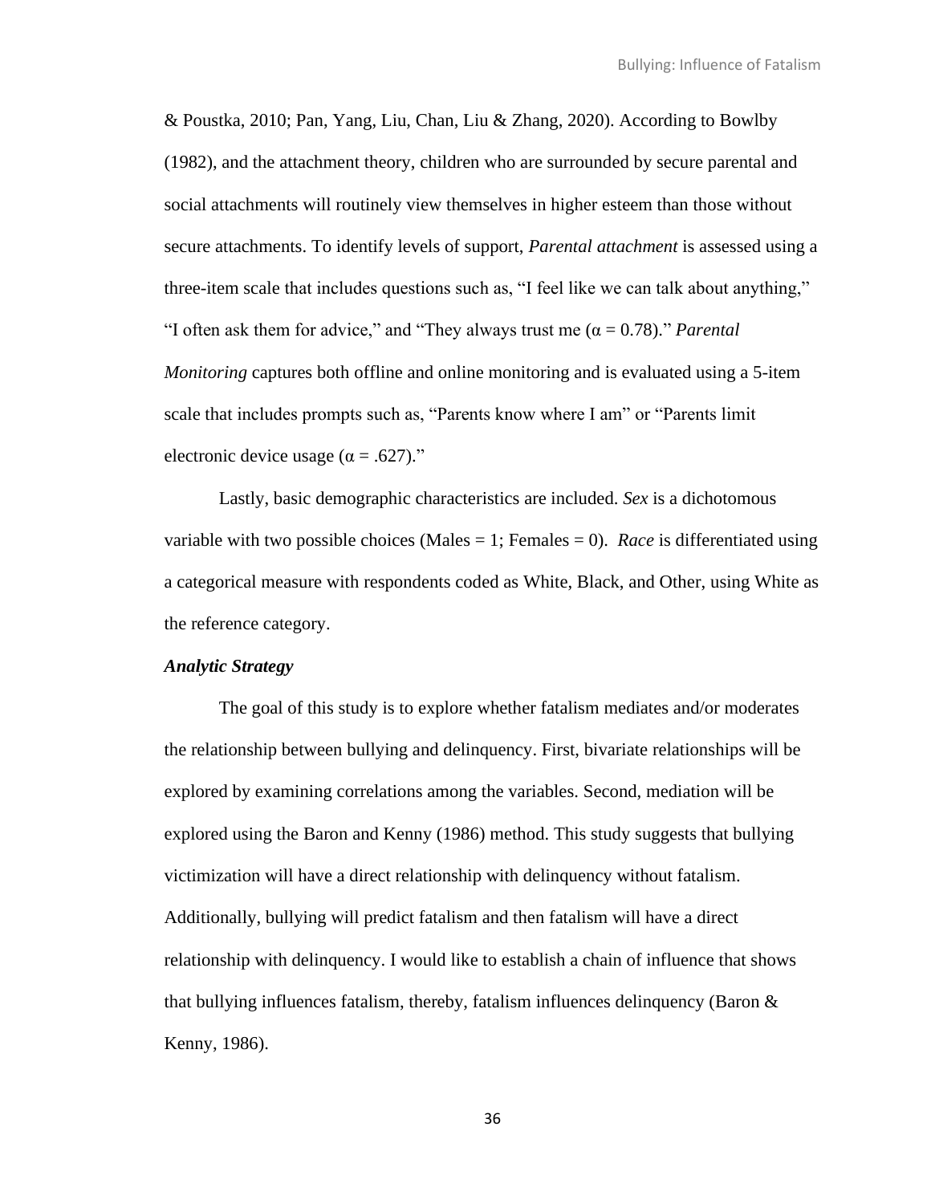& Poustka, 2010; Pan, Yang, Liu, Chan, Liu & Zhang, 2020). According to Bowlby (1982), and the attachment theory, children who are surrounded by secure parental and social attachments will routinely view themselves in higher esteem than those without secure attachments. To identify levels of support, *Parental attachment* is assessed using a three-item scale that includes questions such as, "I feel like we can talk about anything," "I often ask them for advice," and "They always trust me ($\alpha = 0.78$)." *Parental Monitoring* captures both offline and online monitoring and is evaluated using a 5-item scale that includes prompts such as, "Parents know where I am" or "Parents limit electronic device usage ($\alpha = .627$)."

Lastly, basic demographic characteristics are included. *Sex* is a dichotomous variable with two possible choices (Males = 1; Females = 0). *Race* is differentiated using a categorical measure with respondents coded as White, Black, and Other, using White as the reference category.

***Analytic Strategy***

The goal of this study is to explore whether fatalism mediates and/or moderates the relationship between bullying and delinquency. First, bivariate relationships will be explored by examining correlations among the variables. Second, mediation will be explored using the Baron and Kenny (1986) method. This study suggests that bullying victimization will have a direct relationship with delinquency without fatalism. Additionally, bullying will predict fatalism and then fatalism will have a direct relationship with delinquency. I would like to establish a chain of influence that shows that bullying influences fatalism, thereby, fatalism influences delinquency (Baron & Kenny, 1986).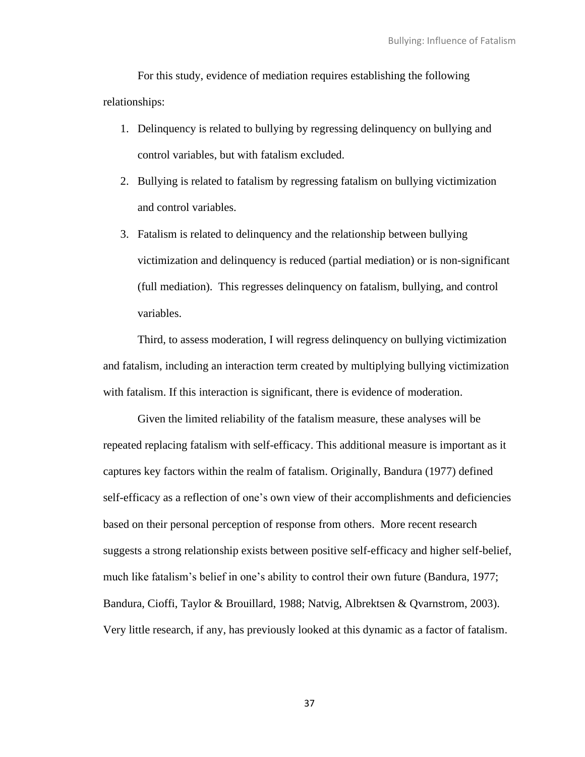For this study, evidence of mediation requires establishing the following relationships:

1. Delinquency is related to bullying by regressing delinquency on bullying and control variables, but with fatalism excluded.
2. Bullying is related to fatalism by regressing fatalism on bullying victimization and control variables.
3. Fatalism is related to delinquency and the relationship between bullying victimization and delinquency is reduced (partial mediation) or is non-significant (full mediation). This regresses delinquency on fatalism, bullying, and control variables.

Third, to assess moderation, I will regress delinquency on bullying victimization and fatalism, including an interaction term created by multiplying bullying victimization with fatalism. If this interaction is significant, there is evidence of moderation.

Given the limited reliability of the fatalism measure, these analyses will be repeated replacing fatalism with self-efficacy. This additional measure is important as it captures key factors within the realm of fatalism. Originally, Bandura (1977) defined self-efficacy as a reflection of one's own view of their accomplishments and deficiencies based on their personal perception of response from others. More recent research suggests a strong relationship exists between positive self-efficacy and higher self-belief, much like fatalism's belief in one's ability to control their own future (Bandura, 1977; Bandura, Cioffi, Taylor & Brouillard, 1988; Natvig, Albrektsen & Qvarnstrom, 2003). Very little research, if any, has previously looked at this dynamic as a factor of fatalism.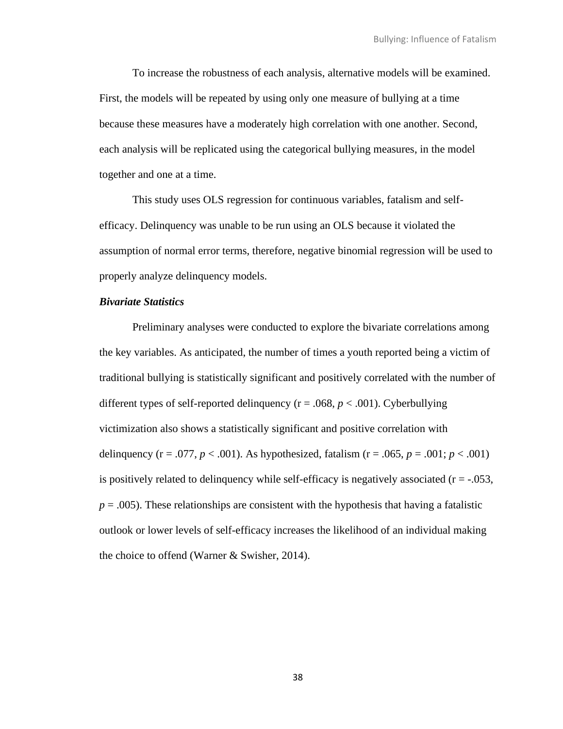To increase the robustness of each analysis, alternative models will be examined. First, the models will be repeated by using only one measure of bullying at a time because these measures have a moderately high correlation with one another. Second, each analysis will be replicated using the categorical bullying measures, in the model together and one at a time.

This study uses OLS regression for continuous variables, fatalism and self-efficacy. Delinquency was unable to be run using an OLS because it violated the assumption of normal error terms, therefore, negative binomial regression will be used to properly analyze delinquency models.

***Bivariate Statistics***

Preliminary analyses were conducted to explore the bivariate correlations among the key variables. As anticipated, the number of times a youth reported being a victim of traditional bullying is statistically significant and positively correlated with the number of different types of self-reported delinquency (r = .068, $p < .001$). Cyberbullying victimization also shows a statistically significant and positive correlation with delinquency (r = .077, $p < .001$). As hypothesized, fatalism (r = .065, $p = .001$; $p < .001$) is positively related to delinquency while self-efficacy is negatively associated (r = -.053, $p = .005$). These relationships are consistent with the hypothesis that having a fatalistic outlook or lower levels of self-efficacy increases the likelihood of an individual making the choice to offend (Warner & Swisher, 2014).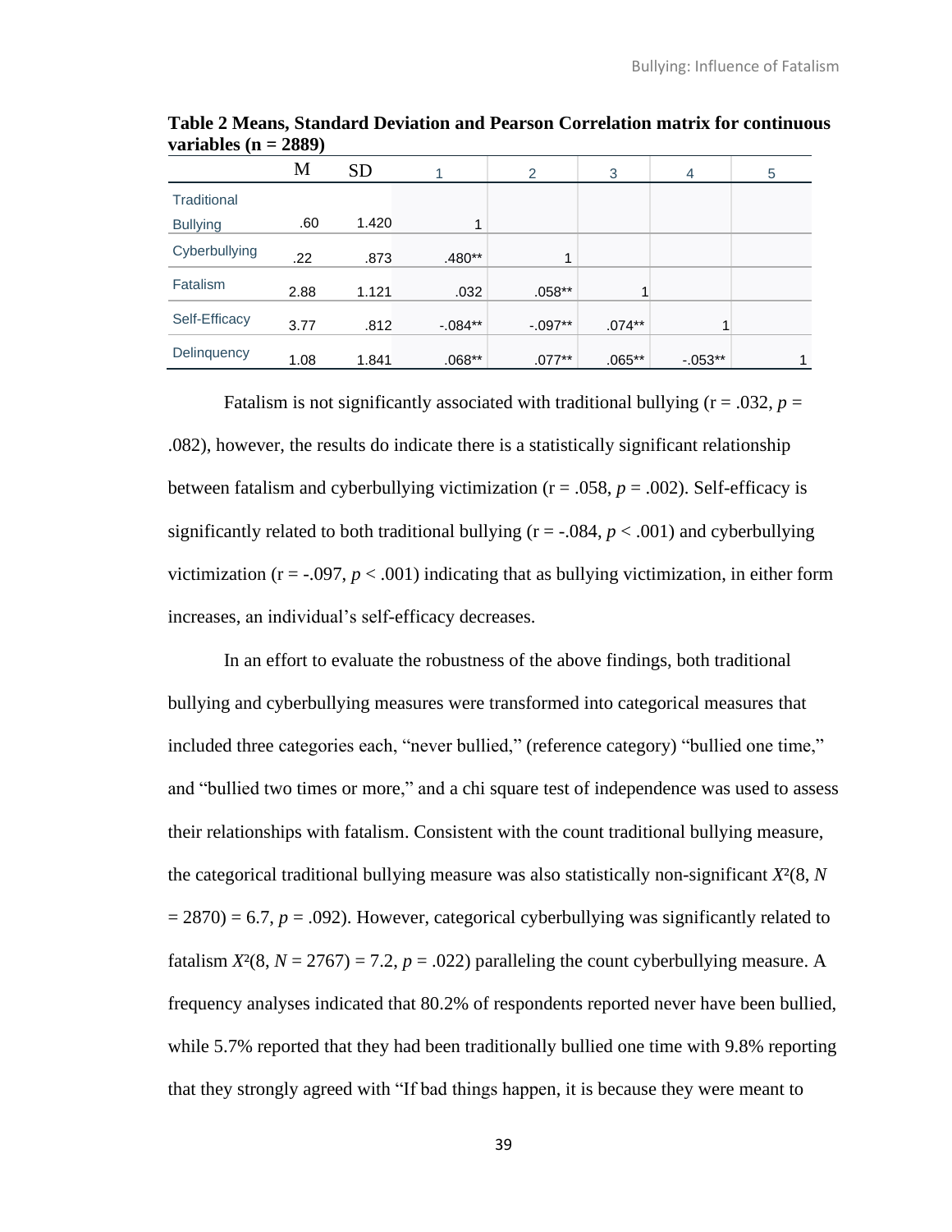**Table 2 Means, Standard Deviation and Pearson Correlation matrix for continuous variables (n = 2889)**

| | M | SD | 1 | 2 | 3 | 4 | 5 |
|---|---|---|---|---|---|---|---|
| Traditional Bullying | .60 | 1.420 | 1 | | | | |
| Cyberbullying | .22 | .873 | .480** | 1 | | | |
| Fatalism | 2.88 | 1.121 | .032 | .058** | 1 | | |
| Self-Efficacy | 3.77 | .812 | -.084** | -.097** | .074** | 1 | |
| Delinquency | 1.08 | 1.841 | .068** | .077** | .065** | -.053** | 1 |

Fatalism is not significantly associated with traditional bullying (r = .032, $p$ = .082), however, the results do indicate there is a statistically significant relationship between fatalism and cyberbullying victimization (r = .058, $p$ = .002). Self-efficacy is significantly related to both traditional bullying (r = -.084, $p < .001$) and cyberbullying victimization (r = -.097, $p < .001$) indicating that as bullying victimization, in either form increases, an individual's self-efficacy decreases.

In an effort to evaluate the robustness of the above findings, both traditional bullying and cyberbullying measures were transformed into categorical measures that included three categories each, "never bullied," (reference category) "bullied one time," and "bullied two times or more," and a chi square test of independence was used to assess their relationships with fatalism. Consistent with the count traditional bullying measure, the categorical traditional bullying measure was also statistically non-significant $X^2(8, N = 2870) = 6.7$, $p$ = .092). However, categorical cyberbullying was significantly related to fatalism $X^2(8, N = 2767) = 7.2$, $p$ = .022) paralleling the count cyberbullying measure. A frequency analyses indicated that 80.2% of respondents reported never have been bullied, while 5.7% reported that they had been traditionally bullied one time with 9.8% reporting that they strongly agreed with "If bad things happen, it is because they were meant to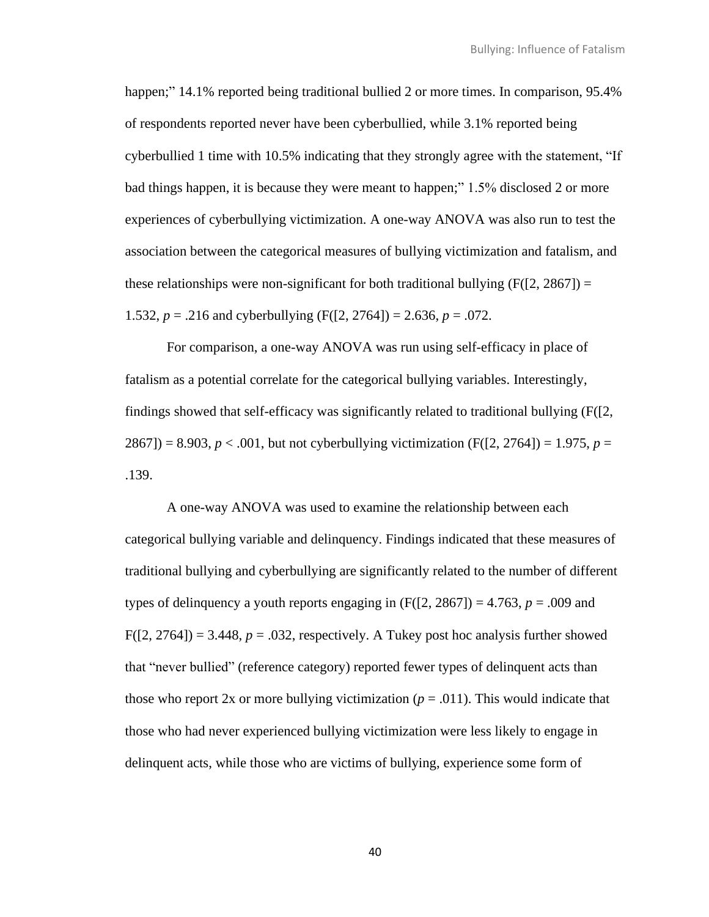happen;" 14.1% reported being traditional bullied 2 or more times. In comparison, 95.4% of respondents reported never have been cyberbullied, while 3.1% reported being cyberbullied 1 time with 10.5% indicating that they strongly agree with the statement, "If bad things happen, it is because they were meant to happen;" 1.5% disclosed 2 or more experiences of cyberbullying victimization. A one-way ANOVA was also run to test the association between the categorical measures of bullying victimization and fatalism, and these relationships were non-significant for both traditional bullying ($F([2, 2867]) = 1.532$, $p = .216$ and cyberbullying ($F([2, 2764]) = 2.636$, $p = .072$.

For comparison, a one-way ANOVA was run using self-efficacy in place of fatalism as a potential correlate for the categorical bullying variables. Interestingly, findings showed that self-efficacy was significantly related to traditional bullying ($F([2, 2867]) = 8.903$, $p < .001$, but not cyberbullying victimization ($F([2, 2764]) = 1.975$, $p = .139$.

A one-way ANOVA was used to examine the relationship between each categorical bullying variable and delinquency. Findings indicated that these measures of traditional bullying and cyberbullying are significantly related to the number of different types of delinquency a youth reports engaging in ($F([2, 2867]) = 4.763$, $p = .009$ and $F([2, 2764]) = 3.448$, $p = .032$, respectively. A Tukey post hoc analysis further showed that "never bullied" (reference category) reported fewer types of delinquent acts than those who report 2x or more bullying victimization ($p = .011$). This would indicate that those who had never experienced bullying victimization were less likely to engage in delinquent acts, while those who are victims of bullying, experience some form of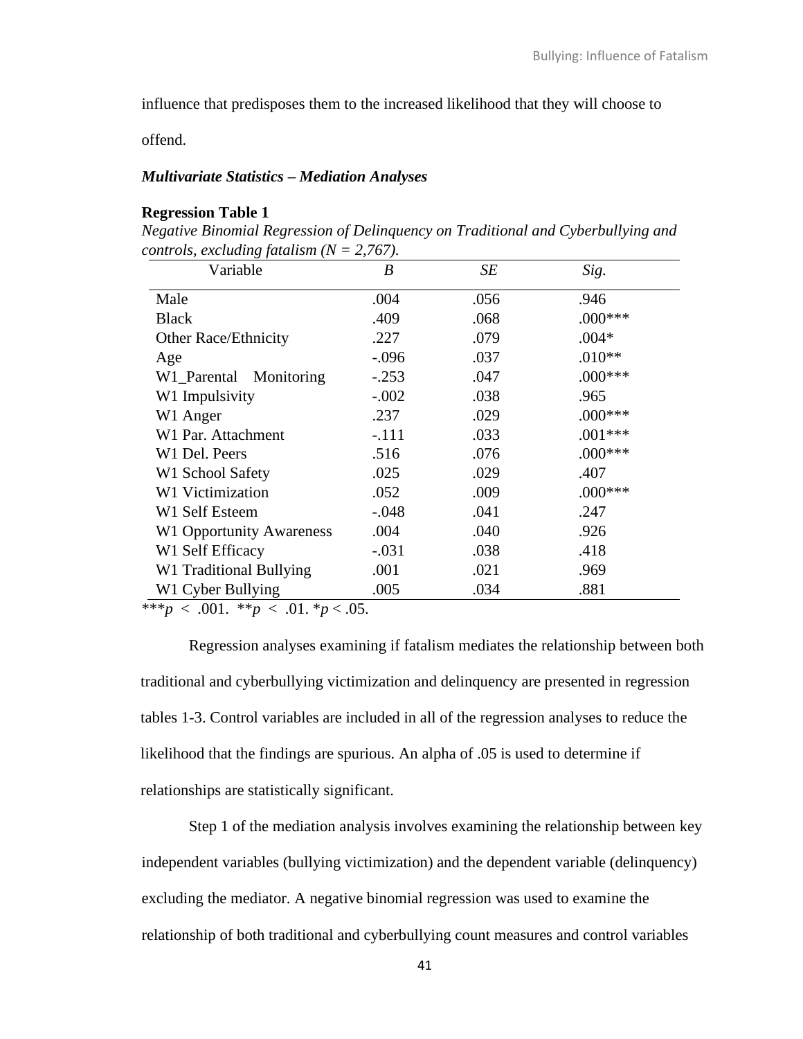influence that predisposes them to the increased likelihood that they will choose to offend.

***Multivariate Statistics – Mediation Analyses***

**Regression Table 1**

*Negative Binomial Regression of Delinquency on Traditional and Cyberbullying and controls, excluding fatalism (N = 2,767).*

| Variable | *B* | *SE* | *Sig.* |
|---|---|---|---|
| Male | .004 | .056 | .946 |
| Black | .409 | .068 | .000*** |
| Other Race/Ethnicity | .227 | .079 | .004* |
| Age | -.096 | .037 | .010** |
| W1_Parental Monitoring | -.253 | .047 | .000*** |
| W1 Impulsivity | -.002 | .038 | .965 |
| W1 Anger | .237 | .029 | .000*** |
| W1 Par. Attachment | -.111 | .033 | .001*** |
| W1 Del. Peers | .516 | .076 | .000*** |
| W1 School Safety | .025 | .029 | .407 |
| W1 Victimization | .052 | .009 | .000*** |
| W1 Self Esteem | -.048 | .041 | .247 |
| W1 Opportunity Awareness | .004 | .040 | .926 |
| W1 Self Efficacy | -.031 | .038 | .418 |
| W1 Traditional Bullying | .001 | .021 | .969 |
| W1 Cyber Bullying | .005 | .034 | .881 |

***$p < .001$. **$p < .01$. *$p < .05$.

Regression analyses examining if fatalism mediates the relationship between both traditional and cyberbullying victimization and delinquency are presented in regression tables 1-3. Control variables are included in all of the regression analyses to reduce the likelihood that the findings are spurious. An alpha of .05 is used to determine if relationships are statistically significant.

Step 1 of the mediation analysis involves examining the relationship between key independent variables (bullying victimization) and the dependent variable (delinquency) excluding the mediator. A negative binomial regression was used to examine the relationship of both traditional and cyberbullying count measures and control variables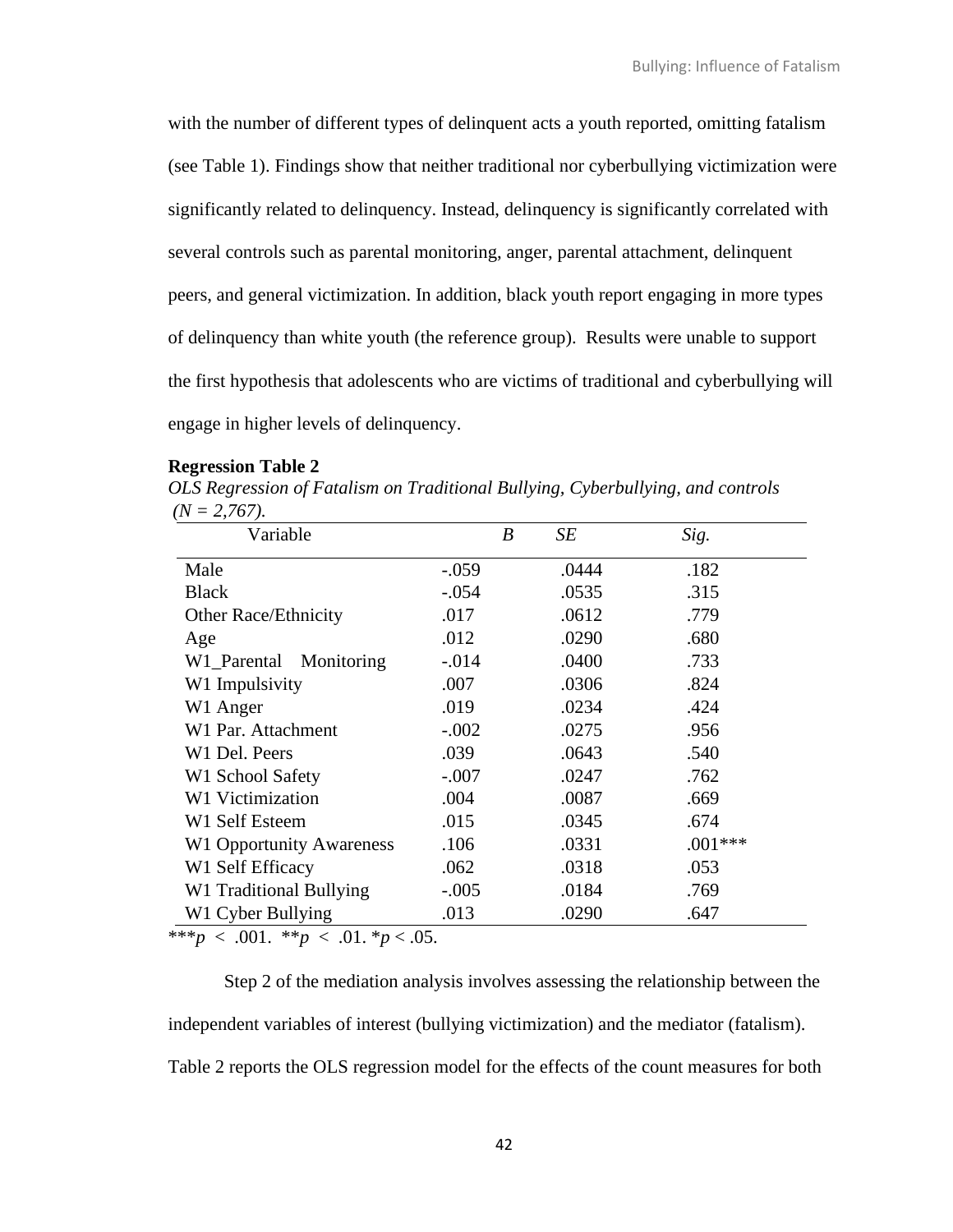with the number of different types of delinquent acts a youth reported, omitting fatalism (see Table 1). Findings show that neither traditional nor cyberbullying victimization were significantly related to delinquency. Instead, delinquency is significantly correlated with several controls such as parental monitoring, anger, parental attachment, delinquent peers, and general victimization. In addition, black youth report engaging in more types of delinquency than white youth (the reference group). Results were unable to support the first hypothesis that adolescents who are victims of traditional and cyberbullying will engage in higher levels of delinquency.

**Regression Table 2**

*OLS Regression of Fatalism on Traditional Bullying, Cyberbullying, and controls (N = 2,767).*

| Variable | *B* | *SE* | *Sig.* |
|---|---|---|---|
| Male | -.059 | .0444 | .182 |
| Black | -.054 | .0535 | .315 |
| Other Race/Ethnicity | .017 | .0612 | .779 |
| Age | .012 | .0290 | .680 |
| W1_Parental Monitoring | -.014 | .0400 | .733 |
| W1 Impulsivity | .007 | .0306 | .824 |
| W1 Anger | .019 | .0234 | .424 |
| W1 Par. Attachment | -.002 | .0275 | .956 |
| W1 Del. Peers | .039 | .0643 | .540 |
| W1 School Safety | -.007 | .0247 | .762 |
| W1 Victimization | .004 | .0087 | .669 |
| W1 Self Esteem | .015 | .0345 | .674 |
| W1 Opportunity Awareness | .106 | .0331 | .001*** |
| W1 Self Efficacy | .062 | .0318 | .053 |
| W1 Traditional Bullying | -.005 | .0184 | .769 |
| W1 Cyber Bullying | .013 | .0290 | .647 |

***$p < .001$. **$p < .01$. *$p < .05$.

Step 2 of the mediation analysis involves assessing the relationship between the independent variables of interest (bullying victimization) and the mediator (fatalism). Table 2 reports the OLS regression model for the effects of the count measures for both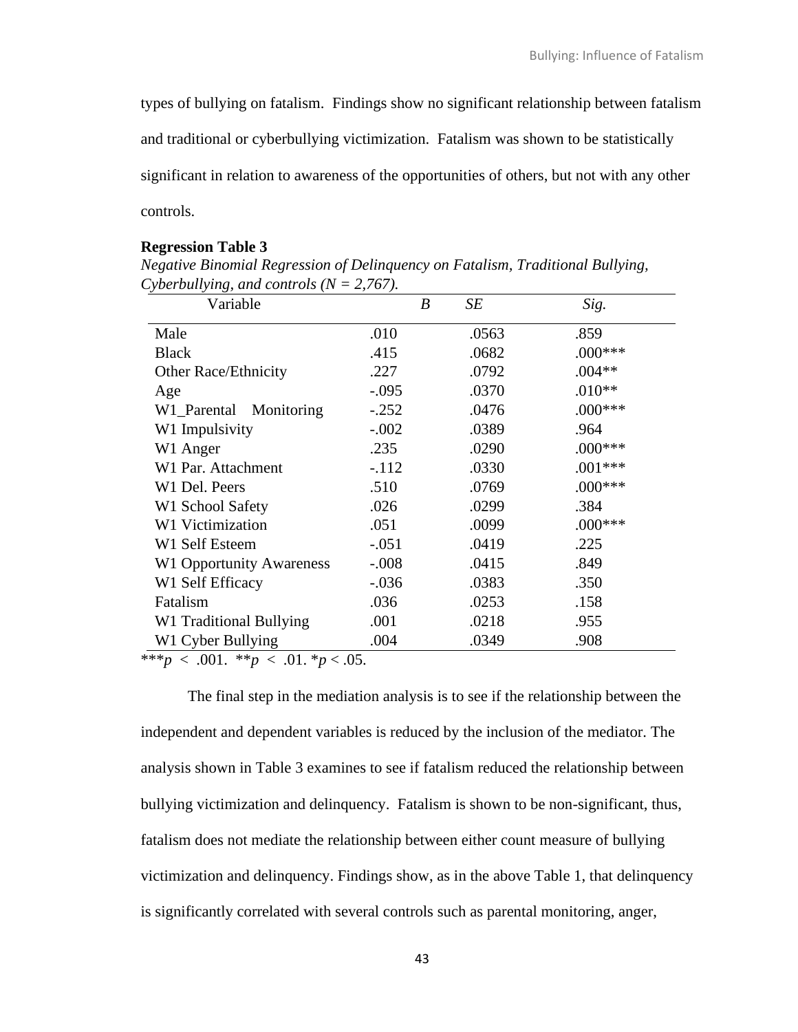types of bullying on fatalism. Findings show no significant relationship between fatalism and traditional or cyberbullying victimization. Fatalism was shown to be statistically significant in relation to awareness of the opportunities of others, but not with any other controls.

**Regression Table 3**

*Negative Binomial Regression of Delinquency on Fatalism, Traditional Bullying, Cyberbullying, and controls (N = 2,767).*

| Variable | *B* | *SE* | *Sig.* |
|---|---|---|---|
| Male | .010 | .0563 | .859 |
| Black | .415 | .0682 | .000*** |
| Other Race/Ethnicity | .227 | .0792 | .004** |
| Age | -.095 | .0370 | .010** |
| W1_Parental Monitoring | -.252 | .0476 | .000*** |
| W1 Impulsivity | -.002 | .0389 | .964 |
| W1 Anger | .235 | .0290 | .000*** |
| W1 Par. Attachment | -.112 | .0330 | .001*** |
| W1 Del. Peers | .510 | .0769 | .000*** |
| W1 School Safety | .026 | .0299 | .384 |
| W1 Victimization | .051 | .0099 | .000*** |
| W1 Self Esteem | -.051 | .0419 | .225 |
| W1 Opportunity Awareness | -.008 | .0415 | .849 |
| W1 Self Efficacy | -.036 | .0383 | .350 |
| Fatalism | .036 | .0253 | .158 |
| W1 Traditional Bullying | .001 | .0218 | .955 |
| W1 Cyber Bullying | .004 | .0349 | .908 |

***$p < .001$. **$p < .01$. *$p < .05$.

The final step in the mediation analysis is to see if the relationship between the independent and dependent variables is reduced by the inclusion of the mediator. The analysis shown in Table 3 examines to see if fatalism reduced the relationship between bullying victimization and delinquency. Fatalism is shown to be non-significant, thus, fatalism does not mediate the relationship between either count measure of bullying victimization and delinquency. Findings show, as in the above Table 1, that delinquency is significantly correlated with several controls such as parental monitoring, anger,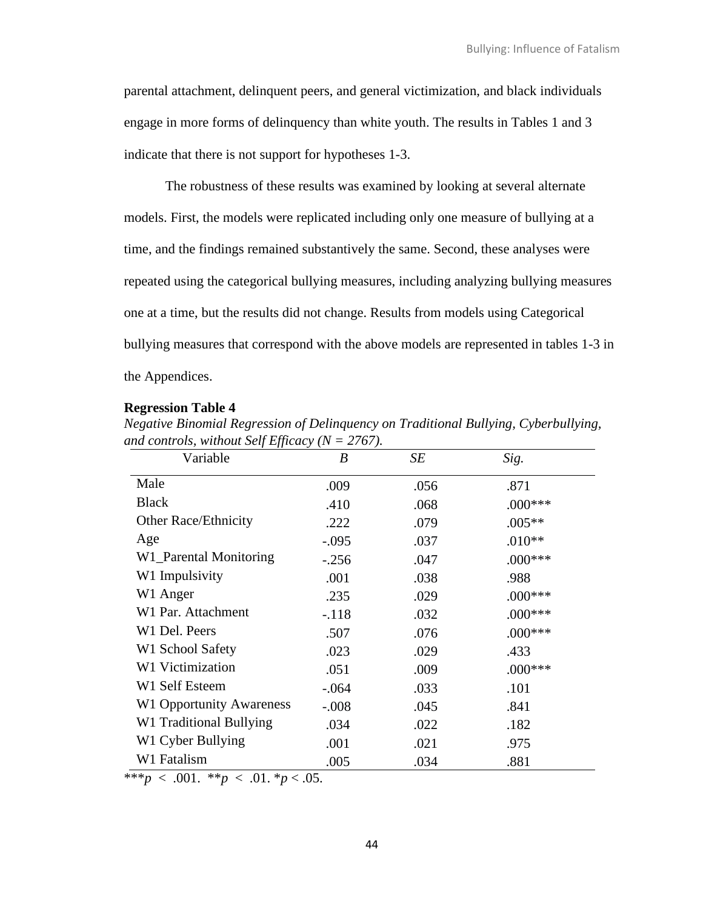parental attachment, delinquent peers, and general victimization, and black individuals engage in more forms of delinquency than white youth. The results in Tables 1 and 3 indicate that there is not support for hypotheses 1-3.

The robustness of these results was examined by looking at several alternate models. First, the models were replicated including only one measure of bullying at a time, and the findings remained substantively the same. Second, these analyses were repeated using the categorical bullying measures, including analyzing bullying measures one at a time, but the results did not change. Results from models using Categorical bullying measures that correspond with the above models are represented in tables 1-3 in the Appendices.

**Regression Table 4**

*Negative Binomial Regression of Delinquency on Traditional Bullying, Cyberbullying, and controls, without Self Efficacy (N = 2767).*

| Variable | *B* | *SE* | *Sig.* |
|---|---|---|---|
| Male | .009 | .056 | .871 |
| Black | .410 | .068 | .000*** |
| Other Race/Ethnicity | .222 | .079 | .005** |
| Age | -.095 | .037 | .010** |
| W1_Parental Monitoring | -.256 | .047 | .000*** |
| W1 Impulsivity | .001 | .038 | .988 |
| W1 Anger | .235 | .029 | .000*** |
| W1 Par. Attachment | -.118 | .032 | .000*** |
| W1 Del. Peers | .507 | .076 | .000*** |
| W1 School Safety | .023 | .029 | .433 |
| W1 Victimization | .051 | .009 | .000*** |
| W1 Self Esteem | -.064 | .033 | .101 |
| W1 Opportunity Awareness | -.008 | .045 | .841 |
| W1 Traditional Bullying | .034 | .022 | .182 |
| W1 Cyber Bullying | .001 | .021 | .975 |
| W1 Fatalism | .005 | .034 | .881 |

***$p < .001$. **$p < .01$. *$p < .05$.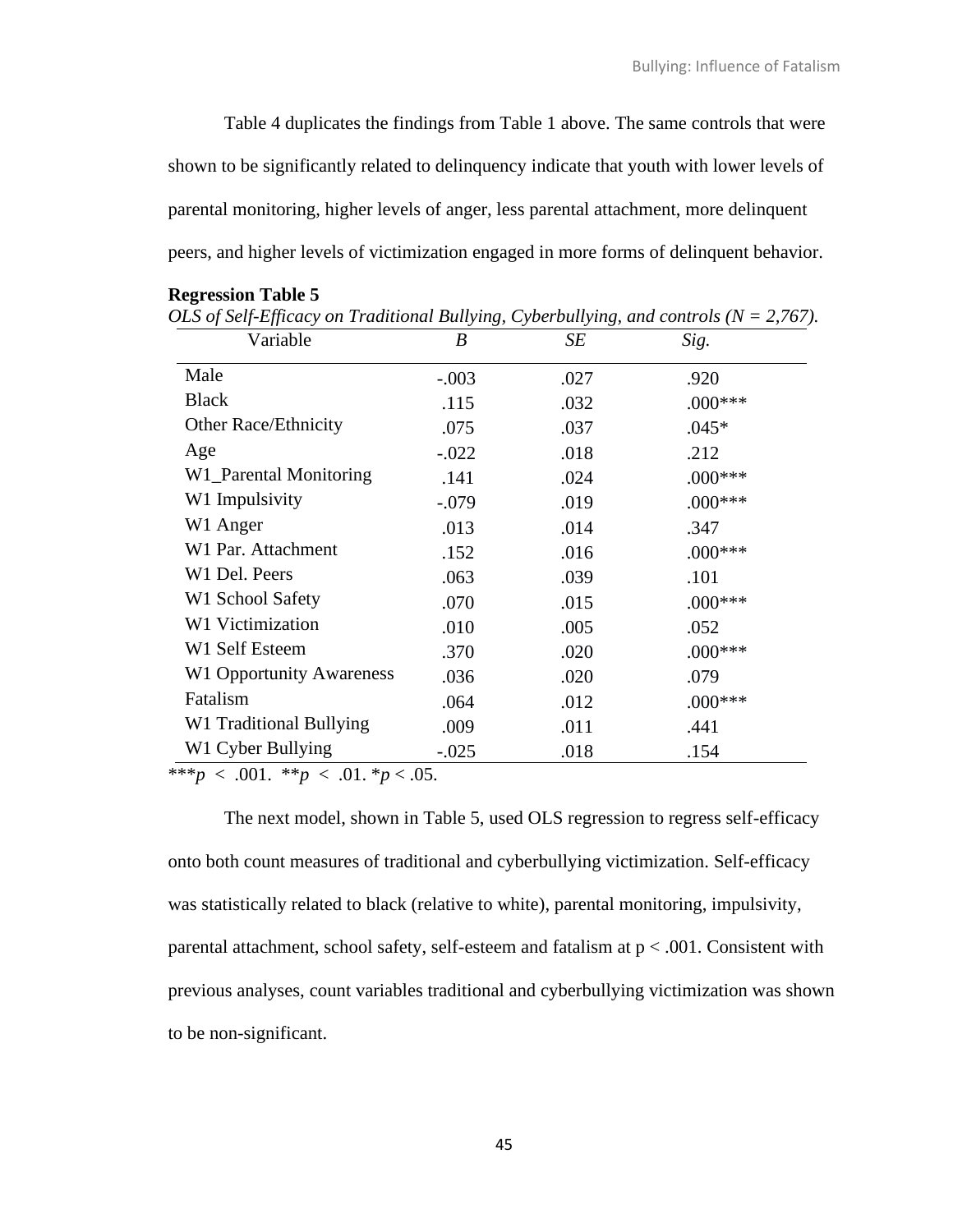Table 4 duplicates the findings from Table 1 above. The same controls that were shown to be significantly related to delinquency indicate that youth with lower levels of parental monitoring, higher levels of anger, less parental attachment, more delinquent peers, and higher levels of victimization engaged in more forms of delinquent behavior.

**Regression Table 5**

*OLS of Self-Efficacy on Traditional Bullying, Cyberbullying, and controls (N = 2,767).*

| Variable | *B* | *SE* | *Sig.* |
|---|---|---|---|
| Male | -.003 | .027 | .920 |
| Black | .115 | .032 | .000*** |
| Other Race/Ethnicity | .075 | .037 | .045* |
| Age | -.022 | .018 | .212 |
| W1_Parental Monitoring | .141 | .024 | .000*** |
| W1 Impulsivity | -.079 | .019 | .000*** |
| W1 Anger | .013 | .014 | .347 |
| W1 Par. Attachment | .152 | .016 | .000*** |
| W1 Del. Peers | .063 | .039 | .101 |
| W1 School Safety | .070 | .015 | .000*** |
| W1 Victimization | .010 | .005 | .052 |
| W1 Self Esteem | .370 | .020 | .000*** |
| W1 Opportunity Awareness | .036 | .020 | .079 |
| Fatalism | .064 | .012 | .000*** |
| W1 Traditional Bullying | .009 | .011 | .441 |
| W1 Cyber Bullying | -.025 | .018 | .154 |

***$p < .001$. **$p < .01$. *$p < .05$.

The next model, shown in Table 5, used OLS regression to regress self-efficacy onto both count measures of traditional and cyberbullying victimization. Self-efficacy was statistically related to black (relative to white), parental monitoring, impulsivity, parental attachment, school safety, self-esteem and fatalism at $p < .001$. Consistent with previous analyses, count variables traditional and cyberbullying victimization was shown to be non-significant.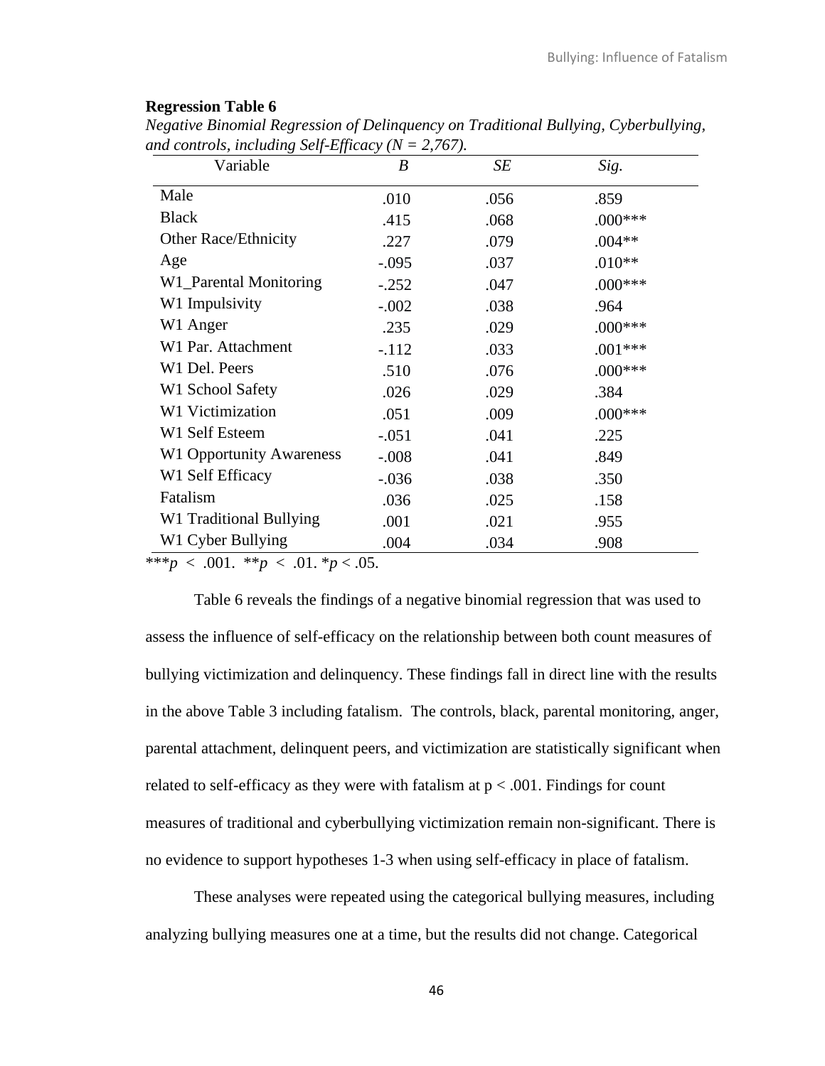**Regression Table 6**

*Negative Binomial Regression of Delinquency on Traditional Bullying, Cyberbullying, and controls, including Self-Efficacy (N = 2,767).*

| Variable | *B* | *SE* | *Sig.* |
|---|---|---|---|
| Male | .010 | .056 | .859 |
| Black | .415 | .068 | .000*** |
| Other Race/Ethnicity | .227 | .079 | .004** |
| Age | -.095 | .037 | .010** |
| W1_Parental Monitoring | -.252 | .047 | .000*** |
| W1 Impulsivity | -.002 | .038 | .964 |
| W1 Anger | .235 | .029 | .000*** |
| W1 Par. Attachment | -.112 | .033 | .001*** |
| W1 Del. Peers | .510 | .076 | .000*** |
| W1 School Safety | .026 | .029 | .384 |
| W1 Victimization | .051 | .009 | .000*** |
| W1 Self Esteem | -.051 | .041 | .225 |
| W1 Opportunity Awareness | -.008 | .041 | .849 |
| W1 Self Efficacy | -.036 | .038 | .350 |
| Fatalism | .036 | .025 | .158 |
| W1 Traditional Bullying | .001 | .021 | .955 |
| W1 Cyber Bullying | .004 | .034 | .908 |

****p* < .001. ***p* < .01. **p* < .05.*

Table 6 reveals the findings of a negative binomial regression that was used to assess the influence of self-efficacy on the relationship between both count measures of bullying victimization and delinquency. These findings fall in direct line with the results in the above Table 3 including fatalism. The controls, black, parental monitoring, anger, parental attachment, delinquent peers, and victimization are statistically significant when related to self-efficacy as they were with fatalism at $p < .001$. Findings for count measures of traditional and cyberbullying victimization remain non-significant. There is no evidence to support hypotheses 1-3 when using self-efficacy in place of fatalism.

These analyses were repeated using the categorical bullying measures, including analyzing bullying measures one at a time, but the results did not change. Categorical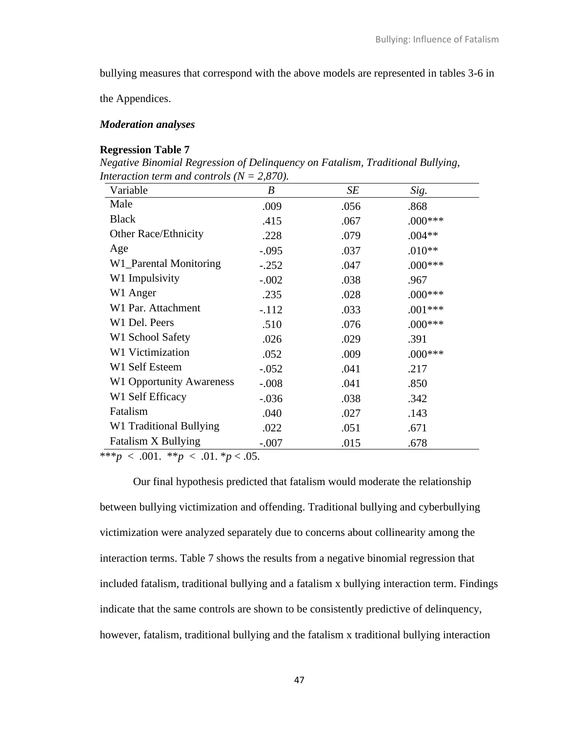bullying measures that correspond with the above models are represented in tables 3-6 in the Appendices.

***Moderation analyses***

**Regression Table 7**

*Negative Binomial Regression of Delinquency on Fatalism, Traditional Bullying, Interaction term and controls (N = 2,870).*

| Variable | *B* | *SE* | *Sig.* |
|---|---|---|---|
| Male | .009 | .056 | .868 |
| Black | .415 | .067 | .000*** |
| Other Race/Ethnicity | .228 | .079 | .004** |
| Age | -.095 | .037 | .010** |
| W1_Parental Monitoring | -.252 | .047 | .000*** |
| W1 Impulsivity | -.002 | .038 | .967 |
| W1 Anger | .235 | .028 | .000*** |
| W1 Par. Attachment | -.112 | .033 | .001*** |
| W1 Del. Peers | .510 | .076 | .000*** |
| W1 School Safety | .026 | .029 | .391 |
| W1 Victimization | .052 | .009 | .000*** |
| W1 Self Esteem | -.052 | .041 | .217 |
| W1 Opportunity Awareness | -.008 | .041 | .850 |
| W1 Self Efficacy | -.036 | .038 | .342 |
| Fatalism | .040 | .027 | .143 |
| W1 Traditional Bullying | .022 | .051 | .671 |
| Fatalism X Bullying | -.007 | .015 | .678 |

***$p < .001$. **$p < .01$. *$p < .05$.

Our final hypothesis predicted that fatalism would moderate the relationship between bullying victimization and offending. Traditional bullying and cyberbullying victimization were analyzed separately due to concerns about collinearity among the interaction terms. Table 7 shows the results from a negative binomial regression that included fatalism, traditional bullying and a fatalism x bullying interaction term. Findings indicate that the same controls are shown to be consistently predictive of delinquency, however, fatalism, traditional bullying and the fatalism x traditional bullying interaction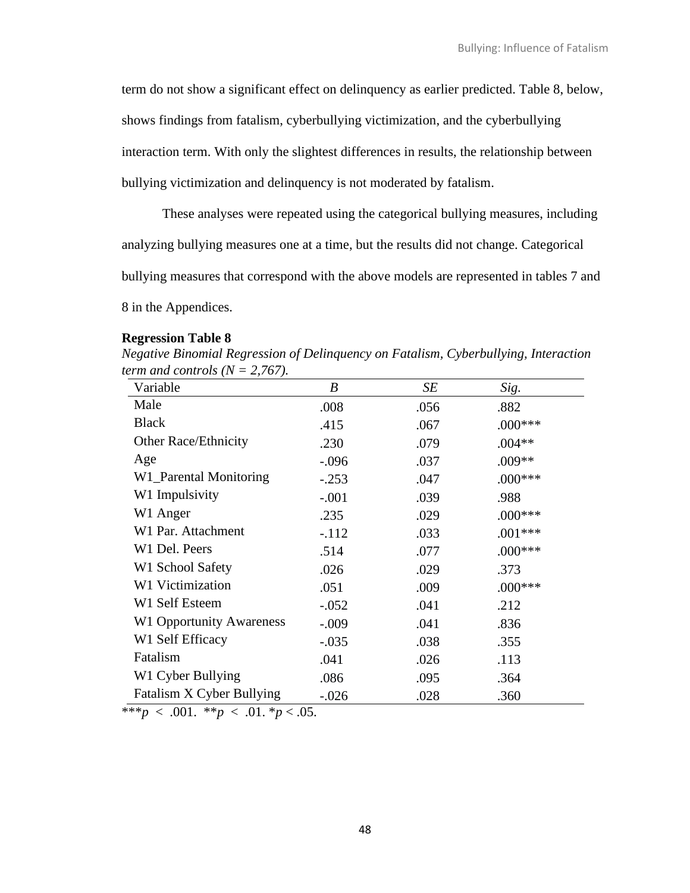term do not show a significant effect on delinquency as earlier predicted. Table 8, below, shows findings from fatalism, cyberbullying victimization, and the cyberbullying interaction term. With only the slightest differences in results, the relationship between bullying victimization and delinquency is not moderated by fatalism.

These analyses were repeated using the categorical bullying measures, including analyzing bullying measures one at a time, but the results did not change. Categorical bullying measures that correspond with the above models are represented in tables 7 and 8 in the Appendices.

**Regression Table 8**

*Negative Binomial Regression of Delinquency on Fatalism, Cyberbullying, Interaction term and controls (N = 2,767).*

| Variable | *B* | *SE* | *Sig.* |
|---|---|---|---|
| Male | .008 | .056 | .882 |
| Black | .415 | .067 | .000*** |
| Other Race/Ethnicity | .230 | .079 | .004** |
| Age | -.096 | .037 | .009** |
| W1_Parental Monitoring | -.253 | .047 | .000*** |
| W1 Impulsivity | -.001 | .039 | .988 |
| W1 Anger | .235 | .029 | .000*** |
| W1 Par. Attachment | -.112 | .033 | .001*** |
| W1 Del. Peers | .514 | .077 | .000*** |
| W1 School Safety | .026 | .029 | .373 |
| W1 Victimization | .051 | .009 | .000*** |
| W1 Self Esteem | -.052 | .041 | .212 |
| W1 Opportunity Awareness | -.009 | .041 | .836 |
| W1 Self Efficacy | -.035 | .038 | .355 |
| Fatalism | .041 | .026 | .113 |
| W1 Cyber Bullying | .086 | .095 | .364 |
| Fatalism X Cyber Bullying | -.026 | .028 | .360 |

****p* < .001. ***p* < .01. **p* < .05.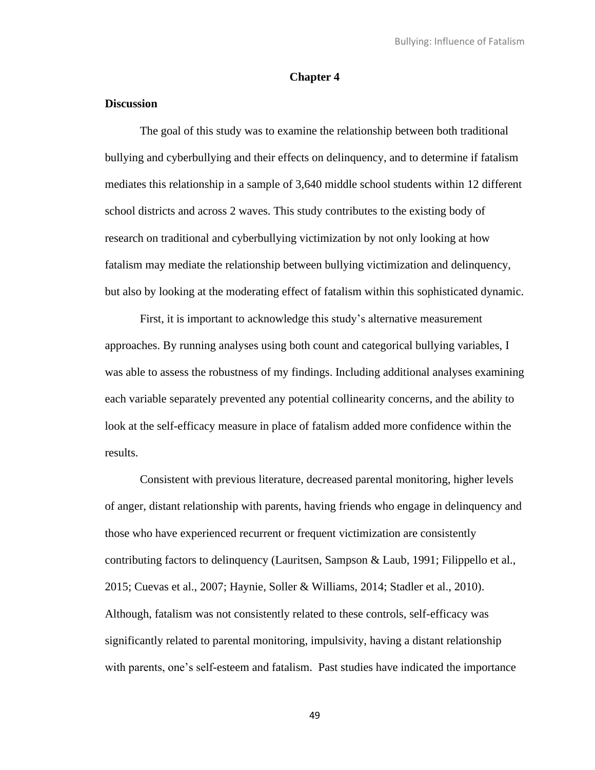# Chapter 4

## Discussion

The goal of this study was to examine the relationship between both traditional bullying and cyberbullying and their effects on delinquency, and to determine if fatalism mediates this relationship in a sample of 3,640 middle school students within 12 different school districts and across 2 waves. This study contributes to the existing body of research on traditional and cyberbullying victimization by not only looking at how fatalism may mediate the relationship between bullying victimization and delinquency, but also by looking at the moderating effect of fatalism within this sophisticated dynamic.

First, it is important to acknowledge this study's alternative measurement approaches. By running analyses using both count and categorical bullying variables, I was able to assess the robustness of my findings. Including additional analyses examining each variable separately prevented any potential collinearity concerns, and the ability to look at the self-efficacy measure in place of fatalism added more confidence within the results.

Consistent with previous literature, decreased parental monitoring, higher levels of anger, distant relationship with parents, having friends who engage in delinquency and those who have experienced recurrent or frequent victimization are consistently contributing factors to delinquency (Lauritsen, Sampson & Laub, 1991; Filippello et al., 2015; Cuevas et al., 2007; Haynie, Soller & Williams, 2014; Stadler et al., 2010). Although, fatalism was not consistently related to these controls, self-efficacy was significantly related to parental monitoring, impulsivity, having a distant relationship with parents, one's self-esteem and fatalism. Past studies have indicated the importance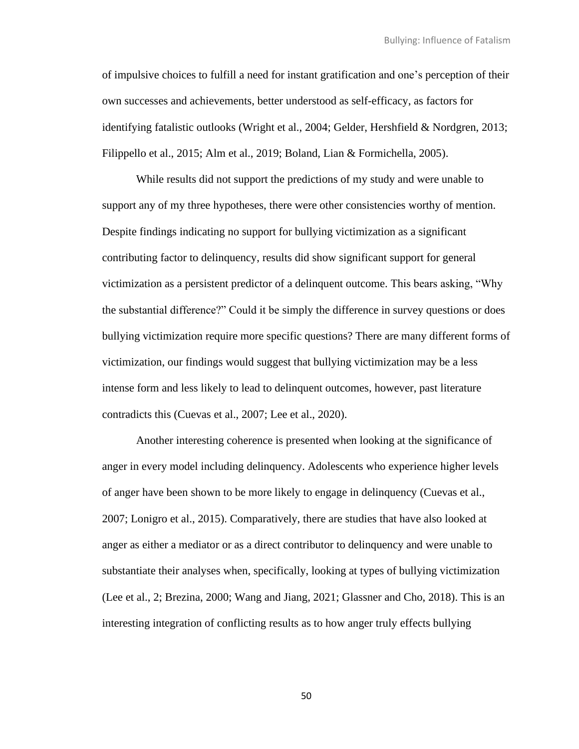of impulsive choices to fulfill a need for instant gratification and one's perception of their own successes and achievements, better understood as self-efficacy, as factors for identifying fatalistic outlooks (Wright et al., 2004; Gelder, Hershfield & Nordgren, 2013; Filippello et al., 2015; Alm et al., 2019; Boland, Lian & Formichella, 2005).

While results did not support the predictions of my study and were unable to support any of my three hypotheses, there were other consistencies worthy of mention. Despite findings indicating no support for bullying victimization as a significant contributing factor to delinquency, results did show significant support for general victimization as a persistent predictor of a delinquent outcome. This bears asking, "Why the substantial difference?" Could it be simply the difference in survey questions or does bullying victimization require more specific questions? There are many different forms of victimization, our findings would suggest that bullying victimization may be a less intense form and less likely to lead to delinquent outcomes, however, past literature contradicts this (Cuevas et al., 2007; Lee et al., 2020).

Another interesting coherence is presented when looking at the significance of anger in every model including delinquency. Adolescents who experience higher levels of anger have been shown to be more likely to engage in delinquency (Cuevas et al., 2007; Lonigro et al., 2015). Comparatively, there are studies that have also looked at anger as either a mediator or as a direct contributor to delinquency and were unable to substantiate their analyses when, specifically, looking at types of bullying victimization (Lee et al., 2; Brezina, 2000; Wang and Jiang, 2021; Glassner and Cho, 2018). This is an interesting integration of conflicting results as to how anger truly effects bullying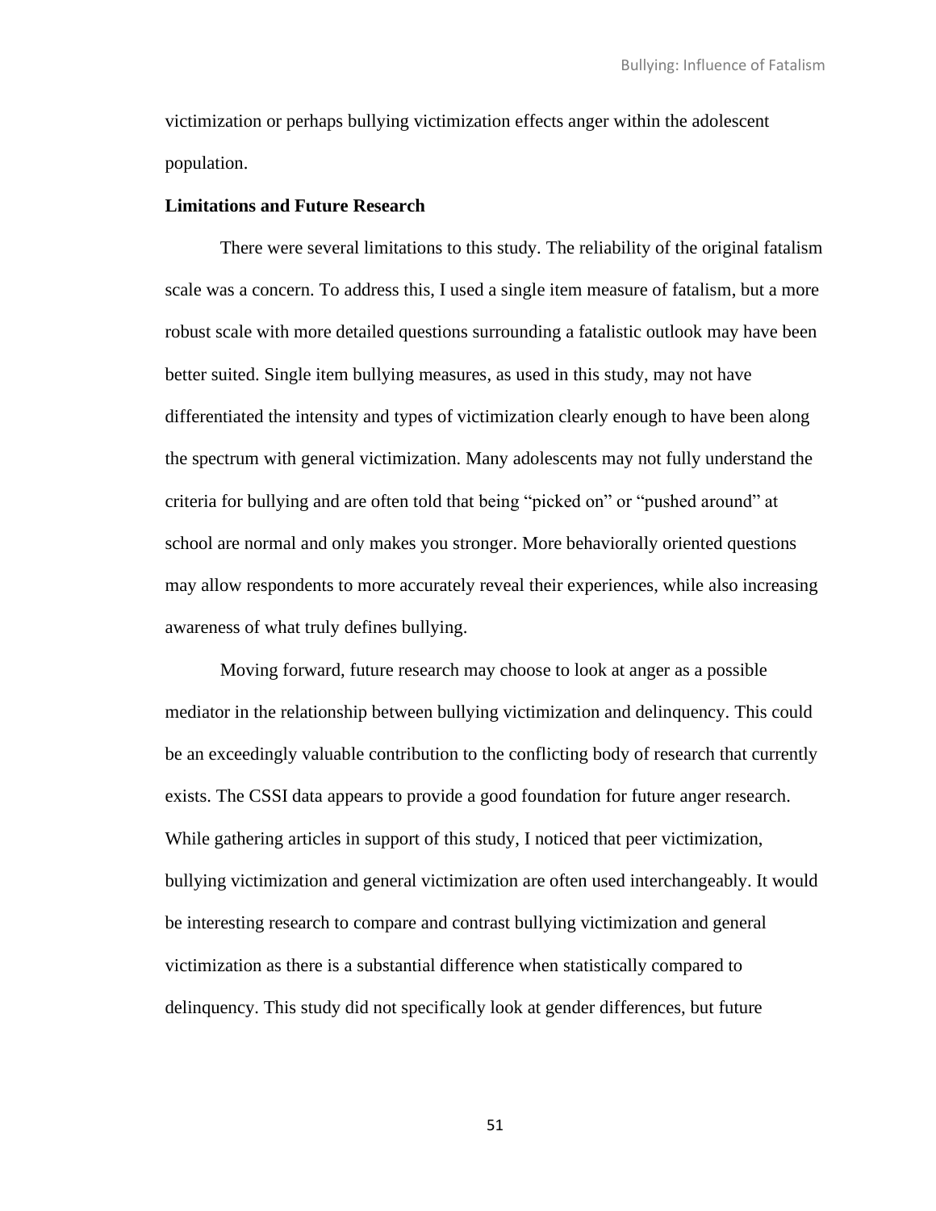victimization or perhaps bullying victimization effects anger within the adolescent population.

**Limitations and Future Research**

There were several limitations to this study. The reliability of the original fatalism scale was a concern. To address this, I used a single item measure of fatalism, but a more robust scale with more detailed questions surrounding a fatalistic outlook may have been better suited. Single item bullying measures, as used in this study, may not have differentiated the intensity and types of victimization clearly enough to have been along the spectrum with general victimization. Many adolescents may not fully understand the criteria for bullying and are often told that being "picked on" or "pushed around" at school are normal and only makes you stronger. More behaviorally oriented questions may allow respondents to more accurately reveal their experiences, while also increasing awareness of what truly defines bullying.

Moving forward, future research may choose to look at anger as a possible mediator in the relationship between bullying victimization and delinquency. This could be an exceedingly valuable contribution to the conflicting body of research that currently exists. The CSSI data appears to provide a good foundation for future anger research. While gathering articles in support of this study, I noticed that peer victimization, bullying victimization and general victimization are often used interchangeably. It would be interesting research to compare and contrast bullying victimization and general victimization as there is a substantial difference when statistically compared to delinquency. This study did not specifically look at gender differences, but future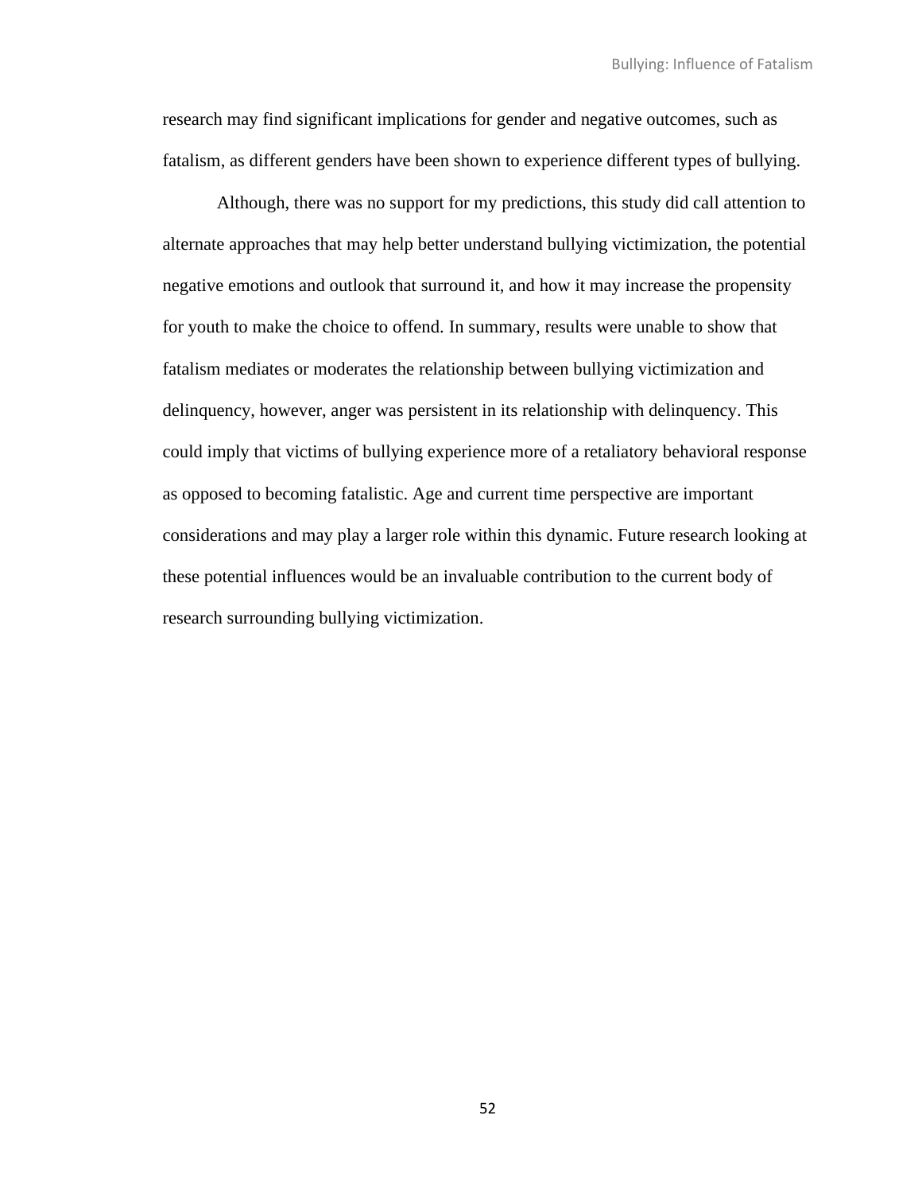research may find significant implications for gender and negative outcomes, such as fatalism, as different genders have been shown to experience different types of bullying.

Although, there was no support for my predictions, this study did call attention to alternate approaches that may help better understand bullying victimization, the potential negative emotions and outlook that surround it, and how it may increase the propensity for youth to make the choice to offend. In summary, results were unable to show that fatalism mediates or moderates the relationship between bullying victimization and delinquency, however, anger was persistent in its relationship with delinquency. This could imply that victims of bullying experience more of a retaliatory behavioral response as opposed to becoming fatalistic. Age and current time perspective are important considerations and may play a larger role within this dynamic. Future research looking at these potential influences would be an invaluable contribution to the current body of research surrounding bullying victimization.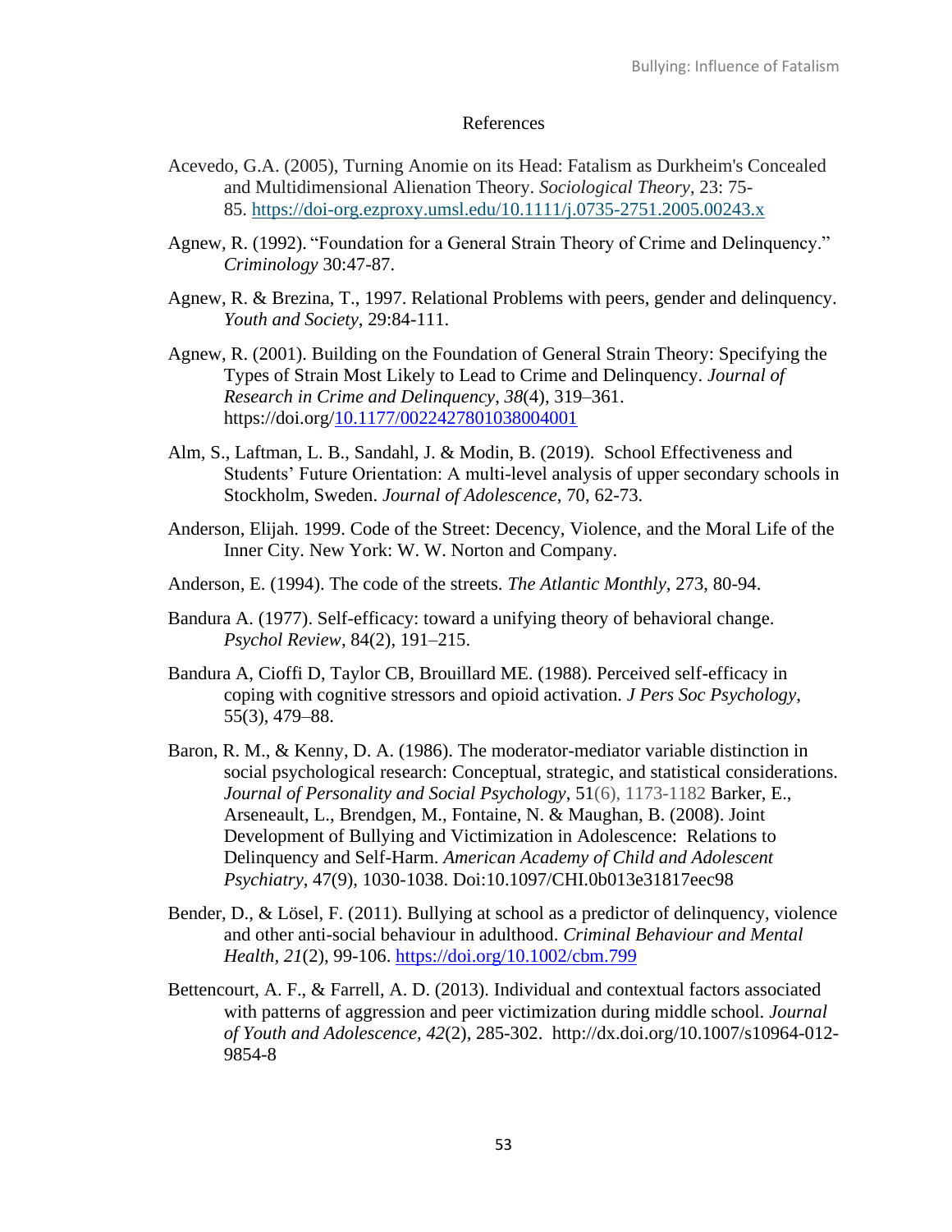# References

Acevedo, G.A. (2005), Turning Anomie on its Head: Fatalism as Durkheim's Concealed and Multidimensional Alienation Theory. *Sociological Theory*, 23: 75-85. https://doi-org.ezproxy.umsl.edu/10.1111/j.0735-2751.2005.00243.x

Agnew, R. (1992). "Foundation for a General Strain Theory of Crime and Delinquency." *Criminology* 30:47-87.

Agnew, R. & Brezina, T., 1997. Relational Problems with peers, gender and delinquency. *Youth and Society*, 29:84-111.

Agnew, R. (2001). Building on the Foundation of General Strain Theory: Specifying the Types of Strain Most Likely to Lead to Crime and Delinquency. *Journal of Research in Crime and Delinquency*, *38*(4), 319–361. https://doi.org/10.1177/0022427801038004001

Alm, S., Laftman, L. B., Sandahl, J. & Modin, B. (2019). School Effectiveness and Students' Future Orientation: A multi-level analysis of upper secondary schools in Stockholm, Sweden. *Journal of Adolescence*, 70, 62-73.

Anderson, Elijah. 1999. Code of the Street: Decency, Violence, and the Moral Life of the Inner City. New York: W. W. Norton and Company.

Anderson, E. (1994). The code of the streets. *The Atlantic Monthly*, 273, 80-94.

Bandura A. (1977). Self-efficacy: toward a unifying theory of behavioral change. *Psychol Review*, 84(2), 191–215.

Bandura A, Cioffi D, Taylor CB, Brouillard ME. (1988). Perceived self-efficacy in coping with cognitive stressors and opioid activation. *J Pers Soc Psychology*, 55(3), 479–88.

Baron, R. M., & Kenny, D. A. (1986). The moderator-mediator variable distinction in social psychological research: Conceptual, strategic, and statistical considerations. *Journal of Personality and Social Psychology*, 51(6), 1173-1182 Barker, E., Arseneault, L., Brendgen, M., Fontaine, N. & Maughan, B. (2008). Joint Development of Bullying and Victimization in Adolescence: Relations to Delinquency and Self-Harm. *American Academy of Child and Adolescent Psychiatry*, 47(9), 1030-1038. Doi:10.1097/CHI.0b013e31817eec98

Bender, D., & Lösel, F. (2011). Bullying at school as a predictor of delinquency, violence and other anti-social behaviour in adulthood. *Criminal Behaviour and Mental Health, 21*(2), 99-106. https://doi.org/10.1002/cbm.799

Bettencourt, A. F., & Farrell, A. D. (2013). Individual and contextual factors associated with patterns of aggression and peer victimization during middle school. *Journal of Youth and Adolescence, 42*(2), 285-302. http://dx.doi.org/10.1007/s10964-012-9854-8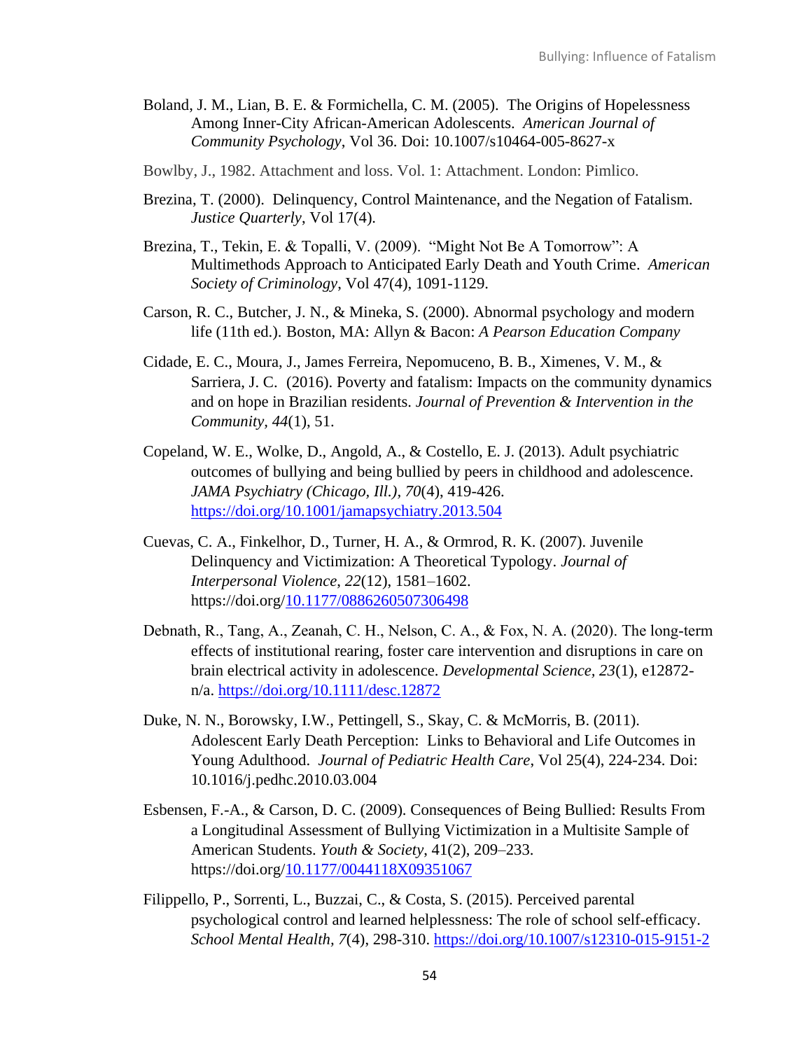Boland, J. M., Lian, B. E. & Formichella, C. M. (2005). The Origins of Hopelessness Among Inner-City African-American Adolescents. *American Journal of Community Psychology*, Vol 36. Doi: 10.1007/s10464-005-8627-x

Bowlby, J., 1982. Attachment and loss. Vol. 1: Attachment. London: Pimlico.

Brezina, T. (2000). Delinquency, Control Maintenance, and the Negation of Fatalism. *Justice Quarterly*, Vol 17(4).

Brezina, T., Tekin, E. & Topalli, V. (2009). "Might Not Be A Tomorrow": A Multimethods Approach to Anticipated Early Death and Youth Crime. *American Society of Criminology*, Vol 47(4), 1091-1129.

Carson, R. C., Butcher, J. N., & Mineka, S. (2000). Abnormal psychology and modern life (11th ed.). Boston, MA: Allyn & Bacon: *A Pearson Education Company*

Cidade, E. C., Moura, J., James Ferreira, Nepomuceno, B. B., Ximenes, V. M., & Sarriera, J. C. (2016). Poverty and fatalism: Impacts on the community dynamics and on hope in Brazilian residents. *Journal of Prevention & Intervention in the Community, 44*(1), 51.

Copeland, W. E., Wolke, D., Angold, A., & Costello, E. J. (2013). Adult psychiatric outcomes of bullying and being bullied by peers in childhood and adolescence. *JAMA Psychiatry (Chicago, Ill.), 70*(4), 419-426. https://doi.org/10.1001/jamapsychiatry.2013.504

Cuevas, C. A., Finkelhor, D., Turner, H. A., & Ormrod, R. K. (2007). Juvenile Delinquency and Victimization: A Theoretical Typology. *Journal of Interpersonal Violence*, *22*(12), 1581–1602. https://doi.org/10.1177/0886260507306498

Debnath, R., Tang, A., Zeanah, C. H., Nelson, C. A., & Fox, N. A. (2020). The long-term effects of institutional rearing, foster care intervention and disruptions in care on brain electrical activity in adolescence. *Developmental Science, 23*(1), e12872-n/a. https://doi.org/10.1111/desc.12872

Duke, N. N., Borowsky, I.W., Pettingell, S., Skay, C. & McMorris, B. (2011). Adolescent Early Death Perception: Links to Behavioral and Life Outcomes in Young Adulthood. *Journal of Pediatric Health Care*, Vol 25(4), 224-234. Doi: 10.1016/j.pedhc.2010.03.004

Esbensen, F.-A., & Carson, D. C. (2009). Consequences of Being Bullied: Results From a Longitudinal Assessment of Bullying Victimization in a Multisite Sample of American Students. *Youth & Society*, 41(2), 209–233. https://doi.org/10.1177/0044118X09351067

Filippello, P., Sorrenti, L., Buzzai, C., & Costa, S. (2015). Perceived parental psychological control and learned helplessness: The role of school self-efficacy. *School Mental Health, 7*(4), 298-310. https://doi.org/10.1007/s12310-015-9151-2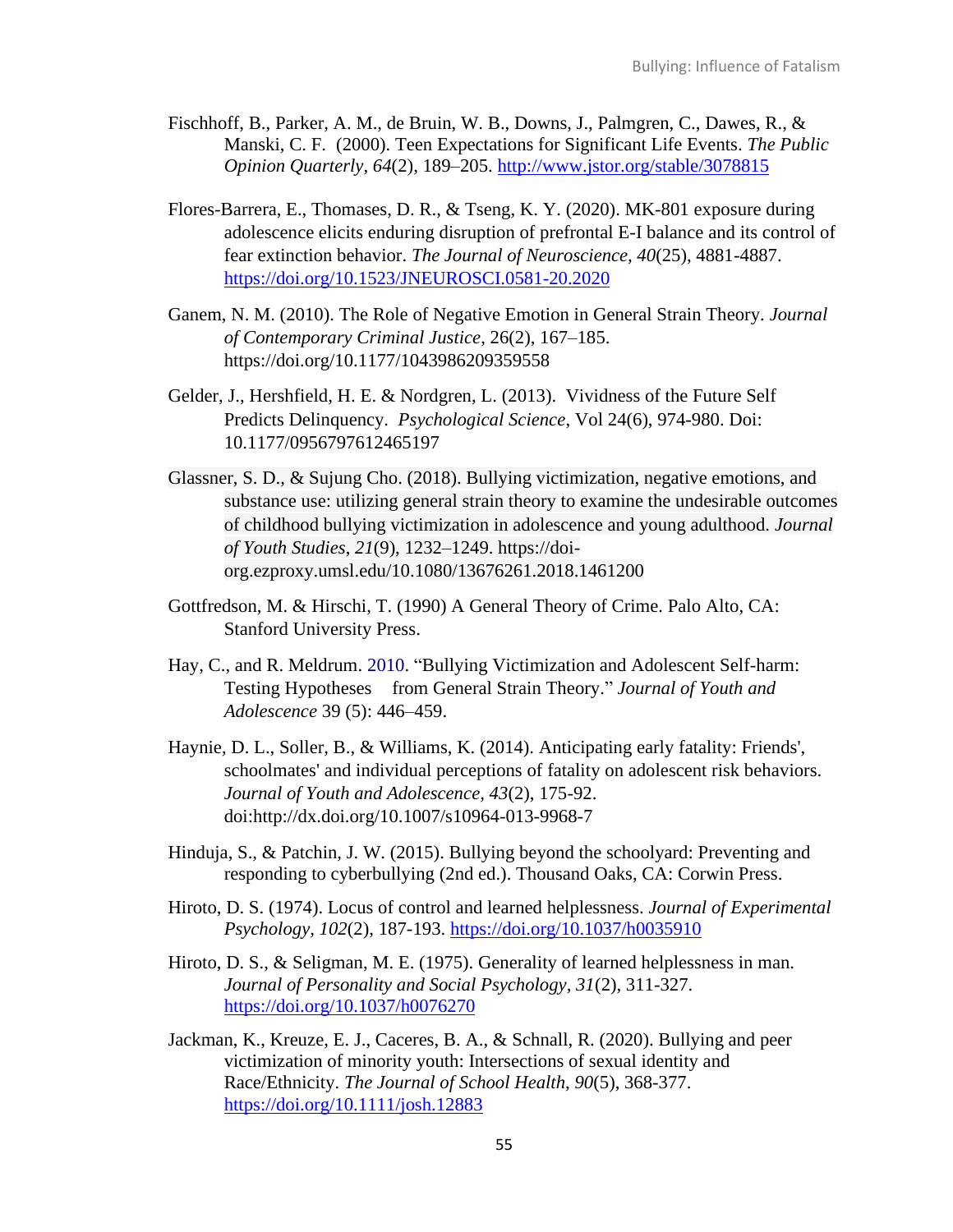Fischhoff, B., Parker, A. M., de Bruin, W. B., Downs, J., Palmgren, C., Dawes, R., & Manski, C. F. (2000). Teen Expectations for Significant Life Events. *The Public Opinion Quarterly*, *64*(2), 189–205. http://www.jstor.org/stable/3078815

Flores-Barrera, E., Thomases, D. R., & Tseng, K. Y. (2020). MK-801 exposure during adolescence elicits enduring disruption of prefrontal E-I balance and its control of fear extinction behavior. *The Journal of Neuroscience, 40*(25), 4881-4887. https://doi.org/10.1523/JNEUROSCI.0581-20.2020

Ganem, N. M. (2010). The Role of Negative Emotion in General Strain Theory. *Journal of Contemporary Criminal Justice,* 26(2), 167–185. https://doi.org/10.1177/1043986209359558

Gelder, J., Hershfield, H. E. & Nordgren, L. (2013). Vividness of the Future Self Predicts Delinquency. *Psychological Science*, Vol 24(6), 974-980. Doi: 10.1177/0956797612465197

Glassner, S. D., & Sujung Cho. (2018). Bullying victimization, negative emotions, and substance use: utilizing general strain theory to examine the undesirable outcomes of childhood bullying victimization in adolescence and young adulthood. *Journal of Youth Studies*, *21*(9), 1232–1249. https://doi-org.ezproxy.umsl.edu/10.1080/13676261.2018.1461200

Gottfredson, M. & Hirschi, T. (1990) A General Theory of Crime. Palo Alto, CA: Stanford University Press.

Hay, C., and R. Meldrum. 2010. "Bullying Victimization and Adolescent Self-harm: Testing Hypotheses from General Strain Theory." *Journal of Youth and Adolescence* 39 (5): 446–459.

Haynie, D. L., Soller, B., & Williams, K. (2014). Anticipating early fatality: Friends', schoolmates' and individual perceptions of fatality on adolescent risk behaviors. *Journal of Youth and Adolescence, 43*(2), 175-92. doi:http://dx.doi.org/10.1007/s10964-013-9968-7

Hinduja, S., & Patchin, J. W. (2015). Bullying beyond the schoolyard: Preventing and responding to cyberbullying (2nd ed.). Thousand Oaks, CA: Corwin Press.

Hiroto, D. S. (1974). Locus of control and learned helplessness. *Journal of Experimental Psychology, 102*(2), 187-193. https://doi.org/10.1037/h0035910

Hiroto, D. S., & Seligman, M. E. (1975). Generality of learned helplessness in man. *Journal of Personality and Social Psychology, 31*(2), 311-327. https://doi.org/10.1037/h0076270

Jackman, K., Kreuze, E. J., Caceres, B. A., & Schnall, R. (2020). Bullying and peer victimization of minority youth: Intersections of sexual identity and Race/Ethnicity. *The Journal of School Health, 90*(5), 368-377. https://doi.org/10.1111/josh.12883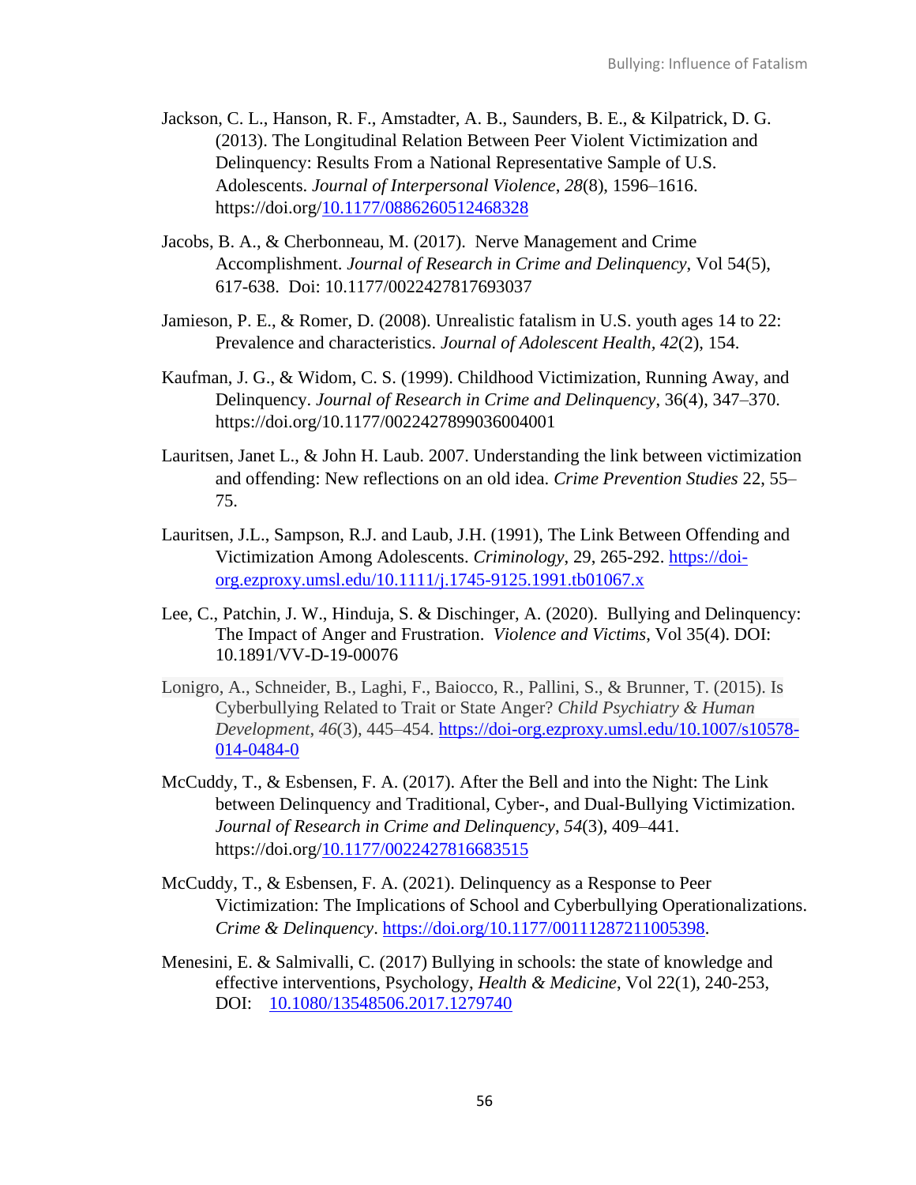Jackson, C. L., Hanson, R. F., Amstadter, A. B., Saunders, B. E., & Kilpatrick, D. G. (2013). The Longitudinal Relation Between Peer Violent Victimization and Delinquency: Results From a National Representative Sample of U.S. Adolescents. *Journal of Interpersonal Violence*, *28*(8), 1596–1616. https://doi.org/10.1177/0886260512468328

Jacobs, B. A., & Cherbonneau, M. (2017). Nerve Management and Crime Accomplishment. *Journal of Research in Crime and Delinquency*, Vol 54(5), 617-638. Doi: 10.1177/0022427817693037

Jamieson, P. E., & Romer, D. (2008). Unrealistic fatalism in U.S. youth ages 14 to 22: Prevalence and characteristics. *Journal of Adolescent Health, 42*(2), 154.

Kaufman, J. G., & Widom, C. S. (1999). Childhood Victimization, Running Away, and Delinquency. *Journal of Research in Crime and Delinquency*, 36(4), 347–370. https://doi.org/10.1177/0022427899036004001

Lauritsen, Janet L., & John H. Laub. 2007. Understanding the link between victimization and offending: New reflections on an old idea. *Crime Prevention Studies* 22, 55–75.

Lauritsen, J.L., Sampson, R.J. and Laub, J.H. (1991), The Link Between Offending and Victimization Among Adolescents. *Criminology*, 29, 265-292. https://doi-org.ezproxy.umsl.edu/10.1111/j.1745-9125.1991.tb01067.x

Lee, C., Patchin, J. W., Hinduja, S. & Dischinger, A. (2020). Bullying and Delinquency: The Impact of Anger and Frustration. *Violence and Victims*, Vol 35(4). DOI: 10.1891/VV-D-19-00076

Lonigro, A., Schneider, B., Laghi, F., Baiocco, R., Pallini, S., & Brunner, T. (2015). Is Cyberbullying Related to Trait or State Anger? *Child Psychiatry & Human Development*, *46*(3), 445–454. https://doi-org.ezproxy.umsl.edu/10.1007/s10578-014-0484-0

McCuddy, T., & Esbensen, F. A. (2017). After the Bell and into the Night: The Link between Delinquency and Traditional, Cyber-, and Dual-Bullying Victimization. *Journal of Research in Crime and Delinquency*, *54*(3), 409–441. https://doi.org/10.1177/0022427816683515

McCuddy, T., & Esbensen, F. A. (2021). Delinquency as a Response to Peer Victimization: The Implications of School and Cyberbullying Operationalizations. *Crime & Delinquency*. https://doi.org/10.1177/00111287211005398.

Menesini, E. & Salmivalli, C. (2017) Bullying in schools: the state of knowledge and effective interventions, Psychology, *Health & Medicine*, Vol 22(1), 240-253, DOI: 10.1080/13548506.2017.1279740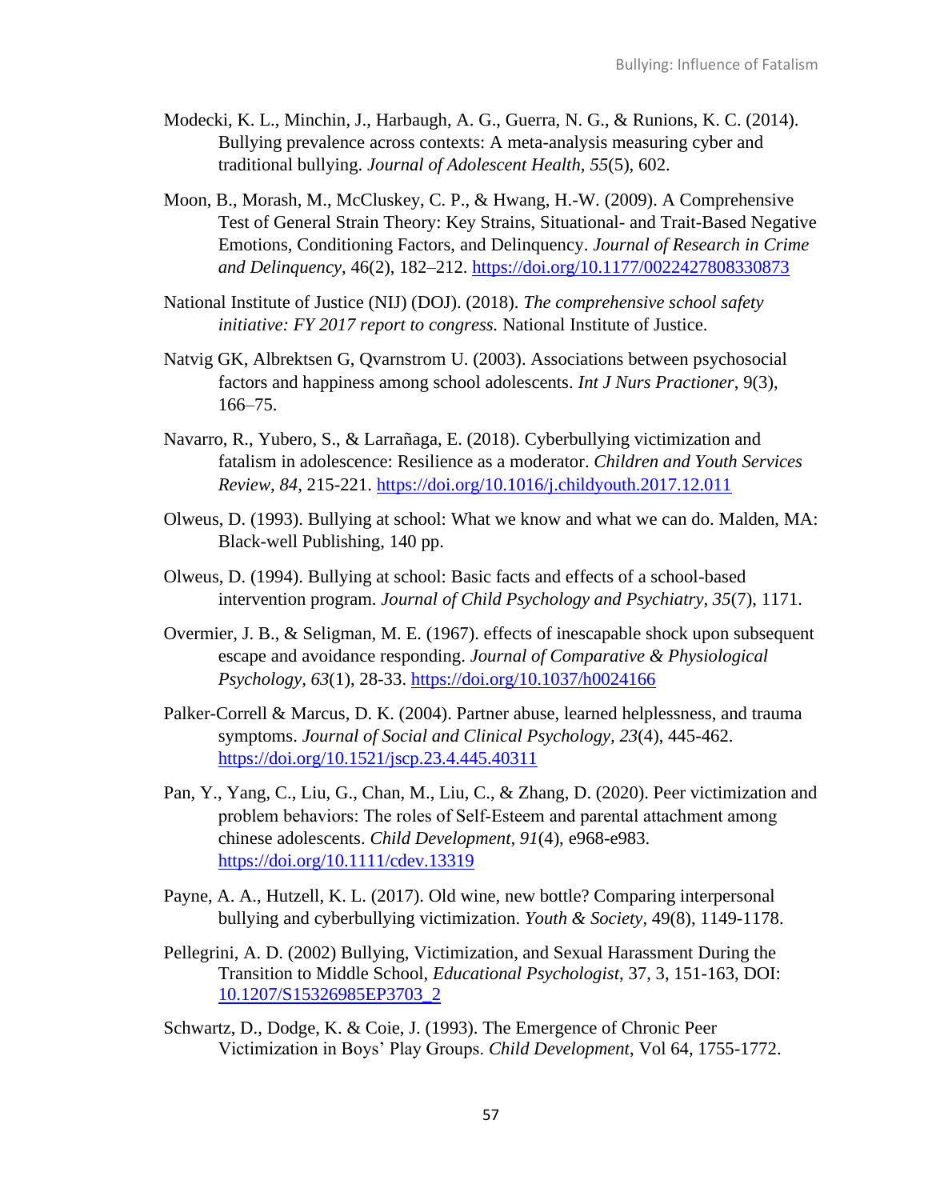Modecki, K. L., Minchin, J., Harbaugh, A. G., Guerra, N. G., & Runions, K. C. (2014). Bullying prevalence across contexts: A meta-analysis measuring cyber and traditional bullying. *Journal of Adolescent Health, 55*(5), 602.

Moon, B., Morash, M., McCluskey, C. P., & Hwang, H.-W. (2009). A Comprehensive Test of General Strain Theory: Key Strains, Situational- and Trait-Based Negative Emotions, Conditioning Factors, and Delinquency. *Journal of Research in Crime and Delinquency*, 46(2), 182–212. https://doi.org/10.1177/0022427808330873

National Institute of Justice (NIJ) (DOJ). (2018). *The comprehensive school safety initiative: FY 2017 report to congress.* National Institute of Justice.

Natvig GK, Albrektsen G, Qvarnstrom U. (2003). Associations between psychosocial factors and happiness among school adolescents. *Int J Nurs Practioner*, 9(3), 166–75.

Navarro, R., Yubero, S., & Larrañaga, E. (2018). Cyberbullying victimization and fatalism in adolescence: Resilience as a moderator. *Children and Youth Services Review, 84*, 215-221. https://doi.org/10.1016/j.childyouth.2017.12.011

Olweus, D. (1993). Bullying at school: What we know and what we can do. Malden, MA: Black-well Publishing, 140 pp.

Olweus, D. (1994). Bullying at school: Basic facts and effects of a school-based intervention program. *Journal of Child Psychology and Psychiatry, 35*(7), 1171.

Overmier, J. B., & Seligman, M. E. (1967). effects of inescapable shock upon subsequent escape and avoidance responding. *Journal of Comparative & Physiological Psychology, 63*(1), 28-33. https://doi.org/10.1037/h0024166

Palker-Correll & Marcus, D. K. (2004). Partner abuse, learned helplessness, and trauma symptoms. *Journal of Social and Clinical Psychology, 23*(4), 445-462. https://doi.org/10.1521/jscp.23.4.445.40311

Pan, Y., Yang, C., Liu, G., Chan, M., Liu, C., & Zhang, D. (2020). Peer victimization and problem behaviors: The roles of Self-Esteem and parental attachment among chinese adolescents. *Child Development, 91*(4), e968-e983. https://doi.org/10.1111/cdev.13319

Payne, A. A., Hutzell, K. L. (2017). Old wine, new bottle? Comparing interpersonal bullying and cyberbullying victimization. *Youth & Society*, 49(8), 1149-1178.

Pellegrini, A. D. (2002) Bullying, Victimization, and Sexual Harassment During the Transition to Middle School, *Educational Psychologist*, 37, 3, 151-163, DOI: 10.1207/S15326985EP3703_2

Schwartz, D., Dodge, K. & Coie, J. (1993). The Emergence of Chronic Peer Victimization in Boys' Play Groups. *Child Development*, Vol 64, 1755-1772.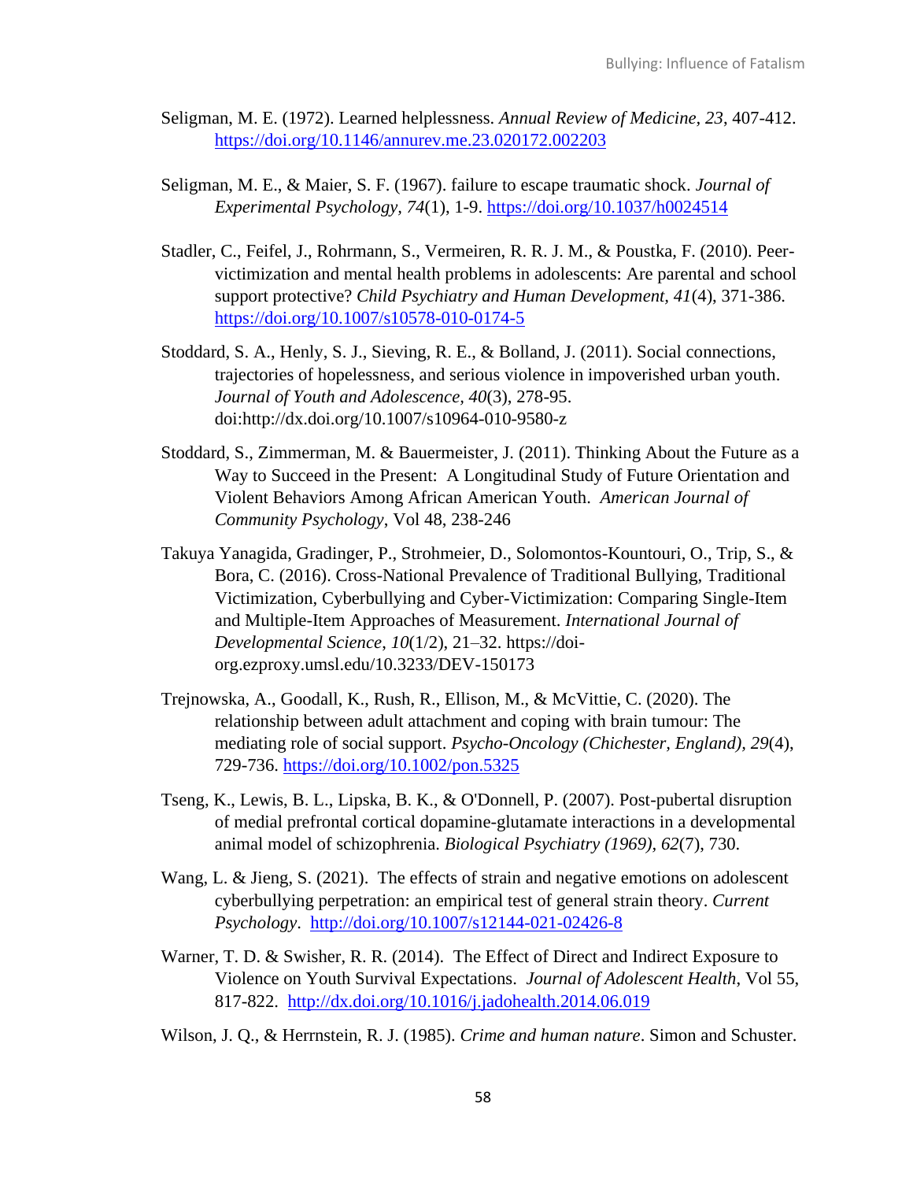Seligman, M. E. (1972). Learned helplessness. *Annual Review of Medicine, 23*, 407-412. https://doi.org/10.1146/annurev.me.23.020172.002203

Seligman, M. E., & Maier, S. F. (1967). failure to escape traumatic shock. *Journal of Experimental Psychology, 74*(1), 1-9. https://doi.org/10.1037/h0024514

Stadler, C., Feifel, J., Rohrmann, S., Vermeiren, R. R. J. M., & Poustka, F. (2010). Peer-victimization and mental health problems in adolescents: Are parental and school support protective? *Child Psychiatry and Human Development, 41*(4), 371-386. https://doi.org/10.1007/s10578-010-0174-5

Stoddard, S. A., Henly, S. J., Sieving, R. E., & Bolland, J. (2011). Social connections, trajectories of hopelessness, and serious violence in impoverished urban youth. *Journal of Youth and Adolescence, 40*(3), 278-95. doi:http://dx.doi.org/10.1007/s10964-010-9580-z

Stoddard, S., Zimmerman, M. & Bauermeister, J. (2011). Thinking About the Future as a Way to Succeed in the Present: A Longitudinal Study of Future Orientation and Violent Behaviors Among African American Youth. *American Journal of Community Psychology*, Vol 48, 238-246

Takuya Yanagida, Gradinger, P., Strohmeier, D., Solomontos-Kountouri, O., Trip, S., & Bora, C. (2016). Cross-National Prevalence of Traditional Bullying, Traditional Victimization, Cyberbullying and Cyber-Victimization: Comparing Single-Item and Multiple-Item Approaches of Measurement. *International Journal of Developmental Science, 10*(1/2), 21–32. https://doi-org.ezproxy.umsl.edu/10.3233/DEV-150173

Trejnowska, A., Goodall, K., Rush, R., Ellison, M., & McVittie, C. (2020). The relationship between adult attachment and coping with brain tumour: The mediating role of social support. *Psycho-Oncology (Chichester, England), 29*(4), 729-736. https://doi.org/10.1002/pon.5325

Tseng, K., Lewis, B. L., Lipska, B. K., & O'Donnell, P. (2007). Post-pubertal disruption of medial prefrontal cortical dopamine-glutamate interactions in a developmental animal model of schizophrenia. *Biological Psychiatry (1969), 62*(7), 730.

Wang, L. & Jieng, S. (2021). The effects of strain and negative emotions on adolescent cyberbullying perpetration: an empirical test of general strain theory. *Current Psychology*. http://doi.org/10.1007/s12144-021-02426-8

Warner, T. D. & Swisher, R. R. (2014). The Effect of Direct and Indirect Exposure to Violence on Youth Survival Expectations. *Journal of Adolescent Health*, Vol 55, 817-822. http://dx.doi.org/10.1016/j.jadohealth.2014.06.019

Wilson, J. Q., & Herrnstein, R. J. (1985). *Crime and human nature*. Simon and Schuster.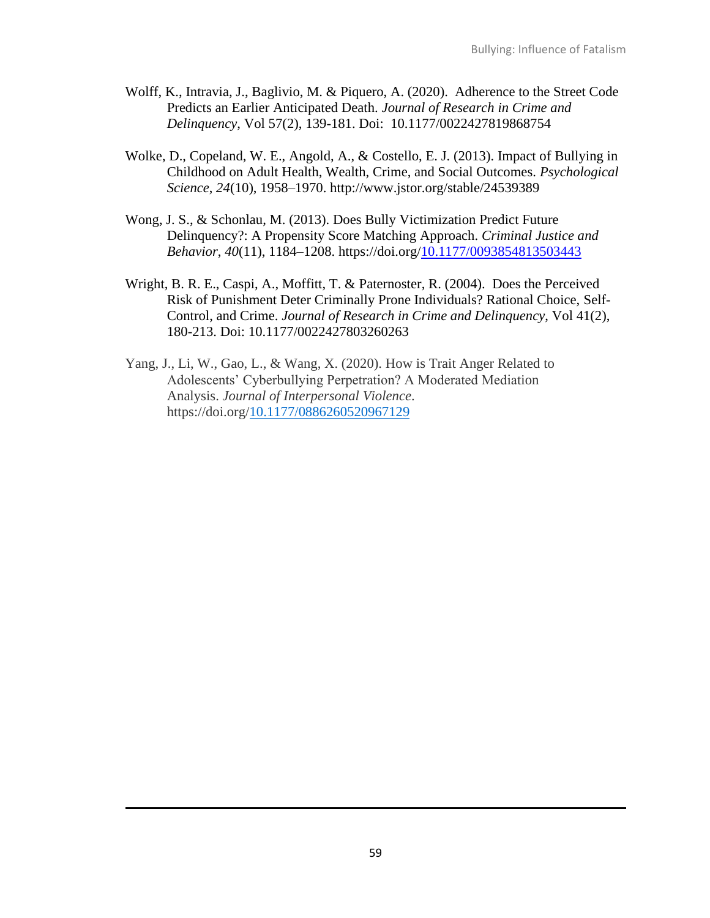Wolff, K., Intravia, J., Baglivio, M. & Piquero, A. (2020). Adherence to the Street Code Predicts an Earlier Anticipated Death. *Journal of Research in Crime and Delinquency*, Vol 57(2), 139-181. Doi: 10.1177/0022427819868754

Wolke, D., Copeland, W. E., Angold, A., & Costello, E. J. (2013). Impact of Bullying in Childhood on Adult Health, Wealth, Crime, and Social Outcomes. *Psychological Science*, *24*(10), 1958–1970. http://www.jstor.org/stable/24539389

Wong, J. S., & Schonlau, M. (2013). Does Bully Victimization Predict Future Delinquency?: A Propensity Score Matching Approach. *Criminal Justice and Behavior*, *40*(11), 1184–1208. https://doi.org/10.1177/0093854813503443

Wright, B. R. E., Caspi, A., Moffitt, T. & Paternoster, R. (2004). Does the Perceived Risk of Punishment Deter Criminally Prone Individuals? Rational Choice, Self-Control, and Crime. *Journal of Research in Crime and Delinquency*, Vol 41(2), 180-213. Doi: 10.1177/0022427803260263

Yang, J., Li, W., Gao, L., & Wang, X. (2020). How is Trait Anger Related to Adolescents' Cyberbullying Perpetration? A Moderated Mediation Analysis. *Journal of Interpersonal Violence*. https://doi.org/10.1177/0886260520967129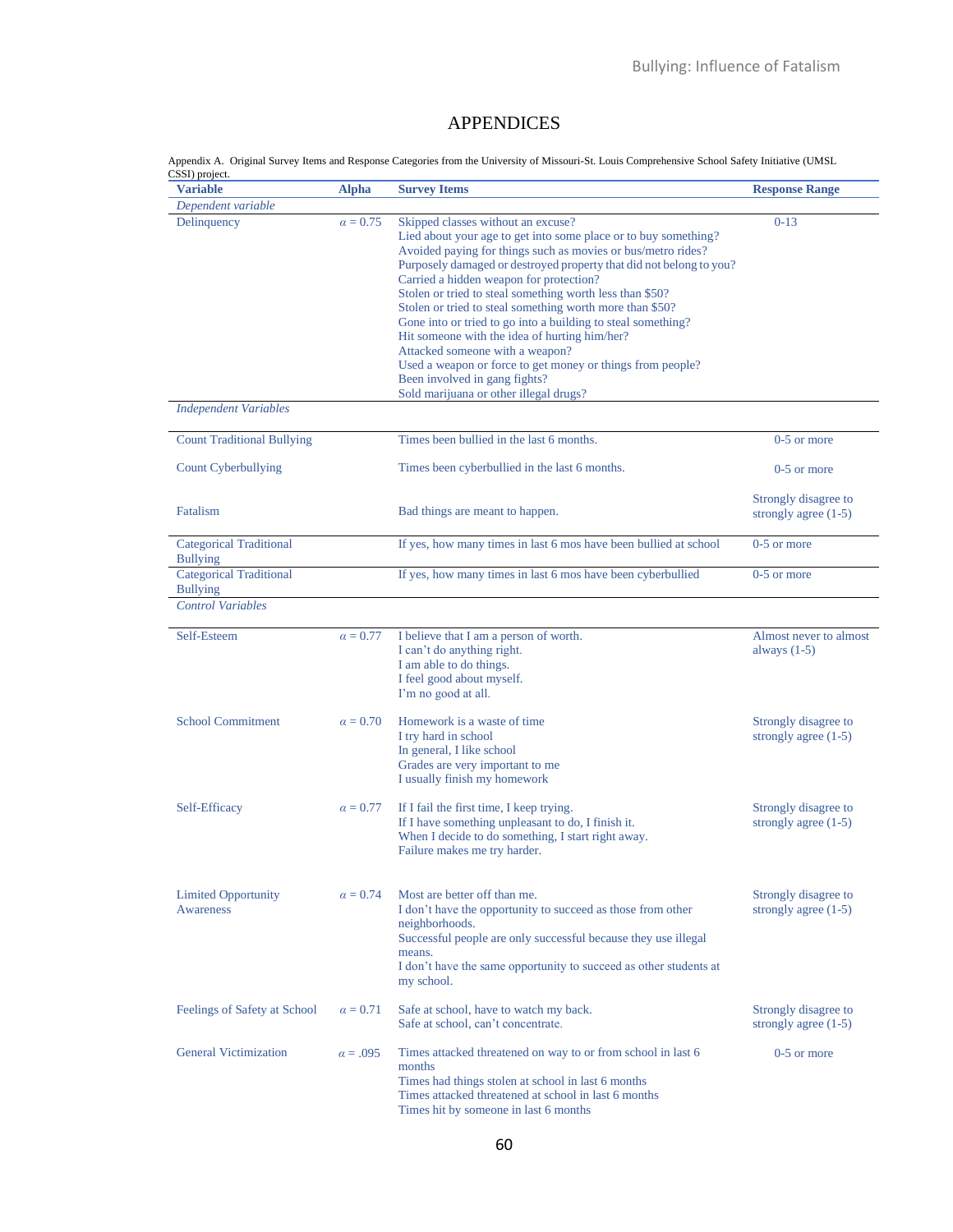# APPENDICES

Appendix A. Original Survey Items and Response Categories from the University of Missouri-St. Louis Comprehensive School Safety Initiative (UMSL CSSI) project.

| Variable | Alpha | Survey Items | Response Range |
|---|---|---|---|
| *Dependent variable* | | | |
| Delinquency | $\alpha = 0.75$ | Skipped classes without an excuse?<br>Lied about your age to get into some place or to buy something?<br>Avoided paying for things such as movies or bus/metro rides?<br>Purposely damaged or destroyed property that did not belong to you?<br>Carried a hidden weapon for protection?<br>Stolen or tried to steal something worth less than $50?<br>Stolen or tried to steal something worth more than $50?<br>Gone into or tried to go into a building to steal something?<br>Hit someone with the idea of hurting him/her?<br>Attacked someone with a weapon?<br>Used a weapon or force to get money or things from people?<br>Been involved in gang fights?<br>Sold marijuana or other illegal drugs? | 0-13 |
| *Independent Variables* | | | |
| Count Traditional Bullying | | Times been bullied in the last 6 months. | 0-5 or more |
| Count Cyberbullying | | Times been cyberbullied in the last 6 months. | 0-5 or more |
| Fatalism | | Bad things are meant to happen. | Strongly disagree to strongly agree (1-5) |
| Categorical Traditional Bullying | | If yes, how many times in last 6 mos have been bullied at school | 0-5 or more |
| Categorical Traditional Bullying | | If yes, how many times in last 6 mos have been cyberbullied | 0-5 or more |
| *Control Variables* | | | |
| Self-Esteem | $\alpha = 0.77$ | I believe that I am a person of worth.<br>I can't do anything right.<br>I am able to do things.<br>I feel good about myself.<br>I'm no good at all. | Almost never to almost always (1-5) |
| School Commitment | $\alpha = 0.70$ | Homework is a waste of time<br>I try hard in school<br>In general, I like school<br>Grades are very important to me<br>I usually finish my homework | Strongly disagree to strongly agree (1-5) |
| Self-Efficacy | $\alpha = 0.77$ | If I fail the first time, I keep trying.<br>If I have something unpleasant to do, I finish it.<br>When I decide to do something, I start right away.<br>Failure makes me try harder. | Strongly disagree to strongly agree (1-5) |
| Limited Opportunity Awareness | $\alpha = 0.74$ | Most are better off than me.<br>I don't have the opportunity to succeed as those from other neighborhoods.<br>Successful people are only successful because they use illegal means.<br>I don't have the same opportunity to succeed as other students at my school. | Strongly disagree to strongly agree (1-5) |
| Feelings of Safety at School | $\alpha = 0.71$ | Safe at school, have to watch my back.<br>Safe at school, can't concentrate. | Strongly disagree to strongly agree (1-5) |
| General Victimization | $\alpha = .095$ | Times attacked threatened on way to or from school in last 6 months<br>Times had things stolen at school in last 6 months<br>Times attacked threatened at school in last 6 months<br>Times hit by someone in last 6 months | 0-5 or more |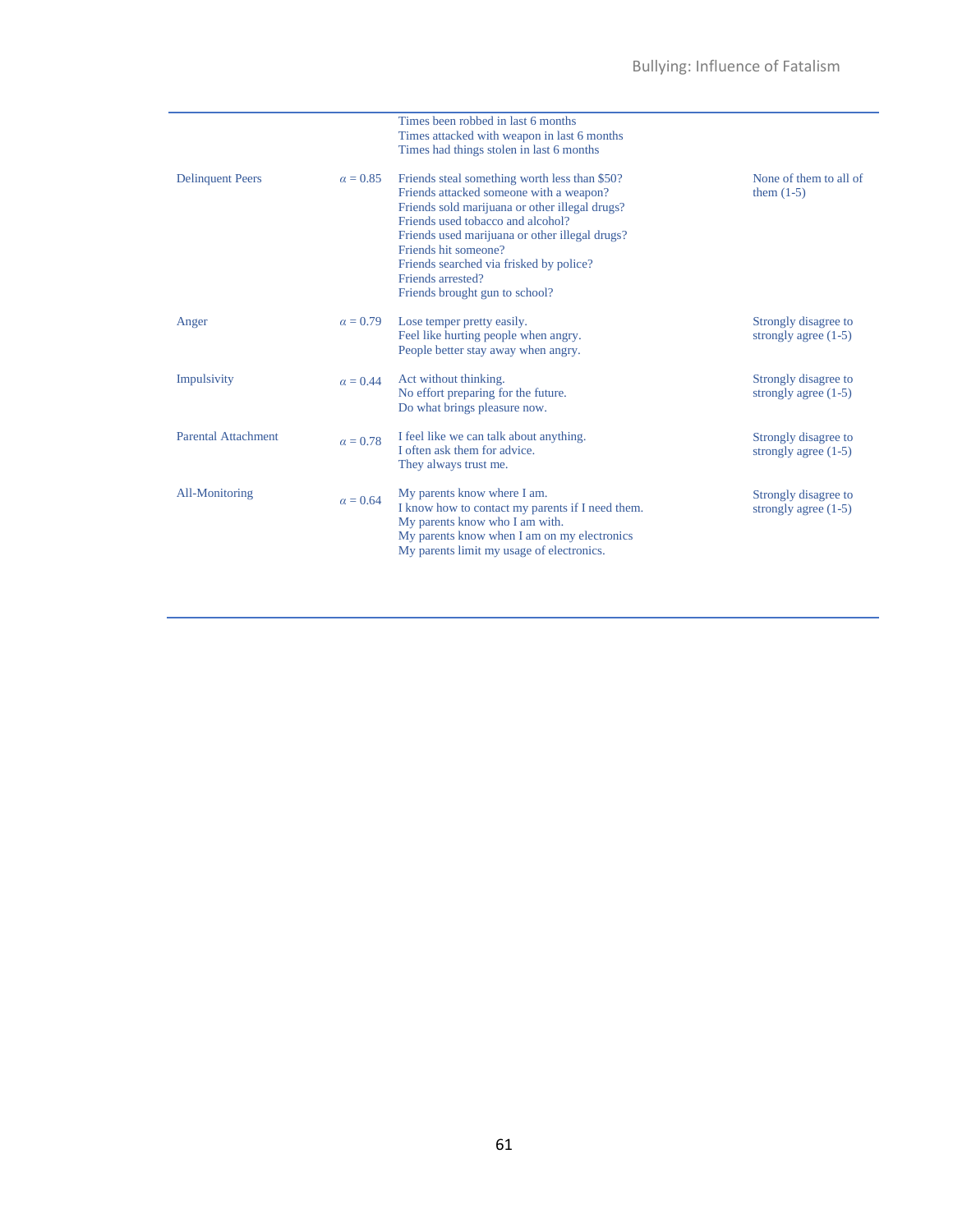| | | | |
|---|---|---|---|
| | | Times been robbed in last 6 months<br>Times attacked with weapon in last 6 months<br>Times had things stolen in last 6 months | |
| Delinquent Peers | $\alpha = 0.85$ | Friends steal something worth less than $50?<br>Friends attacked someone with a weapon?<br>Friends sold marijuana or other illegal drugs?<br>Friends used tobacco and alcohol?<br>Friends used marijuana or other illegal drugs?<br>Friends hit someone?<br>Friends searched via frisked by police?<br>Friends arrested?<br>Friends brought gun to school? | None of them to all of them (1-5) |
| Anger | $\alpha = 0.79$ | Lose temper pretty easily.<br>Feel like hurting people when angry.<br>People better stay away when angry. | Strongly disagree to strongly agree (1-5) |
| Impulsivity | $\alpha = 0.44$ | Act without thinking.<br>No effort preparing for the future.<br>Do what brings pleasure now. | Strongly disagree to strongly agree (1-5) |
| Parental Attachment | $\alpha = 0.78$ | I feel like we can talk about anything.<br>I often ask them for advice.<br>They always trust me. | Strongly disagree to strongly agree (1-5) |
| All-Monitoring | $\alpha = 0.64$ | My parents know where I am.<br>I know how to contact my parents if I need them.<br>My parents know who I am with.<br>My parents know when I am on my electronics<br>My parents limit my usage of electronics. | Strongly disagree to strongly agree (1-5) |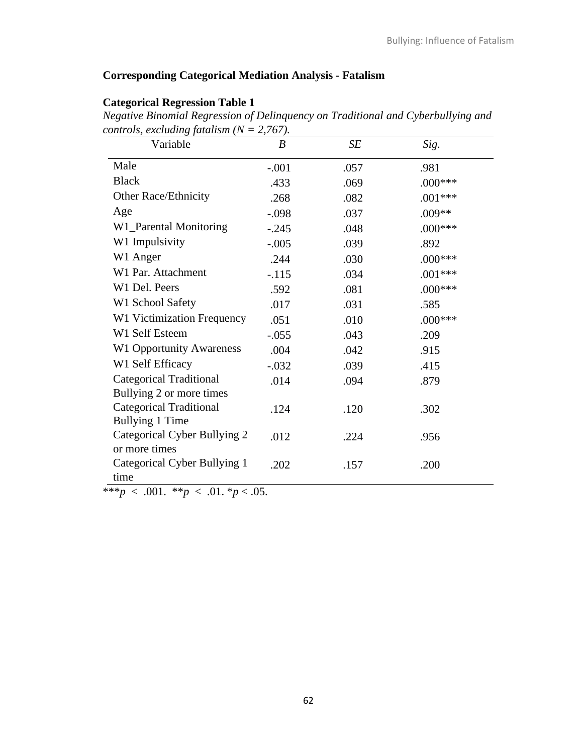**Corresponding Categorical Mediation Analysis - Fatalism**

**Categorical Regression Table 1**

*Negative Binomial Regression of Delinquency on Traditional and Cyberbullying and controls, excluding fatalism (N = 2,767).*

| Variable | *B* | *SE* | *Sig.* |
|---|---|---|---|
| Male | -.001 | .057 | .981 |
| Black | .433 | .069 | .000*** |
| Other Race/Ethnicity | .268 | .082 | .001*** |
| Age | -.098 | .037 | .009** |
| W1_Parental Monitoring | -.245 | .048 | .000*** |
| W1 Impulsivity | -.005 | .039 | .892 |
| W1 Anger | .244 | .030 | .000*** |
| W1 Par. Attachment | -.115 | .034 | .001*** |
| W1 Del. Peers | .592 | .081 | .000*** |
| W1 School Safety | .017 | .031 | .585 |
| W1 Victimization Frequency | .051 | .010 | .000*** |
| W1 Self Esteem | -.055 | .043 | .209 |
| W1 Opportunity Awareness | .004 | .042 | .915 |
| W1 Self Efficacy | -.032 | .039 | .415 |
| Categorical Traditional Bullying 2 or more times | .014 | .094 | .879 |
| Categorical Traditional Bullying 1 Time | .124 | .120 | .302 |
| Categorical Cyber Bullying 2 or more times | .012 | .224 | .956 |
| Categorical Cyber Bullying 1 time | .202 | .157 | .200 |

***$p < .001$. **$p < .01$. *$p < .05$.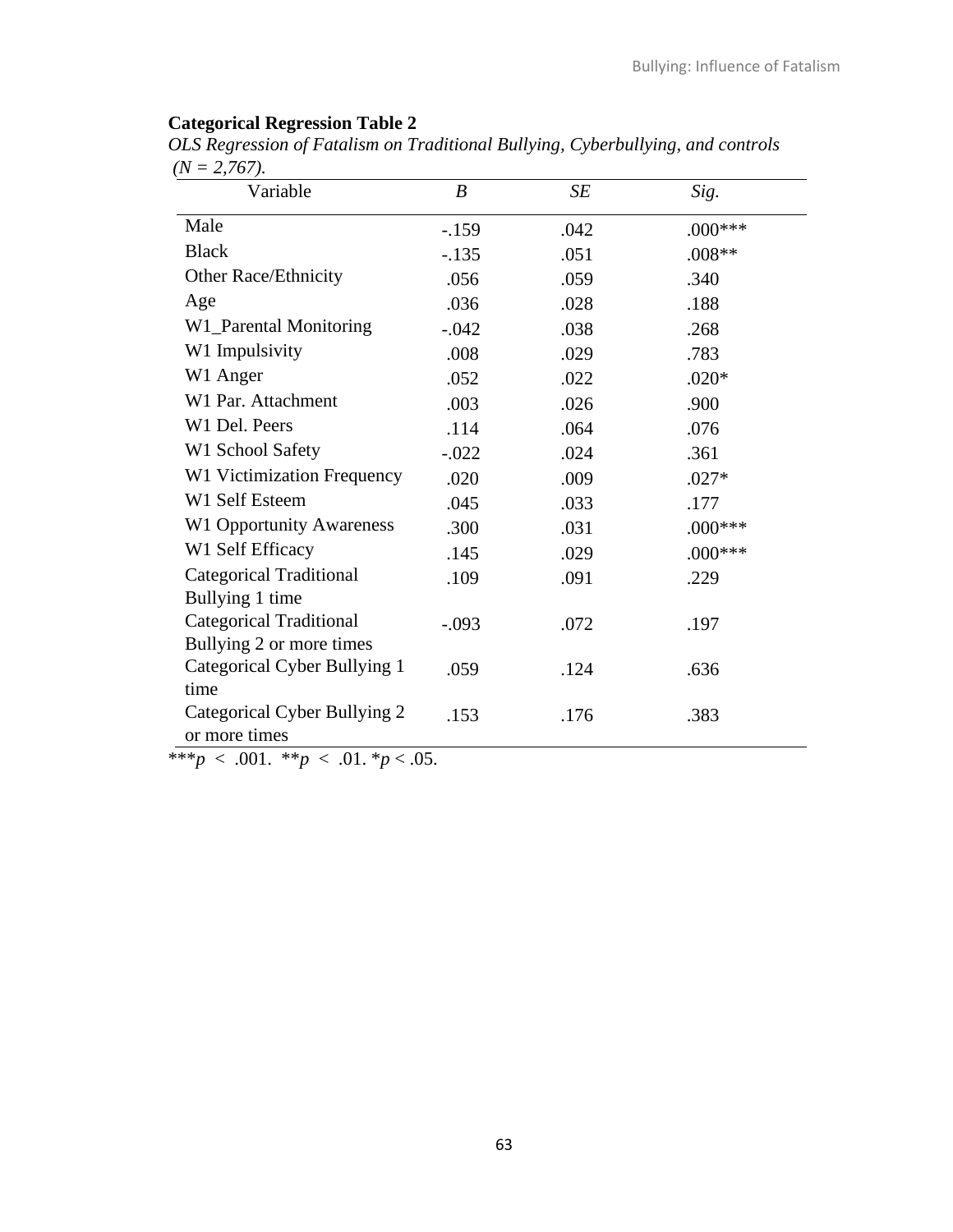**Categorical Regression Table 2**

*OLS Regression of Fatalism on Traditional Bullying, Cyberbullying, and controls (N = 2,767).*

| Variable | *B* | *SE* | *Sig.* |
|---|---|---|---|
| Male | -.159 | .042 | .000*** |
| Black | -.135 | .051 | .008** |
| Other Race/Ethnicity | .056 | .059 | .340 |
| Age | .036 | .028 | .188 |
| W1_Parental Monitoring | -.042 | .038 | .268 |
| W1 Impulsivity | .008 | .029 | .783 |
| W1 Anger | .052 | .022 | .020* |
| W1 Par. Attachment | .003 | .026 | .900 |
| W1 Del. Peers | .114 | .064 | .076 |
| W1 School Safety | -.022 | .024 | .361 |
| W1 Victimization Frequency | .020 | .009 | .027* |
| W1 Self Esteem | .045 | .033 | .177 |
| W1 Opportunity Awareness | .300 | .031 | .000*** |
| W1 Self Efficacy | .145 | .029 | .000*** |
| Categorical Traditional Bullying 1 time | .109 | .091 | .229 |
| Categorical Traditional Bullying 2 or more times | -.093 | .072 | .197 |
| Categorical Cyber Bullying 1 time | .059 | .124 | .636 |
| Categorical Cyber Bullying 2 or more times | .153 | .176 | .383 |

***$p < .001$. **$p < .01$. *$p < .05$.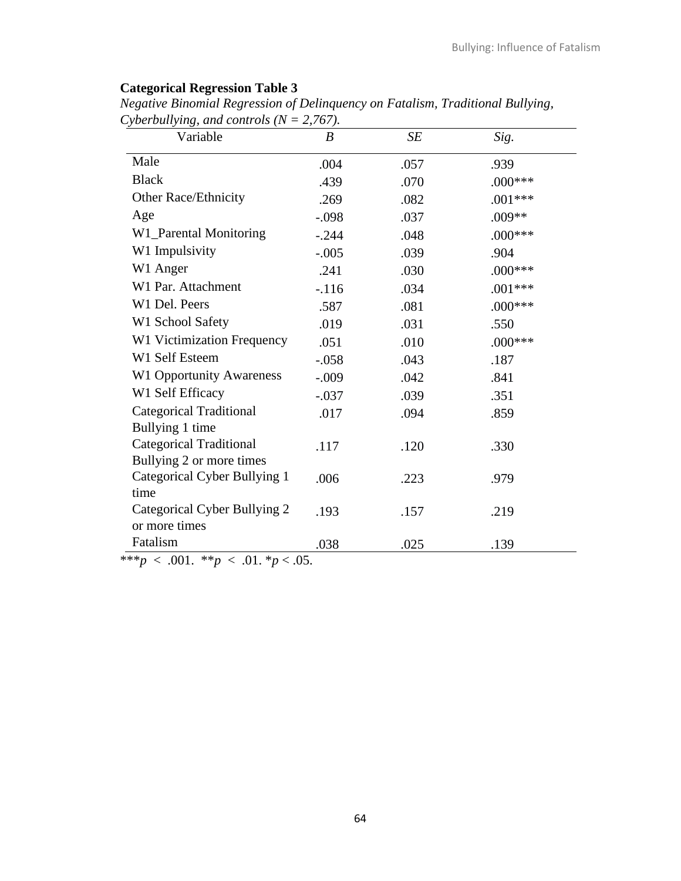**Categorical Regression Table 3**

*Negative Binomial Regression of Delinquency on Fatalism, Traditional Bullying, Cyberbullying, and controls (N = 2,767).*

| Variable | *B* | *SE* | *Sig.* |
|---|---|---|---|
| Male | .004 | .057 | .939 |
| Black | .439 | .070 | .000*** |
| Other Race/Ethnicity | .269 | .082 | .001*** |
| Age | -.098 | .037 | .009** |
| W1_Parental Monitoring | -.244 | .048 | .000*** |
| W1 Impulsivity | -.005 | .039 | .904 |
| W1 Anger | .241 | .030 | .000*** |
| W1 Par. Attachment | -.116 | .034 | .001*** |
| W1 Del. Peers | .587 | .081 | .000*** |
| W1 School Safety | .019 | .031 | .550 |
| W1 Victimization Frequency | .051 | .010 | .000*** |
| W1 Self Esteem | -.058 | .043 | .187 |
| W1 Opportunity Awareness | -.009 | .042 | .841 |
| W1 Self Efficacy | -.037 | .039 | .351 |
| Categorical Traditional Bullying 1 time | .017 | .094 | .859 |
| Categorical Traditional Bullying 2 or more times | .117 | .120 | .330 |
| Categorical Cyber Bullying 1 time | .006 | .223 | .979 |
| Categorical Cyber Bullying 2 or more times | .193 | .157 | .219 |
| Fatalism | .038 | .025 | .139 |

***$p < .001$. **$p < .01$. *$p < .05$.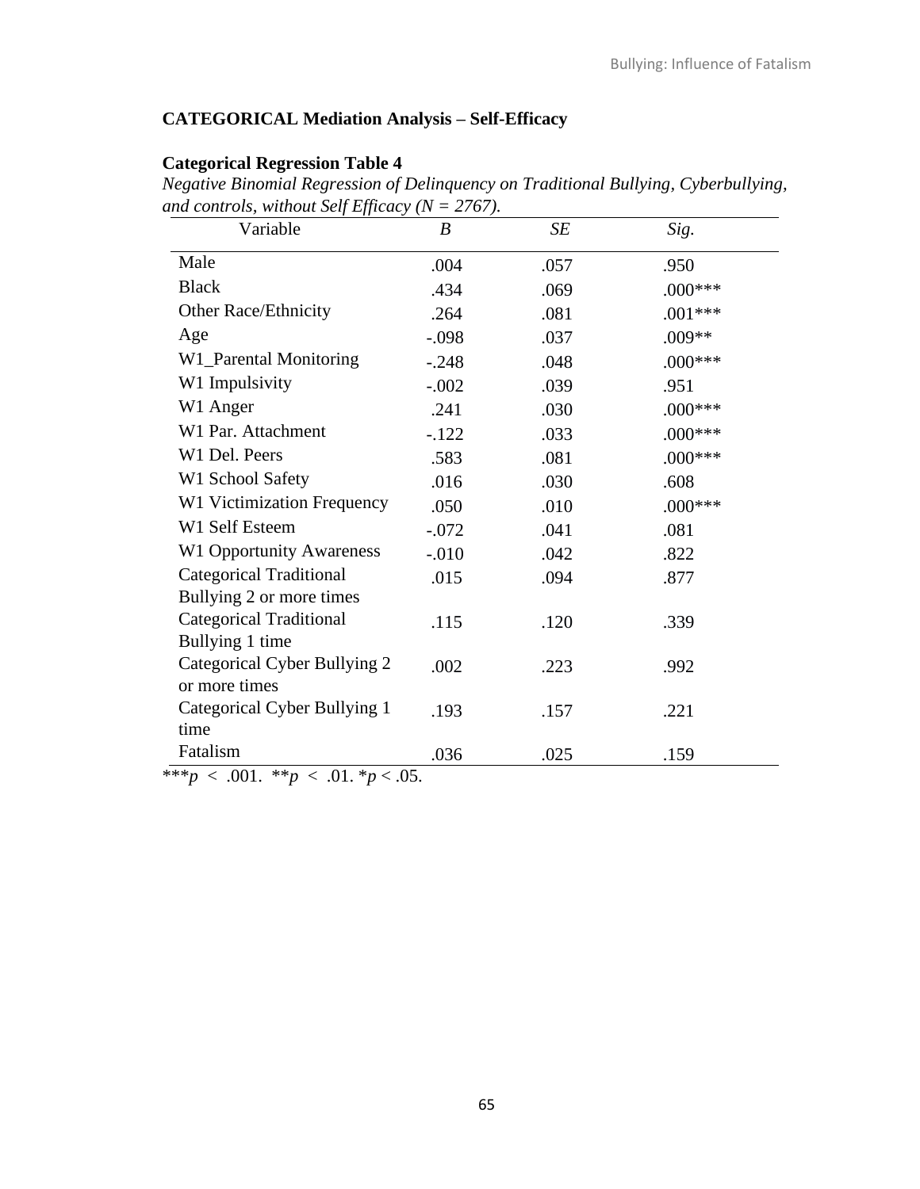**CATEGORICAL Mediation Analysis – Self-Efficacy**

**Categorical Regression Table 4**

*Negative Binomial Regression of Delinquency on Traditional Bullying, Cyberbullying, and controls, without Self Efficacy (N = 2767).*

| Variable | *B* | *SE* | *Sig.* |
|---|---|---|---|
| Male | .004 | .057 | .950 |
| Black | .434 | .069 | .000*** |
| Other Race/Ethnicity | .264 | .081 | .001*** |
| Age | -.098 | .037 | .009** |
| W1_Parental Monitoring | -.248 | .048 | .000*** |
| W1 Impulsivity | -.002 | .039 | .951 |
| W1 Anger | .241 | .030 | .000*** |
| W1 Par. Attachment | -.122 | .033 | .000*** |
| W1 Del. Peers | .583 | .081 | .000*** |
| W1 School Safety | .016 | .030 | .608 |
| W1 Victimization Frequency | .050 | .010 | .000*** |
| W1 Self Esteem | -.072 | .041 | .081 |
| W1 Opportunity Awareness | -.010 | .042 | .822 |
| Categorical Traditional Bullying 2 or more times | .015 | .094 | .877 |
| Categorical Traditional Bullying 1 time | .115 | .120 | .339 |
| Categorical Cyber Bullying 2 or more times | .002 | .223 | .992 |
| Categorical Cyber Bullying 1 time | .193 | .157 | .221 |
| Fatalism | .036 | .025 | .159 |

***$p < .001$. **$p < .01$. *$p < .05$.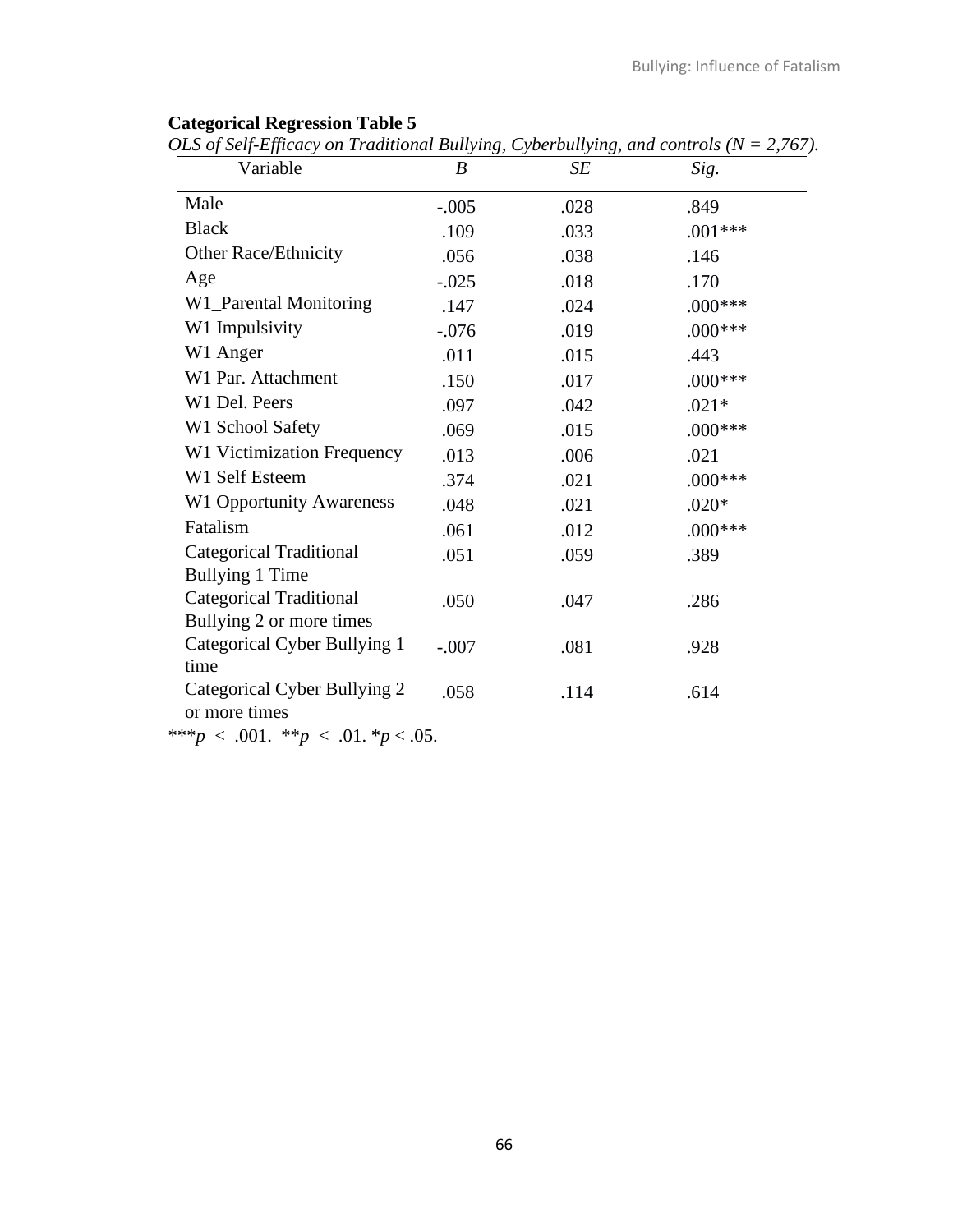**Categorical Regression Table 5**

*OLS of Self-Efficacy on Traditional Bullying, Cyberbullying, and controls (N = 2,767).*

| Variable | *B* | *SE* | *Sig.* |
|---|---|---|---|
| Male | -.005 | .028 | .849 |
| Black | .109 | .033 | .001*** |
| Other Race/Ethnicity | .056 | .038 | .146 |
| Age | -.025 | .018 | .170 |
| W1_Parental Monitoring | .147 | .024 | .000*** |
| W1 Impulsivity | -.076 | .019 | .000*** |
| W1 Anger | .011 | .015 | .443 |
| W1 Par. Attachment | .150 | .017 | .000*** |
| W1 Del. Peers | .097 | .042 | .021* |
| W1 School Safety | .069 | .015 | .000*** |
| W1 Victimization Frequency | .013 | .006 | .021 |
| W1 Self Esteem | .374 | .021 | .000*** |
| W1 Opportunity Awareness | .048 | .021 | .020* |
| Fatalism | .061 | .012 | .000*** |
| Categorical Traditional Bullying 1 Time | .051 | .059 | .389 |
| Categorical Traditional Bullying 2 or more times | .050 | .047 | .286 |
| Categorical Cyber Bullying 1 time | -.007 | .081 | .928 |
| Categorical Cyber Bullying 2 or more times | .058 | .114 | .614 |

***$p < .001$. **$p < .01$. *$p < .05$.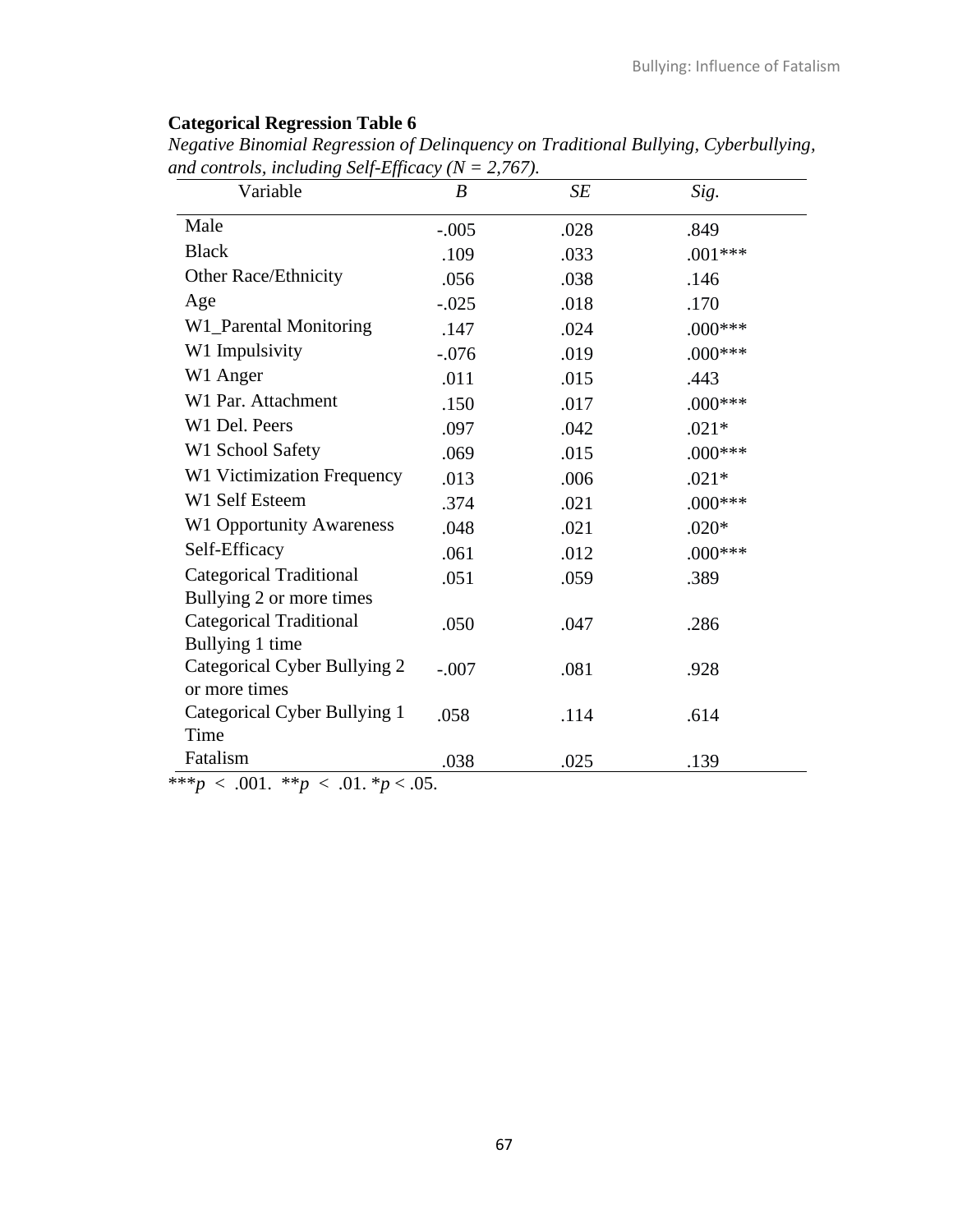**Categorical Regression Table 6**

*Negative Binomial Regression of Delinquency on Traditional Bullying, Cyberbullying, and controls, including Self-Efficacy (N = 2,767).*

| Variable | *B* | *SE* | *Sig.* |
|---|---|---|---|
| Male | -.005 | .028 | .849 |
| Black | .109 | .033 | .001*** |
| Other Race/Ethnicity | .056 | .038 | .146 |
| Age | -.025 | .018 | .170 |
| W1_Parental Monitoring | .147 | .024 | .000*** |
| W1 Impulsivity | -.076 | .019 | .000*** |
| W1 Anger | .011 | .015 | .443 |
| W1 Par. Attachment | .150 | .017 | .000*** |
| W1 Del. Peers | .097 | .042 | .021* |
| W1 School Safety | .069 | .015 | .000*** |
| W1 Victimization Frequency | .013 | .006 | .021* |
| W1 Self Esteem | .374 | .021 | .000*** |
| W1 Opportunity Awareness | .048 | .021 | .020* |
| Self-Efficacy | .061 | .012 | .000*** |
| Categorical Traditional Bullying 2 or more times | .051 | .059 | .389 |
| Categorical Traditional Bullying 1 time | .050 | .047 | .286 |
| Categorical Cyber Bullying 2 or more times | -.007 | .081 | .928 |
| Categorical Cyber Bullying 1 Time | .058 | .114 | .614 |
| Fatalism | .038 | .025 | .139 |

***$p < .001$. **$p < .01$. *$p < .05$.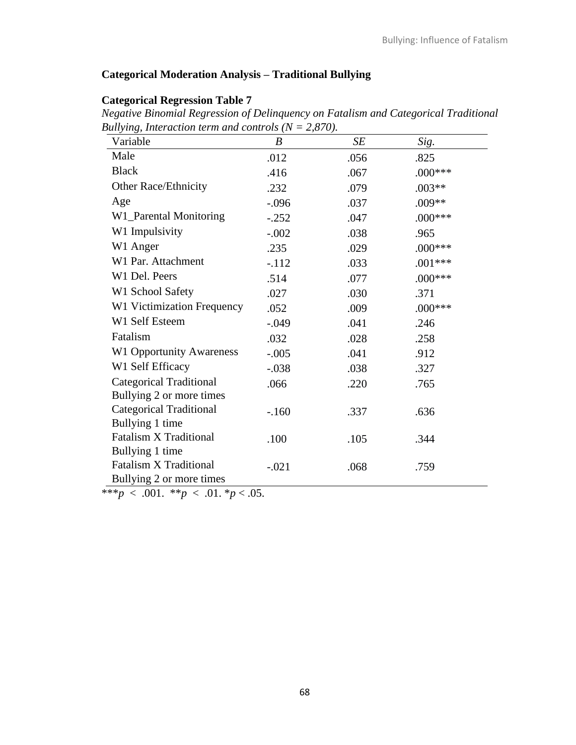**Categorical Moderation Analysis – Traditional Bullying**

**Categorical Regression Table 7**

*Negative Binomial Regression of Delinquency on Fatalism and Categorical Traditional Bullying, Interaction term and controls (N = 2,870).*

| Variable | *B* | *SE* | *Sig.* |
|---|---|---|---|
| Male | .012 | .056 | .825 |
| Black | .416 | .067 | .000*** |
| Other Race/Ethnicity | .232 | .079 | .003** |
| Age | -.096 | .037 | .009** |
| W1_Parental Monitoring | -.252 | .047 | .000*** |
| W1 Impulsivity | -.002 | .038 | .965 |
| W1 Anger | .235 | .029 | .000*** |
| W1 Par. Attachment | -.112 | .033 | .001*** |
| W1 Del. Peers | .514 | .077 | .000*** |
| W1 School Safety | .027 | .030 | .371 |
| W1 Victimization Frequency | .052 | .009 | .000*** |
| W1 Self Esteem | -.049 | .041 | .246 |
| Fatalism | .032 | .028 | .258 |
| W1 Opportunity Awareness | -.005 | .041 | .912 |
| W1 Self Efficacy | -.038 | .038 | .327 |
| Categorical Traditional Bullying 2 or more times | .066 | .220 | .765 |
| Categorical Traditional Bullying 1 time | -.160 | .337 | .636 |
| Fatalism X Traditional Bullying 1 time | .100 | .105 | .344 |
| Fatalism X Traditional Bullying 2 or more times | -.021 | .068 | .759 |

***$p < .001$. **$p < .01$. *$p < .05$.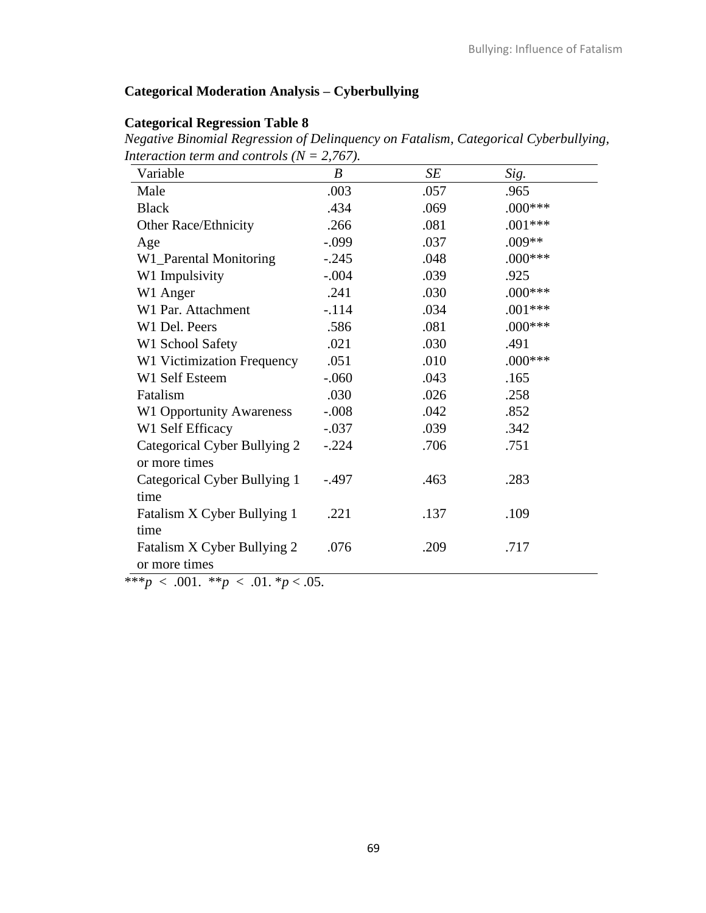**Categorical Moderation Analysis – Cyberbullying**

**Categorical Regression Table 8**

*Negative Binomial Regression of Delinquency on Fatalism, Categorical Cyberbullying, Interaction term and controls (N = 2,767).*

| Variable | *B* | *SE* | *Sig.* |
|---|---|---|---|
| Male | .003 | .057 | .965 |
| Black | .434 | .069 | .000*** |
| Other Race/Ethnicity | .266 | .081 | .001*** |
| Age | -.099 | .037 | .009** |
| W1_Parental Monitoring | -.245 | .048 | .000*** |
| W1 Impulsivity | -.004 | .039 | .925 |
| W1 Anger | .241 | .030 | .000*** |
| W1 Par. Attachment | -.114 | .034 | .001*** |
| W1 Del. Peers | .586 | .081 | .000*** |
| W1 School Safety | .021 | .030 | .491 |
| W1 Victimization Frequency | .051 | .010 | .000*** |
| W1 Self Esteem | -.060 | .043 | .165 |
| Fatalism | .030 | .026 | .258 |
| W1 Opportunity Awareness | -.008 | .042 | .852 |
| W1 Self Efficacy | -.037 | .039 | .342 |
| Categorical Cyber Bullying 2 or more times | -.224 | .706 | .751 |
| Categorical Cyber Bullying 1 time | -.497 | .463 | .283 |
| Fatalism X Cyber Bullying 1 time | .221 | .137 | .109 |
| Fatalism X Cyber Bullying 2 or more times | .076 | .209 | .717 |

***$p < .001$. **$p < .01$. *$p < .05$.